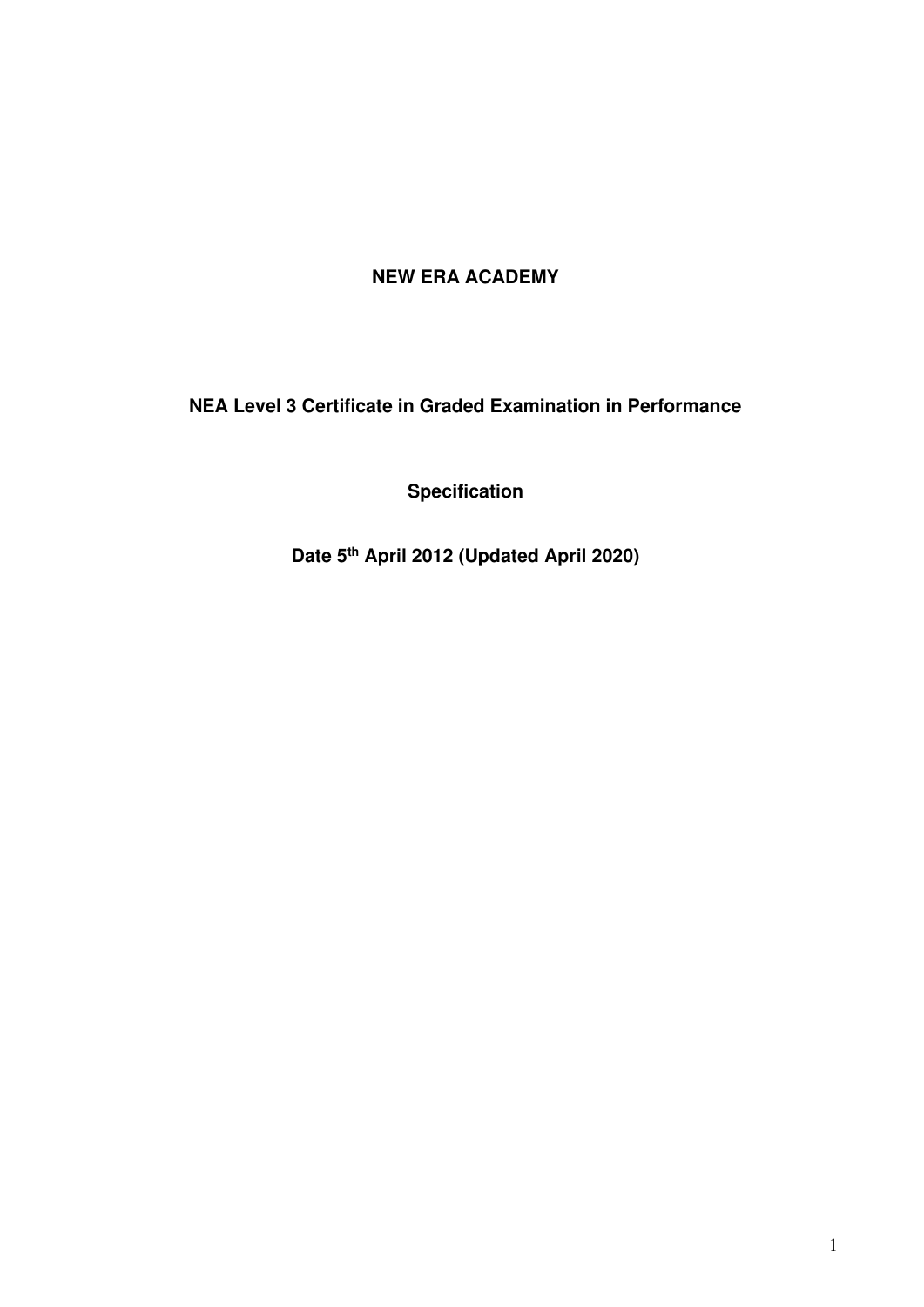# NEW ERA ACADEMY

## NEA Level 3 Certificate in Graded Examination in Performance

## Specification

**Date 5th April 2012 (Updated April 2020)**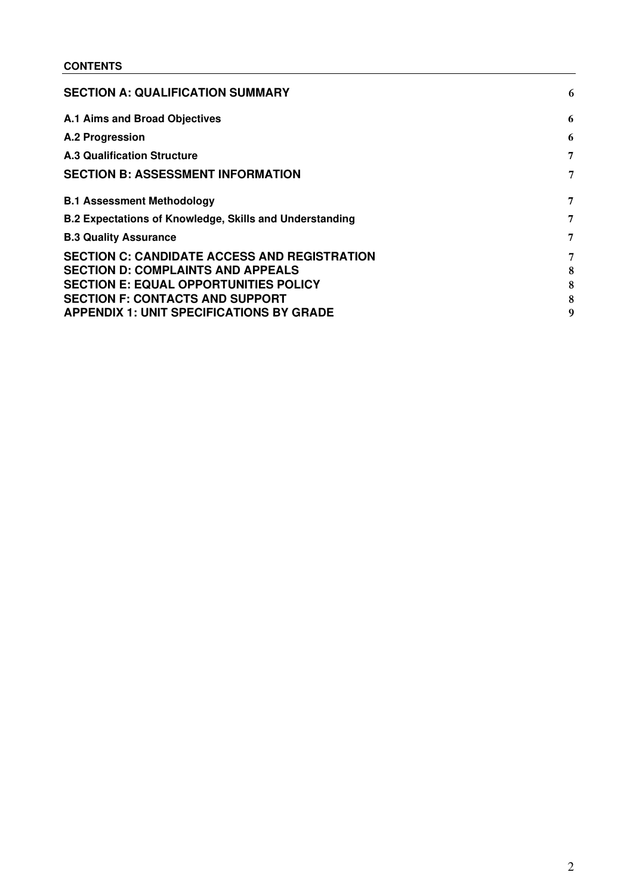**CONTENTS**

| | |
|---|---|
| **SECTION A: QUALIFICATION SUMMARY** | 6 |
| **A.1 Aims and Broad Objectives** | 6 |
| **A.2 Progression** | 6 |
| **A.3 Qualification Structure** | 7 |
| **SECTION B: ASSESSMENT INFORMATION** | 7 |
| **B.1 Assessment Methodology** | 7 |
| **B.2 Expectations of Knowledge, Skills and Understanding** | 7 |
| **B.3 Quality Assurance** | 7 |
| **SECTION C: CANDIDATE ACCESS AND REGISTRATION** | 7 |
| **SECTION D: COMPLAINTS AND APPEALS** | 8 |
| **SECTION E: EQUAL OPPORTUNITIES POLICY** | 8 |
| **SECTION F: CONTACTS AND SUPPORT** | 8 |
| **APPENDIX 1: UNIT SPECIFICATIONS BY GRADE** | 9 |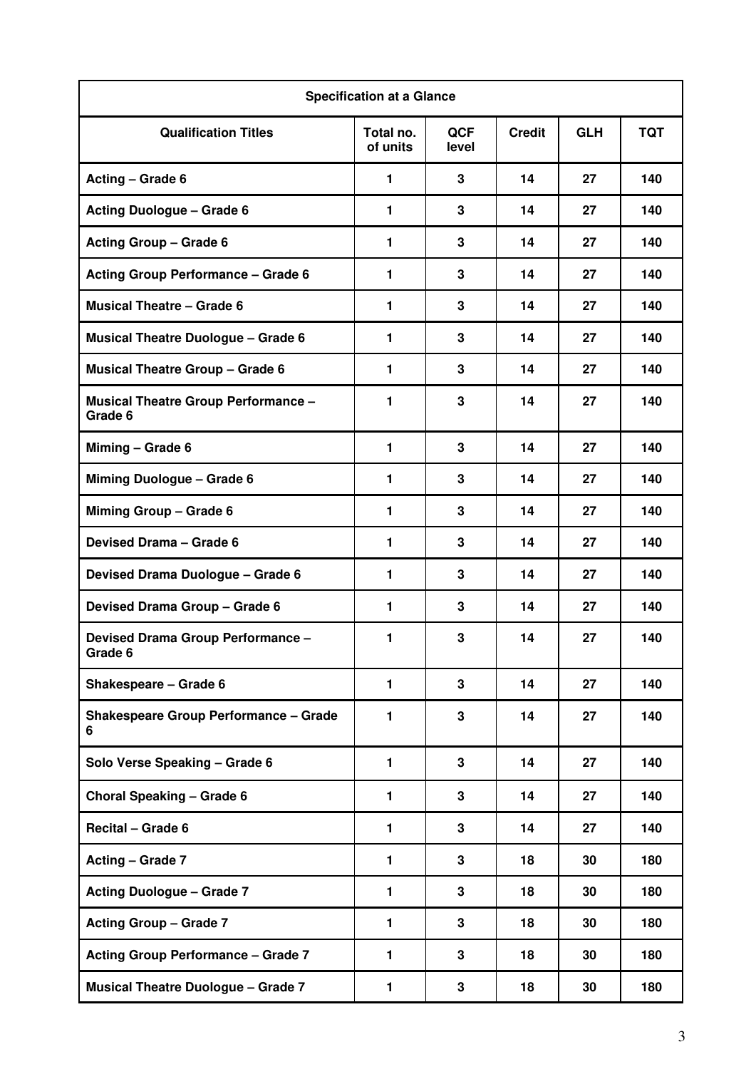| Specification at a Glance | | | | | |
|---|---|---|---|---|---|
| **Qualification Titles** | **Total no. of units** | **QCF level** | **Credit** | **GLH** | **TQT** |
| **Acting – Grade 6** | 1 | 3 | 14 | 27 | 140 |
| **Acting Duologue – Grade 6** | 1 | 3 | 14 | 27 | 140 |
| **Acting Group – Grade 6** | 1 | 3 | 14 | 27 | 140 |
| **Acting Group Performance – Grade 6** | 1 | 3 | 14 | 27 | 140 |
| **Musical Theatre – Grade 6** | 1 | 3 | 14 | 27 | 140 |
| **Musical Theatre Duologue – Grade 6** | 1 | 3 | 14 | 27 | 140 |
| **Musical Theatre Group – Grade 6** | 1 | 3 | 14 | 27 | 140 |
| **Musical Theatre Group Performance – Grade 6** | 1 | 3 | 14 | 27 | 140 |
| **Miming – Grade 6** | 1 | 3 | 14 | 27 | 140 |
| **Miming Duologue – Grade 6** | 1 | 3 | 14 | 27 | 140 |
| **Miming Group – Grade 6** | 1 | 3 | 14 | 27 | 140 |
| **Devised Drama – Grade 6** | 1 | 3 | 14 | 27 | 140 |
| **Devised Drama Duologue – Grade 6** | 1 | 3 | 14 | 27 | 140 |
| **Devised Drama Group – Grade 6** | 1 | 3 | 14 | 27 | 140 |
| **Devised Drama Group Performance – Grade 6** | 1 | 3 | 14 | 27 | 140 |
| **Shakespeare – Grade 6** | 1 | 3 | 14 | 27 | 140 |
| **Shakespeare Group Performance – Grade 6** | 1 | 3 | 14 | 27 | 140 |
| **Solo Verse Speaking – Grade 6** | 1 | 3 | 14 | 27 | 140 |
| **Choral Speaking – Grade 6** | 1 | 3 | 14 | 27 | 140 |
| **Recital – Grade 6** | 1 | 3 | 14 | 27 | 140 |
| **Acting – Grade 7** | 1 | 3 | 18 | 30 | 180 |
| **Acting Duologue – Grade 7** | 1 | 3 | 18 | 30 | 180 |
| **Acting Group – Grade 7** | 1 | 3 | 18 | 30 | 180 |
| **Acting Group Performance – Grade 7** | 1 | 3 | 18 | 30 | 180 |
| **Musical Theatre Duologue – Grade 7** | 1 | 3 | 18 | 30 | 180 |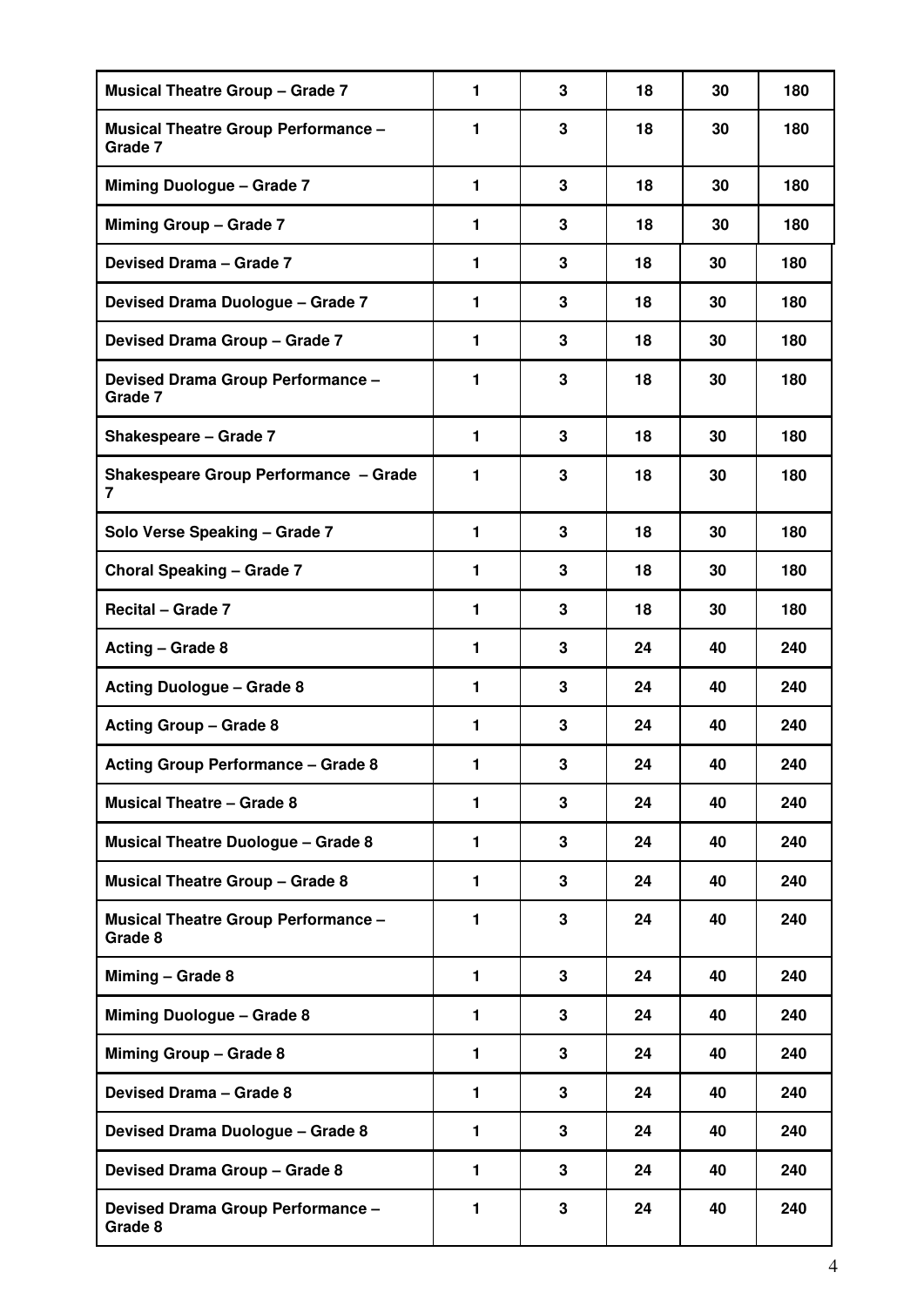| | | | | | |
|---|---|---|---|---|---|
| **Musical Theatre Group – Grade 7** | **1** | **3** | **18** | **30** | **180** |
| **Musical Theatre Group Performance – Grade 7** | **1** | **3** | **18** | **30** | **180** |
| **Miming Duologue – Grade 7** | **1** | **3** | **18** | **30** | **180** |
| **Miming Group – Grade 7** | **1** | **3** | **18** | **30** | **180** |
| **Devised Drama – Grade 7** | **1** | **3** | **18** | **30** | **180** |
| **Devised Drama Duologue – Grade 7** | **1** | **3** | **18** | **30** | **180** |
| **Devised Drama Group – Grade 7** | **1** | **3** | **18** | **30** | **180** |
| **Devised Drama Group Performance – Grade 7** | **1** | **3** | **18** | **30** | **180** |
| **Shakespeare – Grade 7** | **1** | **3** | **18** | **30** | **180** |
| **Shakespeare Group Performance – Grade 7** | **1** | **3** | **18** | **30** | **180** |
| **Solo Verse Speaking – Grade 7** | **1** | **3** | **18** | **30** | **180** |
| **Choral Speaking – Grade 7** | **1** | **3** | **18** | **30** | **180** |
| **Recital – Grade 7** | **1** | **3** | **18** | **30** | **180** |
| **Acting – Grade 8** | **1** | **3** | **24** | **40** | **240** |
| **Acting Duologue – Grade 8** | **1** | **3** | **24** | **40** | **240** |
| **Acting Group – Grade 8** | **1** | **3** | **24** | **40** | **240** |
| **Acting Group Performance – Grade 8** | **1** | **3** | **24** | **40** | **240** |
| **Musical Theatre – Grade 8** | **1** | **3** | **24** | **40** | **240** |
| **Musical Theatre Duologue – Grade 8** | **1** | **3** | **24** | **40** | **240** |
| **Musical Theatre Group – Grade 8** | **1** | **3** | **24** | **40** | **240** |
| **Musical Theatre Group Performance – Grade 8** | **1** | **3** | **24** | **40** | **240** |
| **Miming – Grade 8** | **1** | **3** | **24** | **40** | **240** |
| **Miming Duologue – Grade 8** | **1** | **3** | **24** | **40** | **240** |
| **Miming Group – Grade 8** | **1** | **3** | **24** | **40** | **240** |
| **Devised Drama – Grade 8** | **1** | **3** | **24** | **40** | **240** |
| **Devised Drama Duologue – Grade 8** | **1** | **3** | **24** | **40** | **240** |
| **Devised Drama Group – Grade 8** | **1** | **3** | **24** | **40** | **240** |
| **Devised Drama Group Performance – Grade 8** | **1** | **3** | **24** | **40** | **240** |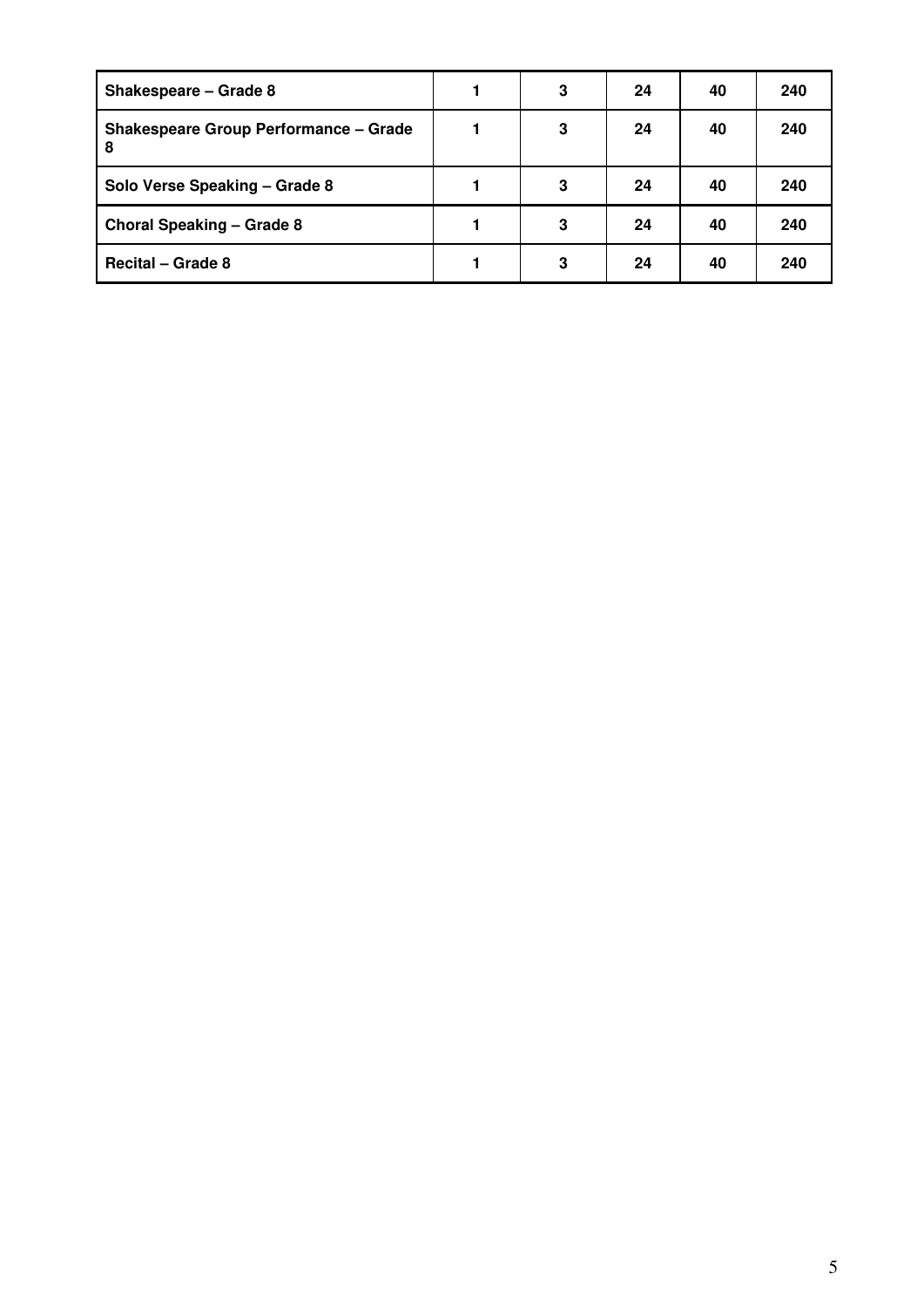| | | | | | |
|---|---|---|---|---|---|
| **Shakespeare – Grade 8** | **1** | **3** | **24** | **40** | **240** |
| **Shakespeare Group Performance – Grade 8** | **1** | **3** | **24** | **40** | **240** |
| **Solo Verse Speaking – Grade 8** | **1** | **3** | **24** | **40** | **240** |
| **Choral Speaking – Grade 8** | **1** | **3** | **24** | **40** | **240** |
| **Recital – Grade 8** | **1** | **3** | **24** | **40** | **240** |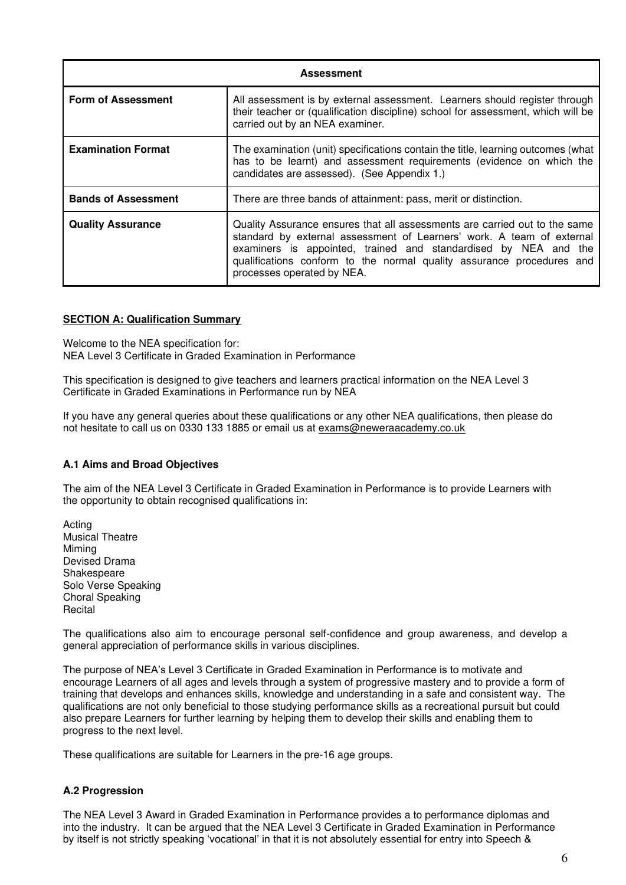| Assessment | |
|---|---|
| **Form of Assessment** | All assessment is by external assessment. Learners should register through their teacher or (qualification discipline) school for assessment, which will be carried out by an NEA examiner. |
| **Examination Format** | The examination (unit) specifications contain the title, learning outcomes (what has to be learnt) and assessment requirements (evidence on which the candidates are assessed). (See Appendix 1.) |
| **Bands of Assessment** | There are three bands of attainment: pass, merit or distinction. |
| **Quality Assurance** | Quality Assurance ensures that all assessments are carried out to the same standard by external assessment of Learners' work. A team of external examiners is appointed, trained and standardised by NEA and the qualifications conform to the normal quality assurance procedures and processes operated by NEA. |

## SECTION A: Qualification Summary

Welcome to the NEA specification for:
NEA Level 3 Certificate in Graded Examination in Performance

This specification is designed to give teachers and learners practical information on the NEA Level 3 Certificate in Graded Examinations in Performance run by NEA

If you have any general queries about these qualifications or any other NEA qualifications, then please do not hesitate to call us on 0330 133 1885 or email us at exams@neweraacademy.co.uk

### A.1 Aims and Broad Objectives

The aim of the NEA Level 3 Certificate in Graded Examination in Performance is to provide Learners with the opportunity to obtain recognised qualifications in:

Acting
Musical Theatre
Miming
Devised Drama
Shakespeare
Solo Verse Speaking
Choral Speaking
Recital

The qualifications also aim to encourage personal self-confidence and group awareness, and develop a general appreciation of performance skills in various disciplines.

The purpose of NEA's Level 3 Certificate in Graded Examination in Performance is to motivate and encourage Learners of all ages and levels through a system of progressive mastery and to provide a form of training that develops and enhances skills, knowledge and understanding in a safe and consistent way. The qualifications are not only beneficial to those studying performance skills as a recreational pursuit but could also prepare Learners for further learning by helping them to develop their skills and enabling them to progress to the next level.

These qualifications are suitable for Learners in the pre-16 age groups.

### A.2 Progression

The NEA Level 3 Award in Graded Examination in Performance provides a to performance diplomas and into the industry. It can be argued that the NEA Level 3 Certificate in Graded Examination in Performance by itself is not strictly speaking 'vocational' in that it is not absolutely essential for entry into Speech &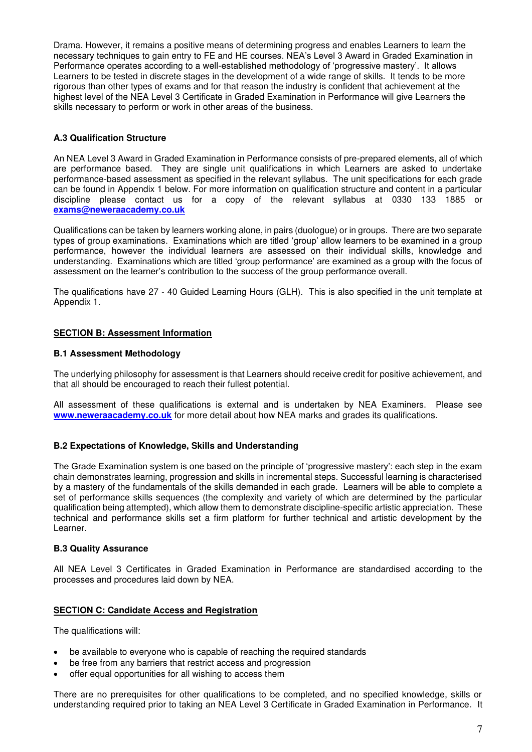Drama. However, it remains a positive means of determining progress and enables Learners to learn the necessary techniques to gain entry to FE and HE courses. NEA's Level 3 Award in Graded Examination in Performance operates according to a well-established methodology of 'progressive mastery'. It allows Learners to be tested in discrete stages in the development of a wide range of skills. It tends to be more rigorous than other types of exams and for that reason the industry is confident that achievement at the highest level of the NEA Level 3 Certificate in Graded Examination in Performance will give Learners the skills necessary to perform or work in other areas of the business.

### A.3 Qualification Structure

An NEA Level 3 Award in Graded Examination in Performance consists of pre-prepared elements, all of which are performance based. They are single unit qualifications in which Learners are asked to undertake performance-based assessment as specified in the relevant syllabus. The unit specifications for each grade can be found in Appendix 1 below. For more information on qualification structure and content in a particular discipline please contact us for a copy of the relevant syllabus at 0330 133 1885 or **exams@neweraacademy.co.uk**

Qualifications can be taken by learners working alone, in pairs (duologue) or in groups. There are two separate types of group examinations. Examinations which are titled 'group' allow learners to be examined in a group performance, however the individual learners are assessed on their individual skills, knowledge and understanding. Examinations which are titled 'group performance' are examined as a group with the focus of assessment on the learner's contribution to the success of the group performance overall.

The qualifications have 27 - 40 Guided Learning Hours (GLH). This is also specified in the unit template at Appendix 1.

## SECTION B: Assessment Information

### B.1 Assessment Methodology

The underlying philosophy for assessment is that Learners should receive credit for positive achievement, and that all should be encouraged to reach their fullest potential.

All assessment of these qualifications is external and is undertaken by NEA Examiners. Please see **www.neweraacademy.co.uk** for more detail about how NEA marks and grades its qualifications.

### B.2 Expectations of Knowledge, Skills and Understanding

The Grade Examination system is one based on the principle of 'progressive mastery': each step in the exam chain demonstrates learning, progression and skills in incremental steps. Successful learning is characterised by a mastery of the fundamentals of the skills demanded in each grade. Learners will be able to complete a set of performance skills sequences (the complexity and variety of which are determined by the particular qualification being attempted), which allow them to demonstrate discipline-specific artistic appreciation. These technical and performance skills set a firm platform for further technical and artistic development by the Learner.

### B.3 Quality Assurance

All NEA Level 3 Certificates in Graded Examination in Performance are standardised according to the processes and procedures laid down by NEA.

## SECTION C: Candidate Access and Registration

The qualifications will:

- be available to everyone who is capable of reaching the required standards
- be free from any barriers that restrict access and progression
- offer equal opportunities for all wishing to access them

There are no prerequisites for other qualifications to be completed, and no specified knowledge, skills or understanding required prior to taking an NEA Level 3 Certificate in Graded Examination in Performance. It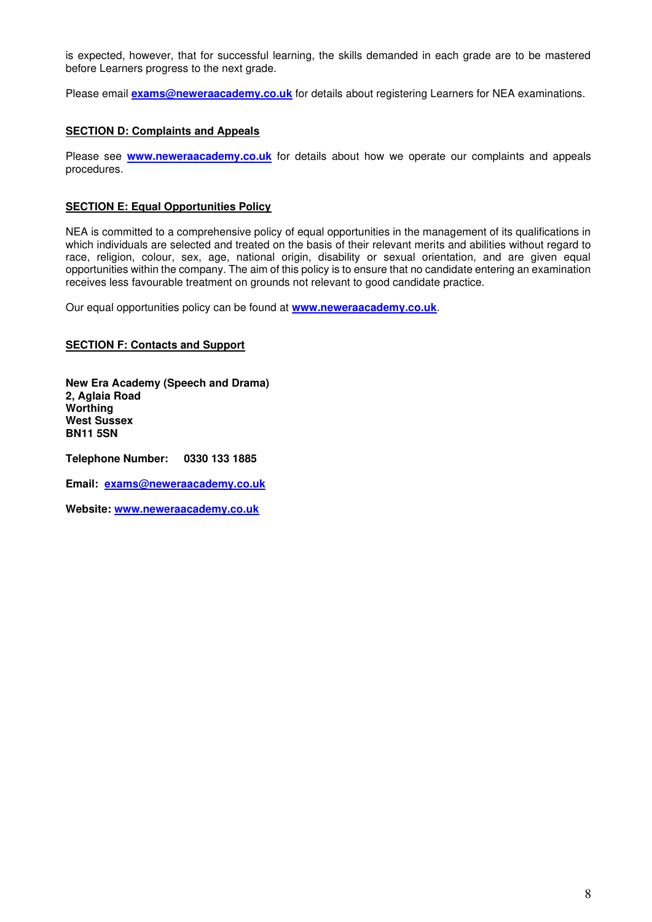is expected, however, that for successful learning, the skills demanded in each grade are to be mastered before Learners progress to the next grade.

Please email **exams@neweraacademy.co.uk** for details about registering Learners for NEA examinations.

## SECTION D: Complaints and Appeals

Please see **www.neweraacademy.co.uk** for details about how we operate our complaints and appeals procedures.

## SECTION E: Equal Opportunities Policy

NEA is committed to a comprehensive policy of equal opportunities in the management of its qualifications in which individuals are selected and treated on the basis of their relevant merits and abilities without regard to race, religion, colour, sex, age, national origin, disability or sexual orientation, and are given equal opportunities within the company. The aim of this policy is to ensure that no candidate entering an examination receives less favourable treatment on grounds not relevant to good candidate practice.

Our equal opportunities policy can be found at **www.neweraacademy.co.uk**.

## SECTION F: Contacts and Support

**New Era Academy (Speech and Drama)**
**2, Aglaia Road**
**Worthing**
**West Sussex**
**BN11 5SN**

**Telephone Number: 0330 133 1885**

**Email: exams@neweraacademy.co.uk**

**Website: www.neweraacademy.co.uk**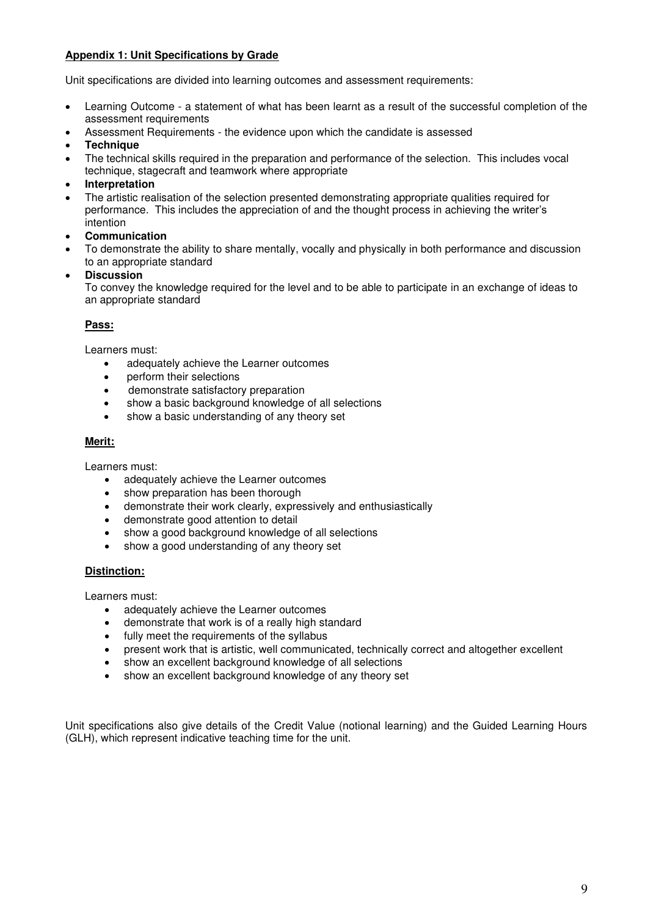**Appendix 1: Unit Specifications by Grade**

Unit specifications are divided into learning outcomes and assessment requirements:

- Learning Outcome - a statement of what has been learnt as a result of the successful completion of the assessment requirements
- Assessment Requirements - the evidence upon which the candidate is assessed
- **Technique**
- The technical skills required in the preparation and performance of the selection. This includes vocal technique, stagecraft and teamwork where appropriate
- **Interpretation**
- The artistic realisation of the selection presented demonstrating appropriate qualities required for performance. This includes the appreciation of and the thought process in achieving the writer's intention
- **Communication**
- To demonstrate the ability to share mentally, vocally and physically in both performance and discussion to an appropriate standard
- **Discussion**
  To convey the knowledge required for the level and to be able to participate in an exchange of ideas to an appropriate standard

**Pass:**

Learners must:

- adequately achieve the Learner outcomes
- perform their selections
- demonstrate satisfactory preparation
- show a basic background knowledge of all selections
- show a basic understanding of any theory set

**Merit:**

Learners must:

- adequately achieve the Learner outcomes
- show preparation has been thorough
- demonstrate their work clearly, expressively and enthusiastically
- demonstrate good attention to detail
- show a good background knowledge of all selections
- show a good understanding of any theory set

**Distinction:**

Learners must:

- adequately achieve the Learner outcomes
- demonstrate that work is of a really high standard
- fully meet the requirements of the syllabus
- present work that is artistic, well communicated, technically correct and altogether excellent
- show an excellent background knowledge of all selections
- show an excellent background knowledge of any theory set

Unit specifications also give details of the Credit Value (notional learning) and the Guided Learning Hours (GLH), which represent indicative teaching time for the unit.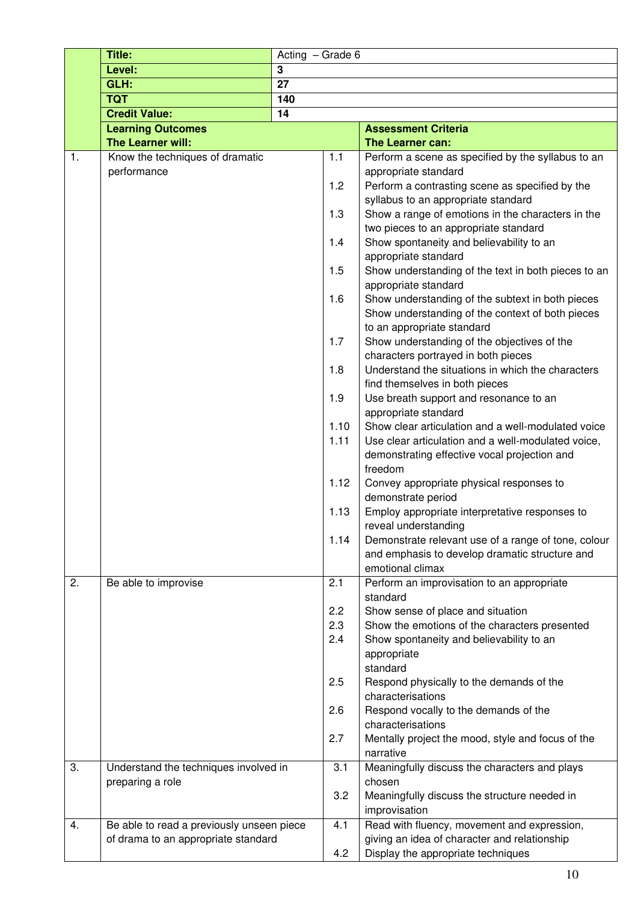| | Title: | Acting – Grade 6 | |
|---|---|---|---|
| | **Level:** | **3** | |
| | **GLH:** | **27** | |
| | **TQT** | **140** | |
| | **Credit Value:** | **14** | |
| | **Learning Outcomes**<br>**The Learner will:** | | **Assessment Criteria**<br>**The Learner can:** |
| 1. | Know the techniques of dramatic performance | 1.1 | Perform a scene as specified by the syllabus to an appropriate standard |
| | | 1.2 | Perform a contrasting scene as specified by the syllabus to an appropriate standard |
| | | 1.3 | Show a range of emotions in the characters in the two pieces to an appropriate standard |
| | | 1.4 | Show spontaneity and believability to an appropriate standard |
| | | 1.5 | Show understanding of the text in both pieces to an appropriate standard |
| | | 1.6 | Show understanding of the subtext in both pieces Show understanding of the context of both pieces to an appropriate standard |
| | | 1.7 | Show understanding of the objectives of the characters portrayed in both pieces |
| | | 1.8 | Understand the situations in which the characters find themselves in both pieces |
| | | 1.9 | Use breath support and resonance to an appropriate standard |
| | | 1.10 | Show clear articulation and a well-modulated voice |
| | | 1.11 | Use clear articulation and a well-modulated voice, demonstrating effective vocal projection and freedom |
| | | 1.12 | Convey appropriate physical responses to demonstrate period |
| | | 1.13 | Employ appropriate interpretative responses to reveal understanding |
| | | 1.14 | Demonstrate relevant use of a range of tone, colour and emphasis to develop dramatic structure and emotional climax |
| 2. | Be able to improvise | 2.1 | Perform an improvisation to an appropriate standard |
| | | 2.2 | Show sense of place and situation |
| | | 2.3 | Show the emotions of the characters presented |
| | | 2.4 | Show spontaneity and believability to an appropriate standard |
| | | 2.5 | Respond physically to the demands of the characterisations |
| | | 2.6 | Respond vocally to the demands of the characterisations |
| | | 2.7 | Mentally project the mood, style and focus of the narrative |
| 3. | Understand the techniques involved in preparing a role | 3.1 | Meaningfully discuss the characters and plays chosen |
| | | 3.2 | Meaningfully discuss the structure needed in improvisation |
| 4. | Be able to read a previously unseen piece of drama to an appropriate standard | 4.1 | Read with fluency, movement and expression, giving an idea of character and relationship |
| | | 4.2 | Display the appropriate techniques |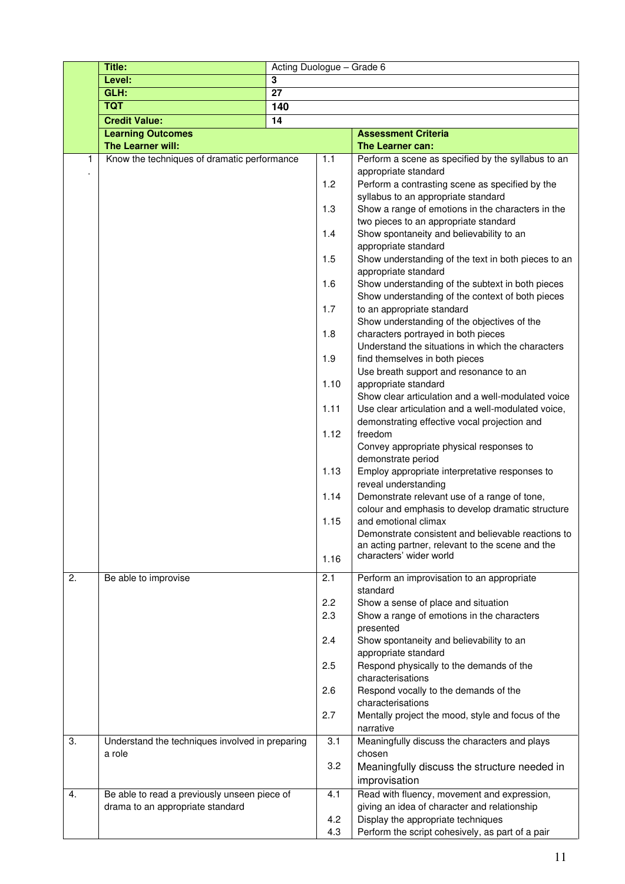| Title: | Acting Duologue – Grade 6 |
|---|---|
| Level: | 3 |
| GLH: | 27 |
| TQT | 140 |
| Credit Value: | 14 |

| | **Learning Outcomes**<br>**The Learner will:** | | **Assessment Criteria**<br>**The Learner can:** |
|---|---|---|---|
| 1. | Know the techniques of dramatic performance | 1.1 | Perform a scene as specified by the syllabus to an appropriate standard |
| | | 1.2 | Perform a contrasting scene as specified by the syllabus to an appropriate standard |
| | | 1.3 | Show a range of emotions in the characters in the two pieces to an appropriate standard |
| | | 1.4 | Show spontaneity and believability to an appropriate standard |
| | | 1.5 | Show understanding of the text in both pieces to an appropriate standard |
| | | 1.6 | Show understanding of the subtext in both pieces |
| | | 1.7 | Show understanding of the context of both pieces to an appropriate standard |
| | | 1.8 | Show understanding of the objectives of the characters portrayed in both pieces |
| | | 1.9 | Understand the situations in which the characters find themselves in both pieces |
| | | 1.10 | Use breath support and resonance to an appropriate standard |
| | | 1.11 | Show clear articulation and a well-modulated voice |
| | | 1.12 | Use clear articulation and a well-modulated voice, demonstrating effective vocal projection and freedom |
| | | 1.13 | Convey appropriate physical responses to demonstrate period |
| | | 1.14 | Employ appropriate interpretative responses to reveal understanding |
| | | 1.15 | Demonstrate relevant use of a range of tone, colour and emphasis to develop dramatic structure and emotional climax |
| | | 1.16 | Demonstrate consistent and believable reactions to an acting partner, relevant to the scene and the characters' wider world |
| 2. | Be able to improvise | 2.1 | Perform an improvisation to an appropriate standard |
| | | 2.2 | Show a sense of place and situation |
| | | 2.3 | Show a range of emotions in the characters presented |
| | | 2.4 | Show spontaneity and believability to an appropriate standard |
| | | 2.5 | Respond physically to the demands of the characterisations |
| | | 2.6 | Respond vocally to the demands of the characterisations |
| | | 2.7 | Mentally project the mood, style and focus of the narrative |
| 3. | Understand the techniques involved in preparing a role | 3.1 | Meaningfully discuss the characters and plays chosen |
| | | 3.2 | Meaningfully discuss the structure needed in improvisation |
| 4. | Be able to read a previously unseen piece of drama to an appropriate standard | 4.1 | Read with fluency, movement and expression, giving an idea of character and relationship |
| | | 4.2 | Display the appropriate techniques |
| | | 4.3 | Perform the script cohesively, as part of a pair |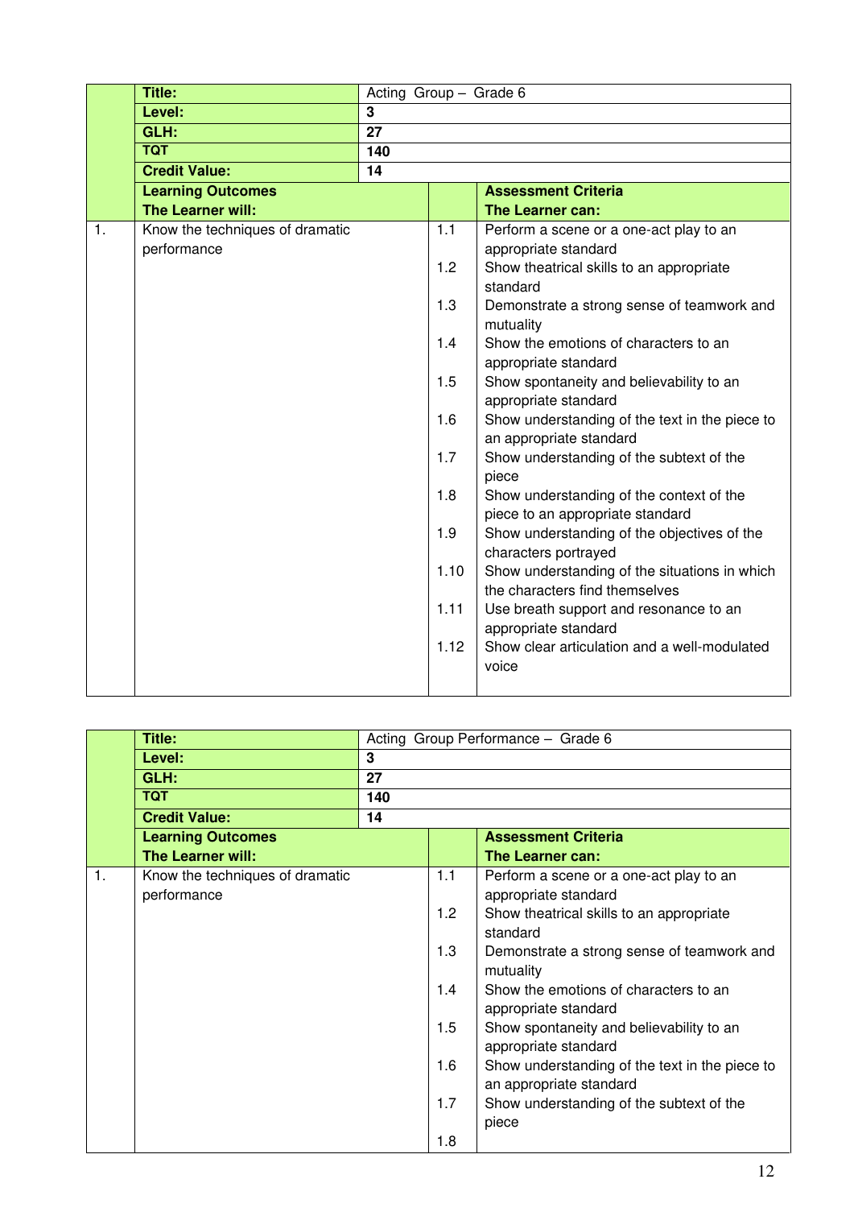| | Title: | Acting Group – Grade 6 | |
|---|---|---|---|
| | **Level:** | **3** | |
| | **GLH:** | **27** | |
| | **TQT** | **140** | |
| | **Credit Value:** | **14** | |
| | **Learning Outcomes**<br>**The Learner will:** | | **Assessment Criteria**<br>**The Learner can:** |
| 1. | Know the techniques of dramatic performance | 1.1 | Perform a scene or a one-act play to an appropriate standard |
| | | 1.2 | Show theatrical skills to an appropriate standard |
| | | 1.3 | Demonstrate a strong sense of teamwork and mutuality |
| | | 1.4 | Show the emotions of characters to an appropriate standard |
| | | 1.5 | Show spontaneity and believability to an appropriate standard |
| | | 1.6 | Show understanding of the text in the piece to an appropriate standard |
| | | 1.7 | Show understanding of the subtext of the piece |
| | | 1.8 | Show understanding of the context of the piece to an appropriate standard |
| | | 1.9 | Show understanding of the objectives of the characters portrayed |
| | | 1.10 | Show understanding of the situations in which the characters find themselves |
| | | 1.11 | Use breath support and resonance to an appropriate standard |
| | | 1.12 | Show clear articulation and a well-modulated voice |

| | Title: | Acting Group Performance – Grade 6 | |
|---|---|---|---|
| | **Level:** | **3** | |
| | **GLH:** | **27** | |
| | **TQT** | **140** | |
| | **Credit Value:** | **14** | |
| | **Learning Outcomes**<br>**The Learner will:** | | **Assessment Criteria**<br>**The Learner can:** |
| 1. | Know the techniques of dramatic performance | 1.1 | Perform a scene or a one-act play to an appropriate standard |
| | | 1.2 | Show theatrical skills to an appropriate standard |
| | | 1.3 | Demonstrate a strong sense of teamwork and mutuality |
| | | 1.4 | Show the emotions of characters to an appropriate standard |
| | | 1.5 | Show spontaneity and believability to an appropriate standard |
| | | 1.6 | Show understanding of the text in the piece to an appropriate standard |
| | | 1.7 | Show understanding of the subtext of the piece |
| | | 1.8 | |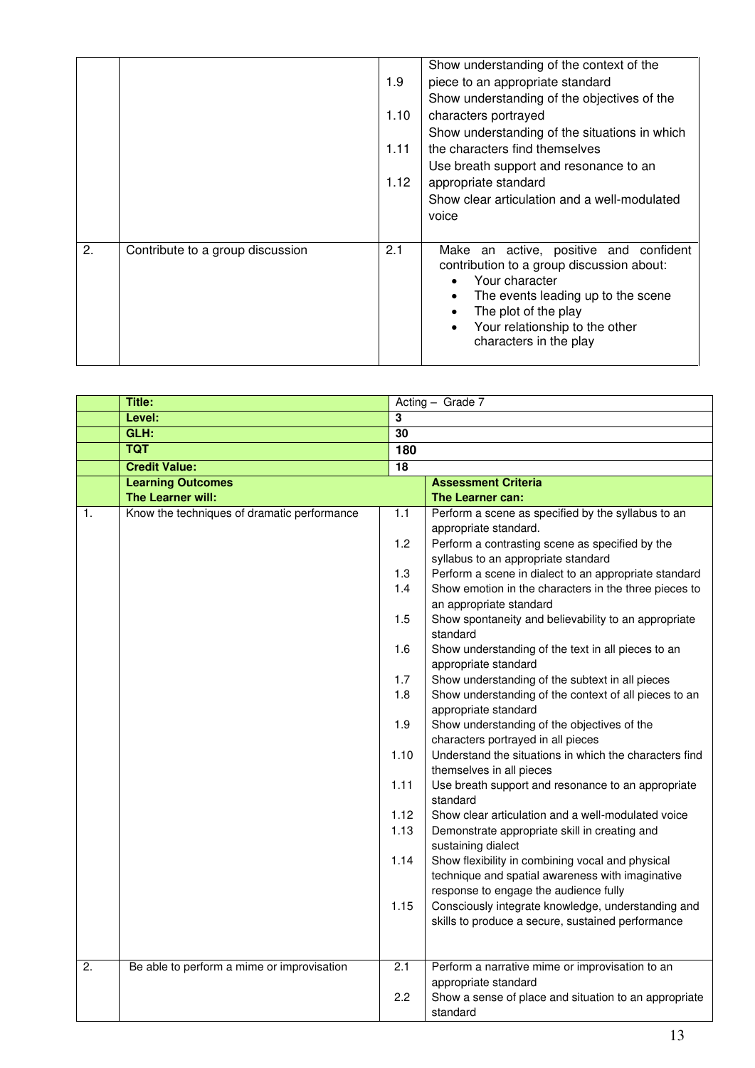| | | | |
|---|---|---|---|
| | | 1.9 | Show understanding of the context of the piece to an appropriate standard |
| | | 1.10 | Show understanding of the objectives of the characters portrayed |
| | | 1.11 | Show understanding of the situations in which the characters find themselves |
| | | 1.12 | Use breath support and resonance to an appropriate standard<br>Show clear articulation and a well-modulated voice |
| 2. | Contribute to a group discussion | 2.1 | Make an active, positive and confident contribution to a group discussion about:<br>• Your character<br>• The events leading up to the scene<br>• The plot of the play<br>• Your relationship to the other characters in the play |

| | **Title:** | | Acting – Grade 7 |
|---|---|---|---|
| | **Level:** | | **3** |
| | **GLH:** | | **30** |
| | **TQT** | | **180** |
| | **Credit Value:** | | **18** |
| | **Learning Outcomes**<br>**The Learner will:** | | **Assessment Criteria**<br>**The Learner can:** |
| 1. | Know the techniques of dramatic performance | 1.1 | Perform a scene as specified by the syllabus to an appropriate standard. |
| | | 1.2 | Perform a contrasting scene as specified by the syllabus to an appropriate standard |
| | | 1.3 | Perform a scene in dialect to an appropriate standard |
| | | 1.4 | Show emotion in the characters in the three pieces to an appropriate standard |
| | | 1.5 | Show spontaneity and believability to an appropriate standard |
| | | 1.6 | Show understanding of the text in all pieces to an appropriate standard |
| | | 1.7 | Show understanding of the subtext in all pieces |
| | | 1.8 | Show understanding of the context of all pieces to an appropriate standard |
| | | 1.9 | Show understanding of the objectives of the characters portrayed in all pieces |
| | | 1.10 | Understand the situations in which the characters find themselves in all pieces |
| | | 1.11 | Use breath support and resonance to an appropriate standard |
| | | 1.12 | Show clear articulation and a well-modulated voice |
| | | 1.13 | Demonstrate appropriate skill in creating and sustaining dialect |
| | | 1.14 | Show flexibility in combining vocal and physical technique and spatial awareness with imaginative response to engage the audience fully |
| | | 1.15 | Consciously integrate knowledge, understanding and skills to produce a secure, sustained performance |
| 2. | Be able to perform a mime or improvisation | 2.1 | Perform a narrative mime or improvisation to an appropriate standard |
| | | 2.2 | Show a sense of place and situation to an appropriate standard |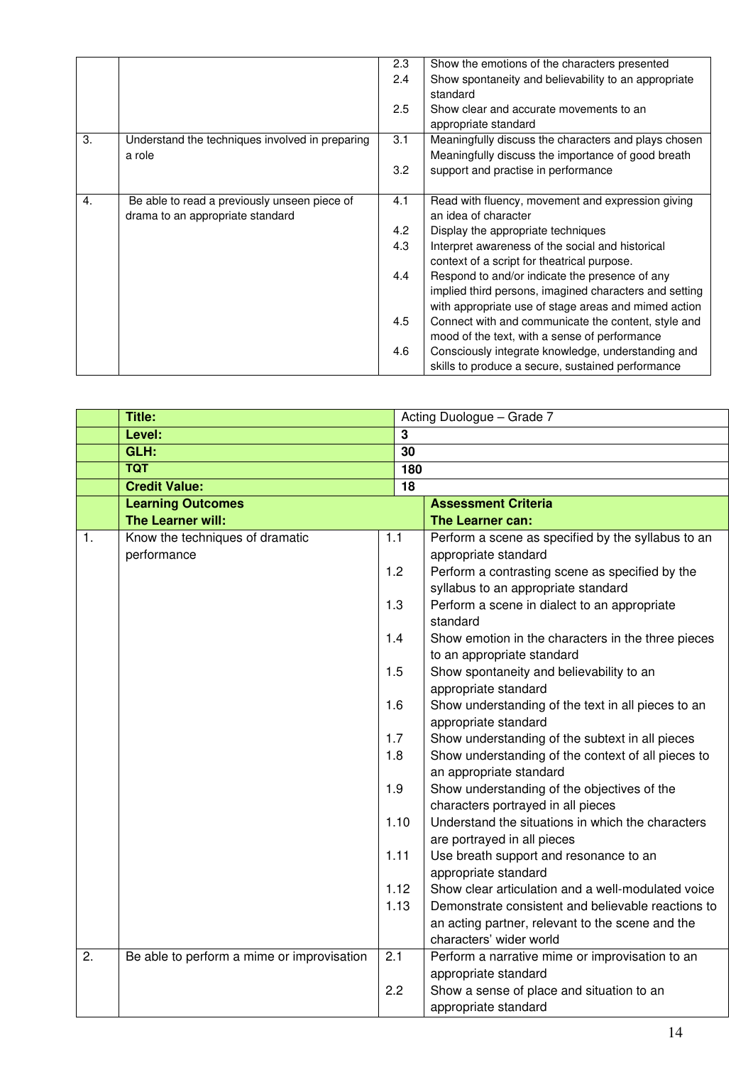| | | | |
|---|---|---|---|
| | | 2.3 | Show the emotions of the characters presented |
| | | 2.4 | Show spontaneity and believability to an appropriate standard |
| | | 2.5 | Show clear and accurate movements to an appropriate standard |
| 3. | Understand the techniques involved in preparing a role | 3.1 | Meaningfully discuss the characters and plays chosen |
| | | 3.2 | Meaningfully discuss the importance of good breath support and practise in performance |
| 4. | Be able to read a previously unseen piece of drama to an appropriate standard | 4.1 | Read with fluency, movement and expression giving an idea of character |
| | | 4.2 | Display the appropriate techniques |
| | | 4.3 | Interpret awareness of the social and historical context of a script for theatrical purpose. |
| | | 4.4 | Respond to and/or indicate the presence of any implied third persons, imagined characters and setting with appropriate use of stage areas and mimed action |
| | | 4.5 | Connect with and communicate the content, style and mood of the text, with a sense of performance |
| | | 4.6 | Consciously integrate knowledge, understanding and skills to produce a secure, sustained performance |

| | **Title:** | | Acting Duologue – Grade 7 |
|---|---|---|---|
| | **Level:** | | **3** |
| | **GLH:** | | **30** |
| | **TQT** | | **180** |
| | **Credit Value:** | | **18** |
| | **Learning Outcomes**<br>**The Learner will:** | | **Assessment Criteria**<br>**The Learner can:** |
| 1. | Know the techniques of dramatic performance | 1.1 | Perform a scene as specified by the syllabus to an appropriate standard |
| | | 1.2 | Perform a contrasting scene as specified by the syllabus to an appropriate standard |
| | | 1.3 | Perform a scene in dialect to an appropriate standard |
| | | 1.4 | Show emotion in the characters in the three pieces to an appropriate standard |
| | | 1.5 | Show spontaneity and believability to an appropriate standard |
| | | 1.6 | Show understanding of the text in all pieces to an appropriate standard |
| | | 1.7 | Show understanding of the subtext in all pieces |
| | | 1.8 | Show understanding of the context of all pieces to an appropriate standard |
| | | 1.9 | Show understanding of the objectives of the characters portrayed in all pieces |
| | | 1.10 | Understand the situations in which the characters are portrayed in all pieces |
| | | 1.11 | Use breath support and resonance to an appropriate standard |
| | | 1.12 | Show clear articulation and a well-modulated voice |
| | | 1.13 | Demonstrate consistent and believable reactions to an acting partner, relevant to the scene and the characters' wider world |
| 2. | Be able to perform a mime or improvisation | 2.1 | Perform a narrative mime or improvisation to an appropriate standard |
| | | 2.2 | Show a sense of place and situation to an appropriate standard |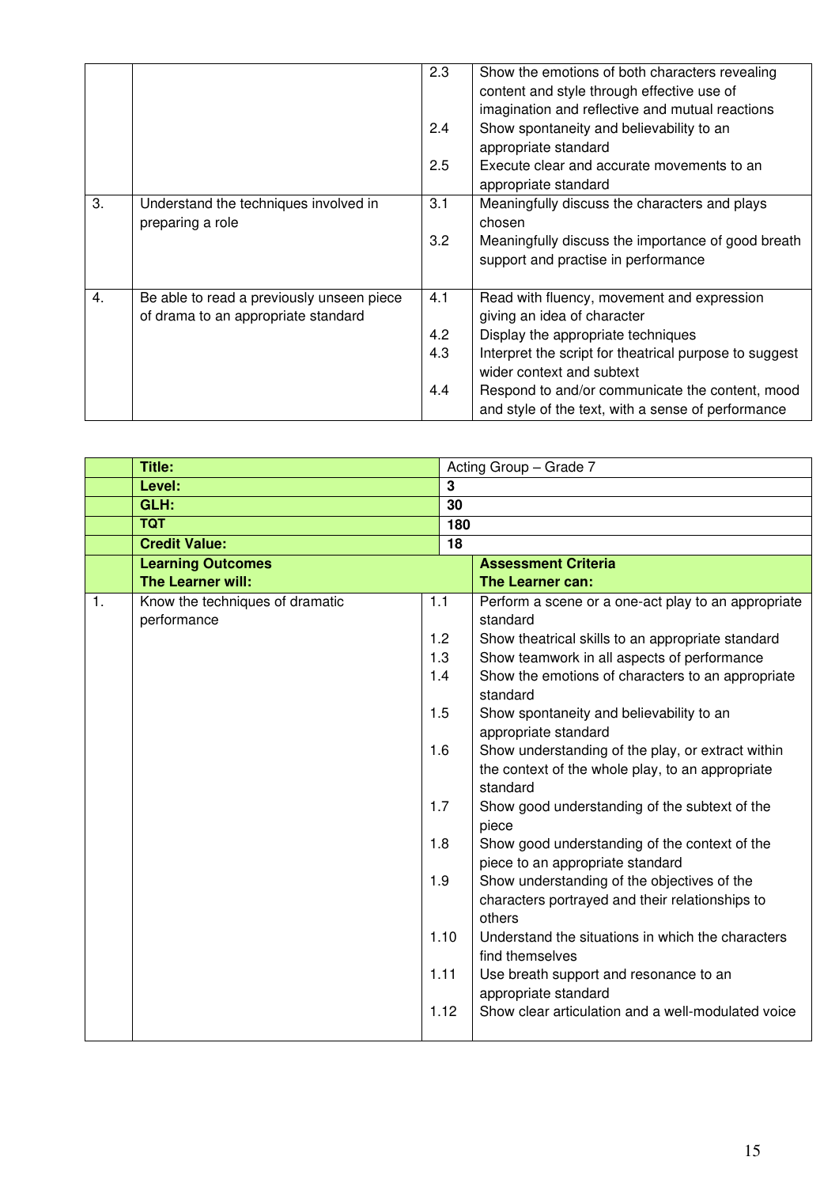| | | | |
|---|---|---|---|
| | | 2.3 | Show the emotions of both characters revealing content and style through effective use of imagination and reflective and mutual reactions |
| | | 2.4 | Show spontaneity and believability to an appropriate standard |
| | | 2.5 | Execute clear and accurate movements to an appropriate standard |
| 3. | Understand the techniques involved in preparing a role | 3.1 | Meaningfully discuss the characters and plays chosen |
| | | 3.2 | Meaningfully discuss the importance of good breath support and practise in performance |
| 4. | Be able to read a previously unseen piece of drama to an appropriate standard | 4.1 | Read with fluency, movement and expression giving an idea of character |
| | | 4.2 | Display the appropriate techniques |
| | | 4.3 | Interpret the script for theatrical purpose to suggest wider context and subtext |
| | | 4.4 | Respond to and/or communicate the content, mood and style of the text, with a sense of performance |

| | | | |
|---|---|---|---|
| | **Title:** | | Acting Group – Grade 7 |
| | **Level:** | | **3** |
| | **GLH:** | | **30** |
| | **TQT** | | **180** |
| | **Credit Value:** | | **18** |
| | **Learning Outcomes**<br>**The Learner will:** | | **Assessment Criteria**<br>**The Learner can:** |
| 1. | Know the techniques of dramatic performance | 1.1 | Perform a scene or a one-act play to an appropriate standard |
| | | 1.2 | Show theatrical skills to an appropriate standard |
| | | 1.3 | Show teamwork in all aspects of performance |
| | | 1.4 | Show the emotions of characters to an appropriate standard |
| | | 1.5 | Show spontaneity and believability to an appropriate standard |
| | | 1.6 | Show understanding of the play, or extract within the context of the whole play, to an appropriate standard |
| | | 1.7 | Show good understanding of the subtext of the piece |
| | | 1.8 | Show good understanding of the context of the piece to an appropriate standard |
| | | 1.9 | Show understanding of the objectives of the characters portrayed and their relationships to others |
| | | 1.10 | Understand the situations in which the characters find themselves |
| | | 1.11 | Use breath support and resonance to an appropriate standard |
| | | 1.12 | Show clear articulation and a well-modulated voice |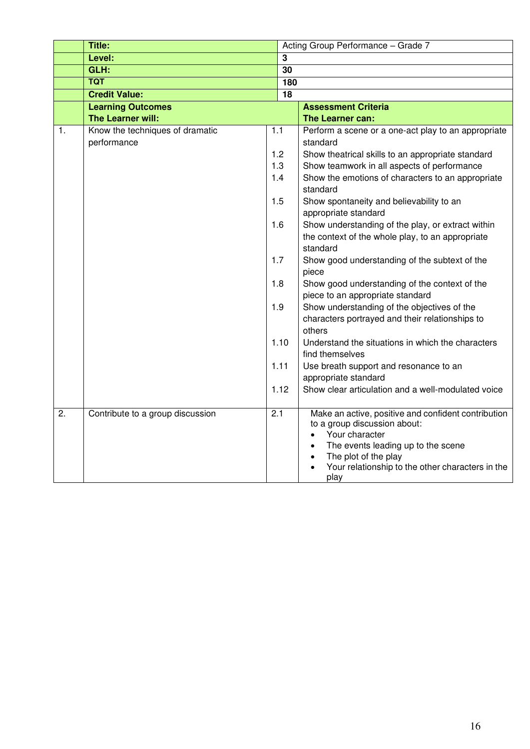| | Title: | | Acting Group Performance – Grade 7 |
|---|---|---|---|
| | **Level:** | | **3** |
| | **GLH:** | | **30** |
| | **TQT** | | **180** |
| | **Credit Value:** | | **18** |
| | **Learning Outcomes** **The Learner will:** | | **Assessment Criteria** **The Learner can:** |
| 1. | Know the techniques of dramatic performance | 1.1 | Perform a scene or a one-act play to an appropriate standard |
| | | 1.2 | Show theatrical skills to an appropriate standard |
| | | 1.3 | Show teamwork in all aspects of performance |
| | | 1.4 | Show the emotions of characters to an appropriate standard |
| | | 1.5 | Show spontaneity and believability to an appropriate standard |
| | | 1.6 | Show understanding of the play, or extract within the context of the whole play, to an appropriate standard |
| | | 1.7 | Show good understanding of the subtext of the piece |
| | | 1.8 | Show good understanding of the context of the piece to an appropriate standard |
| | | 1.9 | Show understanding of the objectives of the characters portrayed and their relationships to others |
| | | 1.10 | Understand the situations in which the characters find themselves |
| | | 1.11 | Use breath support and resonance to an appropriate standard |
| | | 1.12 | Show clear articulation and a well-modulated voice |
| 2. | Contribute to a group discussion | 2.1 | Make an active, positive and confident contribution to a group discussion about:<br>• Your character<br>• The events leading up to the scene<br>• The plot of the play<br>• Your relationship to the other characters in the play |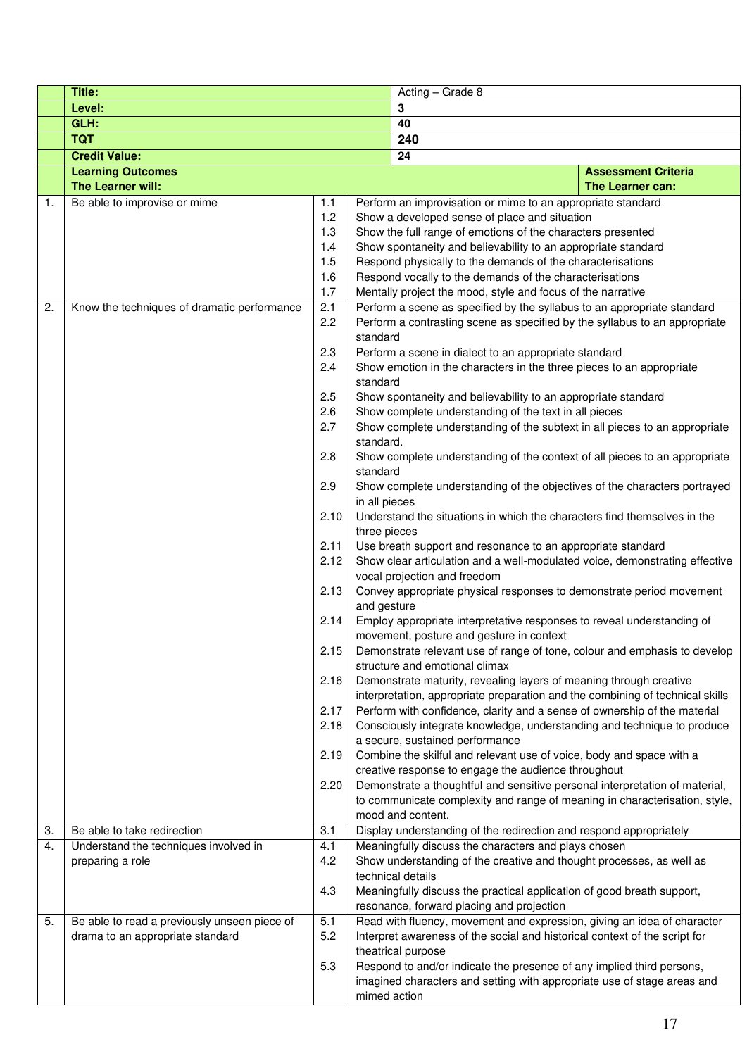| | Title: | | Acting – Grade 8 |
|---|---|---|---|
| | **Level:** | | **3** |
| | **GLH:** | | **40** |
| | **TQT** | | **240** |
| | **Credit Value:** | | **24** |
| | **Learning Outcomes** **The Learner will:** | | **Assessment Criteria** **The Learner can:** |
| 1. | Be able to improvise or mime | 1.1 | Perform an improvisation or mime to an appropriate standard |
| | | 1.2 | Show a developed sense of place and situation |
| | | 1.3 | Show the full range of emotions of the characters presented |
| | | 1.4 | Show spontaneity and believability to an appropriate standard |
| | | 1.5 | Respond physically to the demands of the characterisations |
| | | 1.6 | Respond vocally to the demands of the characterisations |
| | | 1.7 | Mentally project the mood, style and focus of the narrative |
| 2. | Know the techniques of dramatic performance | 2.1 | Perform a scene as specified by the syllabus to an appropriate standard |
| | | 2.2 | Perform a contrasting scene as specified by the syllabus to an appropriate standard |
| | | 2.3 | Perform a scene in dialect to an appropriate standard |
| | | 2.4 | Show emotion in the characters in the three pieces to an appropriate standard |
| | | 2.5 | Show spontaneity and believability to an appropriate standard |
| | | 2.6 | Show complete understanding of the text in all pieces |
| | | 2.7 | Show complete understanding of the subtext in all pieces to an appropriate standard. |
| | | 2.8 | Show complete understanding of the context of all pieces to an appropriate standard |
| | | 2.9 | Show complete understanding of the objectives of the characters portrayed in all pieces |
| | | 2.10 | Understand the situations in which the characters find themselves in the three pieces |
| | | 2.11 | Use breath support and resonance to an appropriate standard |
| | | 2.12 | Show clear articulation and a well-modulated voice, demonstrating effective vocal projection and freedom |
| | | 2.13 | Convey appropriate physical responses to demonstrate period movement and gesture |
| | | 2.14 | Employ appropriate interpretative responses to reveal understanding of movement, posture and gesture in context |
| | | 2.15 | Demonstrate relevant use of range of tone, colour and emphasis to develop structure and emotional climax |
| | | 2.16 | Demonstrate maturity, revealing layers of meaning through creative interpretation, appropriate preparation and the combining of technical skills |
| | | 2.17 | Perform with confidence, clarity and a sense of ownership of the material |
| | | 2.18 | Consciously integrate knowledge, understanding and technique to produce a secure, sustained performance |
| | | 2.19 | Combine the skilful and relevant use of voice, body and space with a creative response to engage the audience throughout |
| | | 2.20 | Demonstrate a thoughtful and sensitive personal interpretation of material, to communicate complexity and range of meaning in characterisation, style, mood and content. |
| 3. | Be able to take redirection | 3.1 | Display understanding of the redirection and respond appropriately |
| 4. | Understand the techniques involved in preparing a role | 4.1 | Meaningfully discuss the characters and plays chosen |
| | | 4.2 | Show understanding of the creative and thought processes, as well as technical details |
| | | 4.3 | Meaningfully discuss the practical application of good breath support, resonance, forward placing and projection |
| 5. | Be able to read a previously unseen piece of drama to an appropriate standard | 5.1 | Read with fluency, movement and expression, giving an idea of character |
| | | 5.2 | Interpret awareness of the social and historical context of the script for theatrical purpose |
| | | 5.3 | Respond to and/or indicate the presence of any implied third persons, imagined characters and setting with appropriate use of stage areas and mimed action |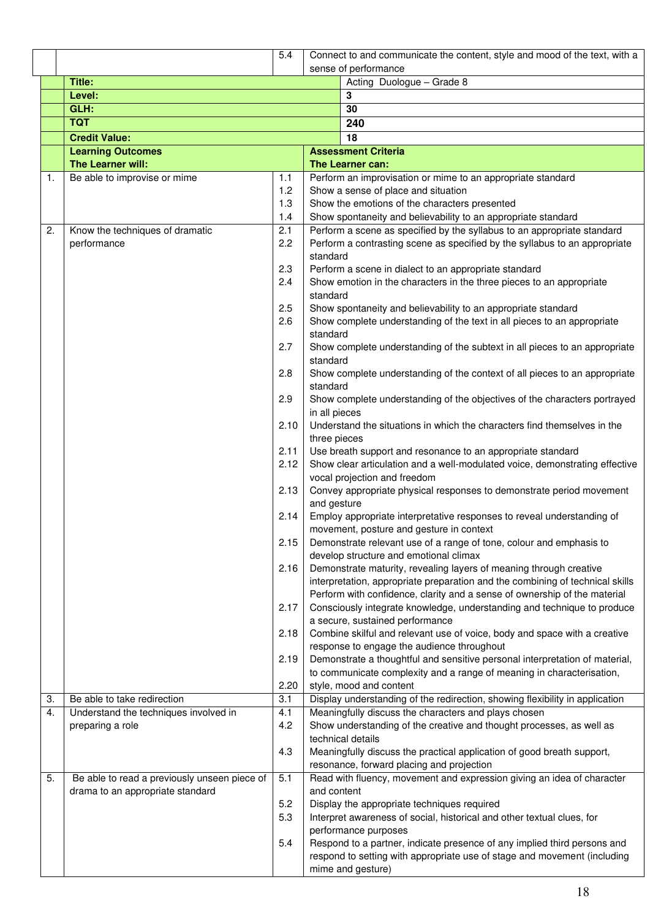| | | | |
|---|---|---|---|
| | | 5.4 | Connect to and communicate the content, style and mood of the text, with a sense of performance |

| | | | |
|---|---|---|---|
| | **Title:** | | Acting Duologue – Grade 8 |
| | **Level:** | | **3** |
| | **GLH:** | | **30** |
| | **TQT** | | **240** |
| | **Credit Value:** | | **18** |
| | **Learning Outcomes**<br>**The Learner will:** | | **Assessment Criteria**<br>**The Learner can:** |
| 1. | Be able to improvise or mime | 1.1<br>1.2<br>1.3<br>1.4 | Perform an improvisation or mime to an appropriate standard<br>Show a sense of place and situation<br>Show the emotions of the characters presented<br>Show spontaneity and believability to an appropriate standard |
| 2. | Know the techniques of dramatic performance | 2.1<br>2.2<br><br>2.3<br>2.4<br><br>2.5<br>2.6<br><br>2.7<br><br>2.8<br><br>2.9<br><br>2.10<br><br>2.11<br>2.12<br><br>2.13<br><br>2.14<br><br>2.15<br><br>2.16<br><br><br>2.17<br><br>2.18<br><br>2.19<br><br>2.20 | Perform a scene as specified by the syllabus to an appropriate standard<br>Perform a contrasting scene as specified by the syllabus to an appropriate standard<br>Perform a scene in dialect to an appropriate standard<br>Show emotion in the characters in the three pieces to an appropriate standard<br>Show spontaneity and believability to an appropriate standard<br>Show complete understanding of the text in all pieces to an appropriate standard<br>Show complete understanding of the subtext in all pieces to an appropriate standard<br>Show complete understanding of the context of all pieces to an appropriate standard<br>Show complete understanding of the objectives of the characters portrayed in all pieces<br>Understand the situations in which the characters find themselves in the three pieces<br>Use breath support and resonance to an appropriate standard<br>Show clear articulation and a well-modulated voice, demonstrating effective vocal projection and freedom<br>Convey appropriate physical responses to demonstrate period movement and gesture<br>Employ appropriate interpretative responses to reveal understanding of movement, posture and gesture in context<br>Demonstrate relevant use of a range of tone, colour and emphasis to develop structure and emotional climax<br>Demonstrate maturity, revealing layers of meaning through creative interpretation, appropriate preparation and the combining of technical skills<br>Perform with confidence, clarity and a sense of ownership of the material<br>Consciously integrate knowledge, understanding and technique to produce a secure, sustained performance<br>Combine skilful and relevant use of voice, body and space with a creative response to engage the audience throughout<br>Demonstrate a thoughtful and sensitive personal interpretation of material, to communicate complexity and a range of meaning in characterisation, style, mood and content |
| 3. | Be able to take redirection | 3.1 | Display understanding of the redirection, showing flexibility in application |
| 4. | Understand the techniques involved in preparing a role | 4.1<br>4.2<br><br>4.3 | Meaningfully discuss the characters and plays chosen<br>Show understanding of the creative and thought processes, as well as technical details<br>Meaningfully discuss the practical application of good breath support, resonance, forward placing and projection |
| 5. | Be able to read a previously unseen piece of drama to an appropriate standard | 5.1<br><br>5.2<br>5.3<br><br>5.4 | Read with fluency, movement and expression giving an idea of character and content<br>Display the appropriate techniques required<br>Interpret awareness of social, historical and other textual clues, for performance purposes<br>Respond to a partner, indicate presence of any implied third persons and respond to setting with appropriate use of stage and movement (including mime and gesture) |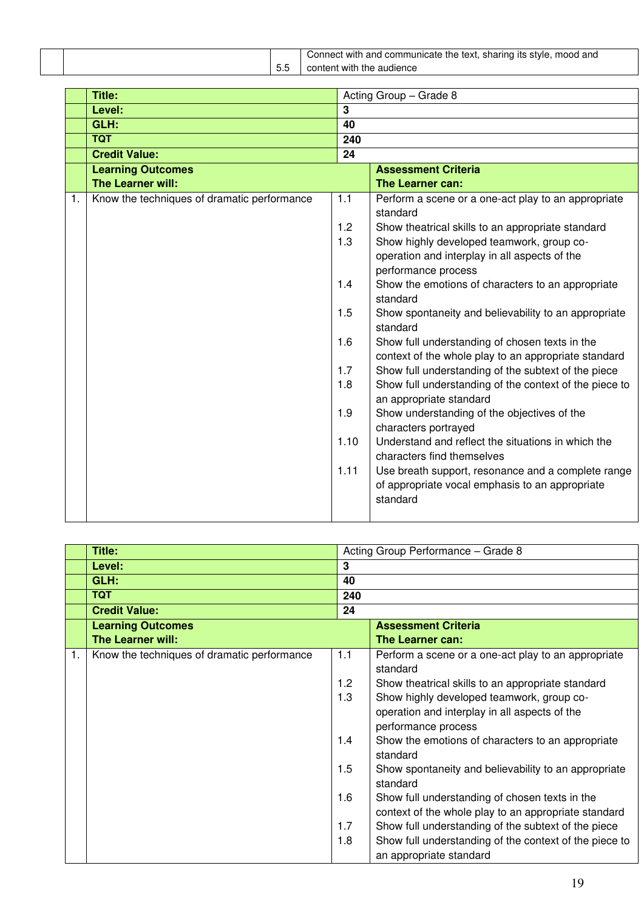| | | | |
|---|---|---|---|
| | | 5.5 | Connect with and communicate the text, sharing its style, mood and content with the audience |

| | **Title:** | Acting Group – Grade 8 | |
|---|---|---|---|
| | **Level:** | **3** | |
| | **GLH:** | **40** | |
| | **TQT** | **240** | |
| | **Credit Value:** | **24** | |
| | **Learning Outcomes<br>The Learner will:** | | **Assessment Criteria<br>The Learner can:** |
| 1. | Know the techniques of dramatic performance | 1.1 | Perform a scene or a one-act play to an appropriate standard |
| | | 1.2 | Show theatrical skills to an appropriate standard |
| | | 1.3 | Show highly developed teamwork, group co-operation and interplay in all aspects of the performance process |
| | | 1.4 | Show the emotions of characters to an appropriate standard |
| | | 1.5 | Show spontaneity and believability to an appropriate standard |
| | | 1.6 | Show full understanding of chosen texts in the context of the whole play to an appropriate standard |
| | | 1.7 | Show full understanding of the subtext of the piece |
| | | 1.8 | Show full understanding of the context of the piece to an appropriate standard |
| | | 1.9 | Show understanding of the objectives of the characters portrayed |
| | | 1.10 | Understand and reflect the situations in which the characters find themselves |
| | | 1.11 | Use breath support, resonance and a complete range of appropriate vocal emphasis to an appropriate standard |

| | **Title:** | Acting Group Performance – Grade 8 | |
|---|---|---|---|
| | **Level:** | **3** | |
| | **GLH:** | **40** | |
| | **TQT** | **240** | |
| | **Credit Value:** | **24** | |
| | **Learning Outcomes<br>The Learner will:** | | **Assessment Criteria<br>The Learner can:** |
| 1. | Know the techniques of dramatic performance | 1.1 | Perform a scene or a one-act play to an appropriate standard |
| | | 1.2 | Show theatrical skills to an appropriate standard |
| | | 1.3 | Show highly developed teamwork, group co-operation and interplay in all aspects of the performance process |
| | | 1.4 | Show the emotions of characters to an appropriate standard |
| | | 1.5 | Show spontaneity and believability to an appropriate standard |
| | | 1.6 | Show full understanding of chosen texts in the context of the whole play to an appropriate standard |
| | | 1.7 | Show full understanding of the subtext of the piece |
| | | 1.8 | Show full understanding of the context of the piece to an appropriate standard |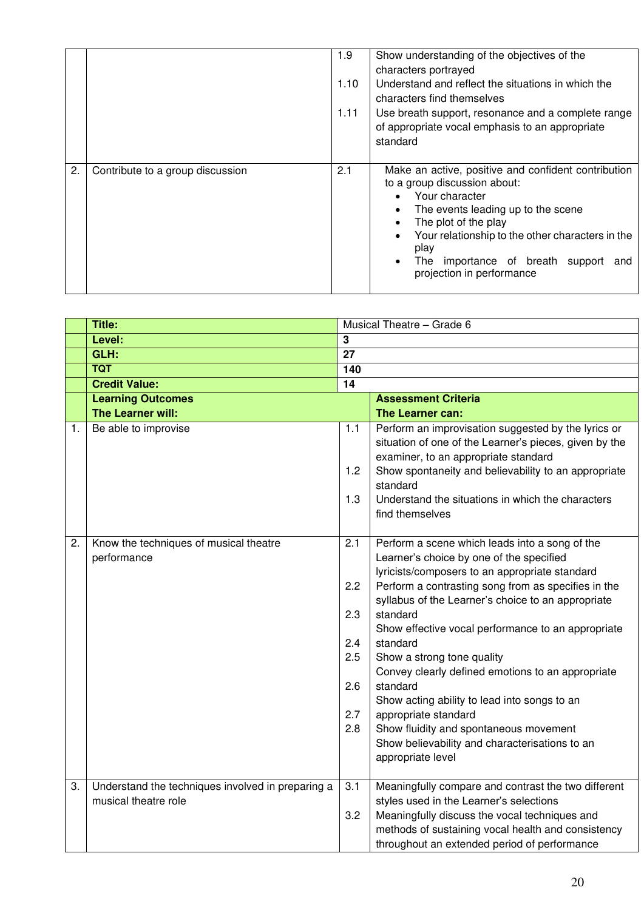| | | | |
|---|---|---|---|
| | | 1.9 | Show understanding of the objectives of the characters portrayed |
| | | 1.10 | Understand and reflect the situations in which the characters find themselves |
| | | 1.11 | Use breath support, resonance and a complete range of appropriate vocal emphasis to an appropriate standard |
| 2. | Contribute to a group discussion | 2.1 | Make an active, positive and confident contribution to a group discussion about:<br>• Your character<br>• The events leading up to the scene<br>• The plot of the play<br>• Your relationship to the other characters in the play<br>• The importance of breath support and projection in performance |

| | | | |
|---|---|---|---|
| | **Title:** | Musical Theatre – Grade 6 | |
| | **Level:** | **3** | |
| | **GLH:** | **27** | |
| | **TQT** | **140** | |
| | **Credit Value:** | **14** | |
| | **Learning Outcomes**<br>**The Learner will:** | | **Assessment Criteria**<br>**The Learner can:** |
| 1. | Be able to improvise | 1.1 | Perform an improvisation suggested by the lyrics or situation of one of the Learner's pieces, given by the examiner, to an appropriate standard |
| | | 1.2 | Show spontaneity and believability to an appropriate standard |
| | | 1.3 | Understand the situations in which the characters find themselves |
| 2. | Know the techniques of musical theatre performance | 2.1 | Perform a scene which leads into a song of the Learner's choice by one of the specified lyricists/composers to an appropriate standard |
| | | 2.2 | Perform a contrasting song from as specifies in the syllabus of the Learner's choice to an appropriate standard |
| | | 2.3 | Show effective vocal performance to an appropriate standard |
| | | 2.4 | Show a strong tone quality |
| | | 2.5 | Convey clearly defined emotions to an appropriate standard |
| | | 2.6 | Show acting ability to lead into songs to an appropriate standard |
| | | 2.7 | Show fluidity and spontaneous movement |
| | | 2.8 | Show believability and characterisations to an appropriate level |
| 3. | Understand the techniques involved in preparing a musical theatre role | 3.1 | Meaningfully compare and contrast the two different styles used in the Learner's selections |
| | | 3.2 | Meaningfully discuss the vocal techniques and methods of sustaining vocal health and consistency throughout an extended period of performance |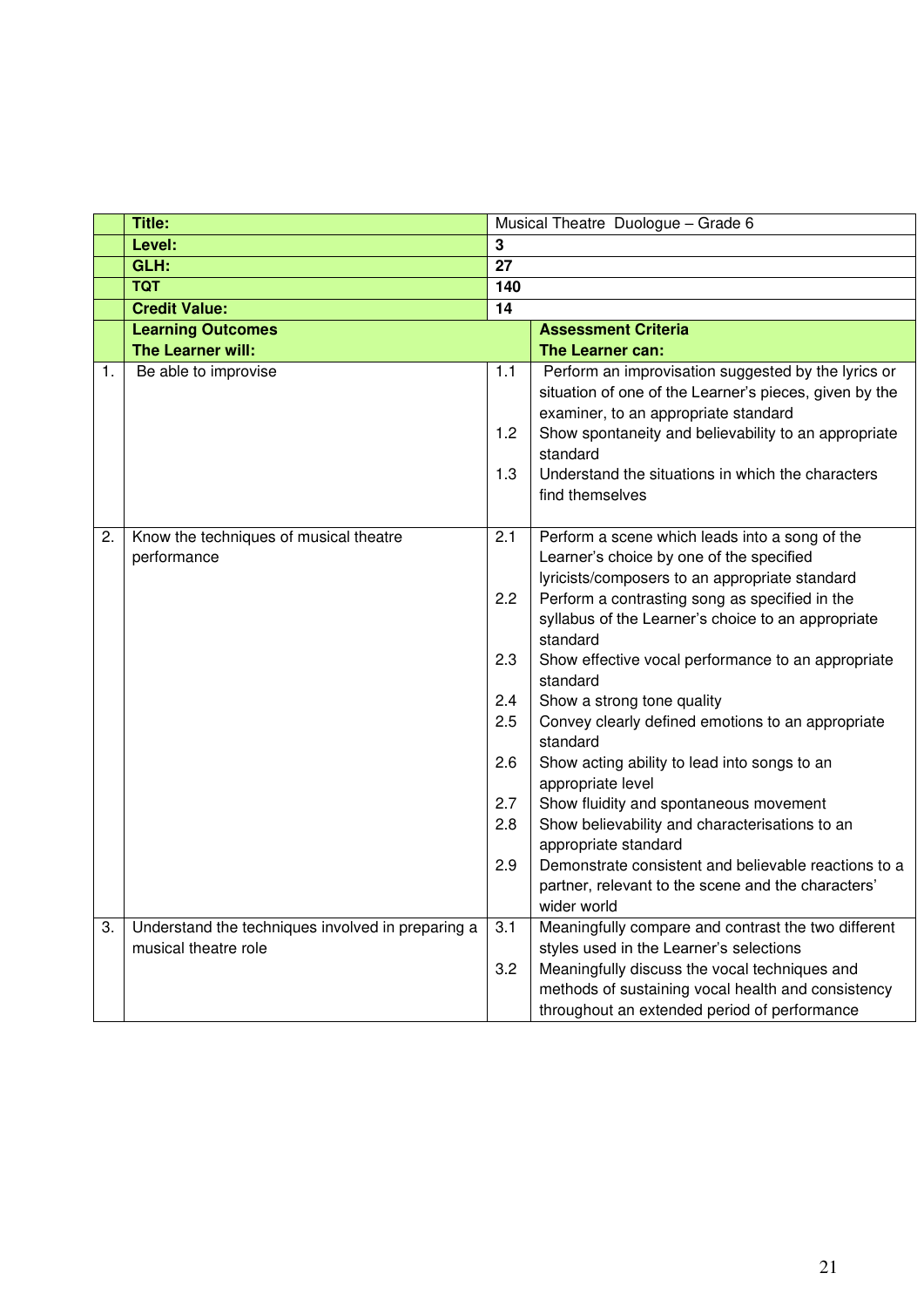| | | | |
|---|---|---|---|
| | **Title:** | Musical Theatre Duologue – Grade 6 | |
| | **Level:** | **3** | |
| | **GLH:** | **27** | |
| | **TQT** | **140** | |
| | **Credit Value:** | **14** | |
| | **Learning Outcomes**<br>**The Learner will:** | | **Assessment Criteria**<br>**The Learner can:** |
| 1. | Be able to improvise | 1.1<br><br><br>1.2<br><br>1.3 | Perform an improvisation suggested by the lyrics or situation of one of the Learner's pieces, given by the examiner, to an appropriate standard<br>Show spontaneity and believability to an appropriate standard<br>Understand the situations in which the characters find themselves |
| 2. | Know the techniques of musical theatre performance | 2.1<br><br><br>2.2<br><br><br>2.3<br><br>2.4<br>2.5<br><br>2.6<br><br>2.7<br>2.8<br><br>2.9 | Perform a scene which leads into a song of the Learner's choice by one of the specified lyricists/composers to an appropriate standard<br>Perform a contrasting song as specified in the syllabus of the Learner's choice to an appropriate standard<br>Show effective vocal performance to an appropriate standard<br>Show a strong tone quality<br>Convey clearly defined emotions to an appropriate standard<br>Show acting ability to lead into songs to an appropriate level<br>Show fluidity and spontaneous movement<br>Show believability and characterisations to an appropriate standard<br>Demonstrate consistent and believable reactions to a partner, relevant to the scene and the characters' wider world |
| 3. | Understand the techniques involved in preparing a musical theatre role | 3.1<br><br>3.2 | Meaningfully compare and contrast the two different styles used in the Learner's selections<br>Meaningfully discuss the vocal techniques and methods of sustaining vocal health and consistency throughout an extended period of performance |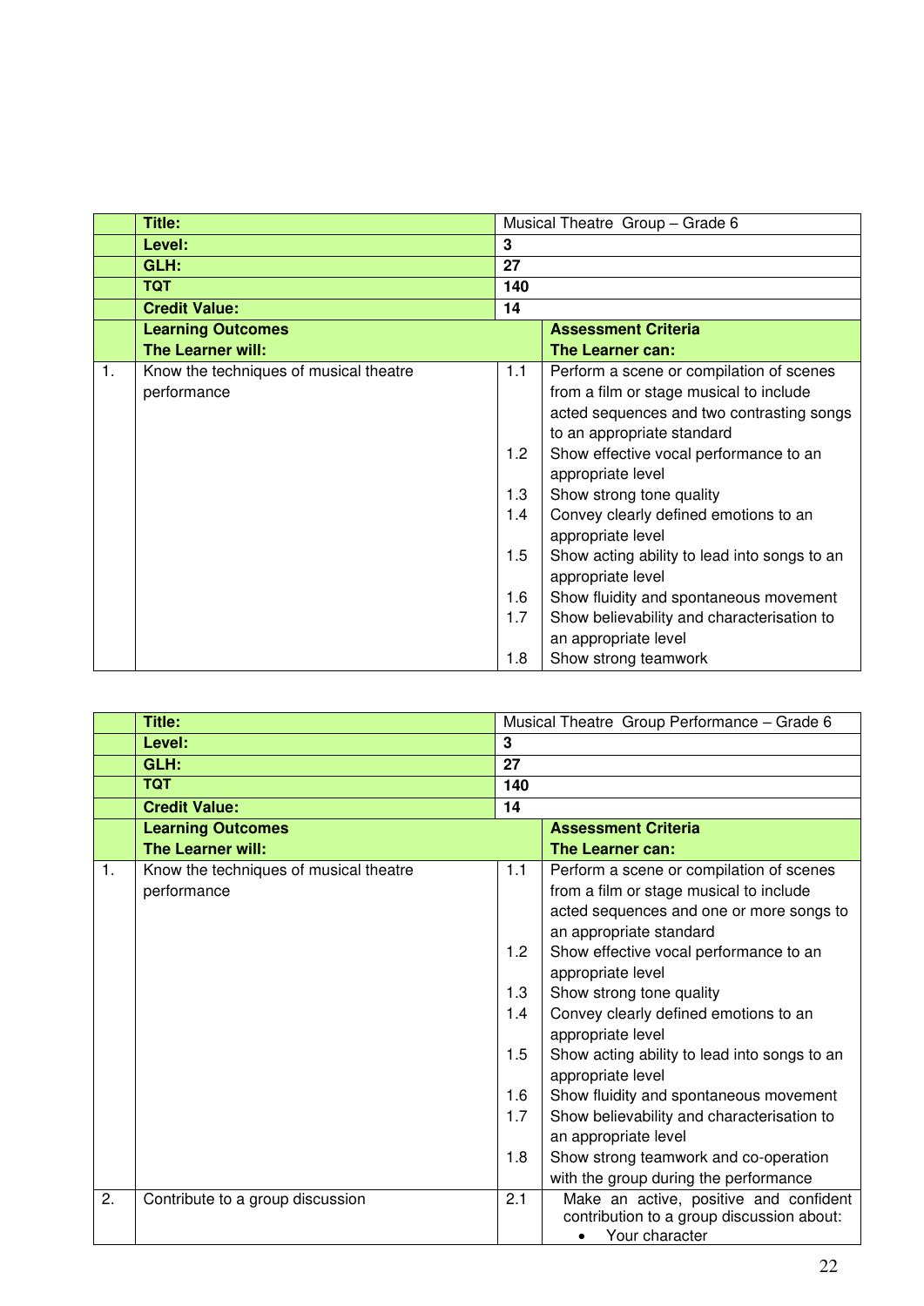| | Title: | Musical Theatre Group – Grade 6 | |
|---|---|---|---|
| | **Level:** | **3** | |
| | **GLH:** | **27** | |
| | **TQT** | **140** | |
| | **Credit Value:** | **14** | |
| | **Learning Outcomes**<br>**The Learner will:** | | **Assessment Criteria**<br>**The Learner can:** |
| 1. | Know the techniques of musical theatre performance | 1.1 | Perform a scene or compilation of scenes from a film or stage musical to include acted sequences and two contrasting songs to an appropriate standard |
| | | 1.2 | Show effective vocal performance to an appropriate level |
| | | 1.3 | Show strong tone quality |
| | | 1.4 | Convey clearly defined emotions to an appropriate level |
| | | 1.5 | Show acting ability to lead into songs to an appropriate level |
| | | 1.6 | Show fluidity and spontaneous movement |
| | | 1.7 | Show believability and characterisation to an appropriate level |
| | | 1.8 | Show strong teamwork |

| | Title: | Musical Theatre Group Performance – Grade 6 | |
|---|---|---|---|
| | **Level:** | **3** | |
| | **GLH:** | **27** | |
| | **TQT** | **140** | |
| | **Credit Value:** | **14** | |
| | **Learning Outcomes**<br>**The Learner will:** | | **Assessment Criteria**<br>**The Learner can:** |
| 1. | Know the techniques of musical theatre performance | 1.1 | Perform a scene or compilation of scenes from a film or stage musical to include acted sequences and one or more songs to an appropriate standard |
| | | 1.2 | Show effective vocal performance to an appropriate level |
| | | 1.3 | Show strong tone quality |
| | | 1.4 | Convey clearly defined emotions to an appropriate level |
| | | 1.5 | Show acting ability to lead into songs to an appropriate level |
| | | 1.6 | Show fluidity and spontaneous movement |
| | | 1.7 | Show believability and characterisation to an appropriate level |
| | | 1.8 | Show strong teamwork and co-operation with the group during the performance |
| 2. | Contribute to a group discussion | 2.1 | Make an active, positive and confident contribution to a group discussion about:<br>• Your character |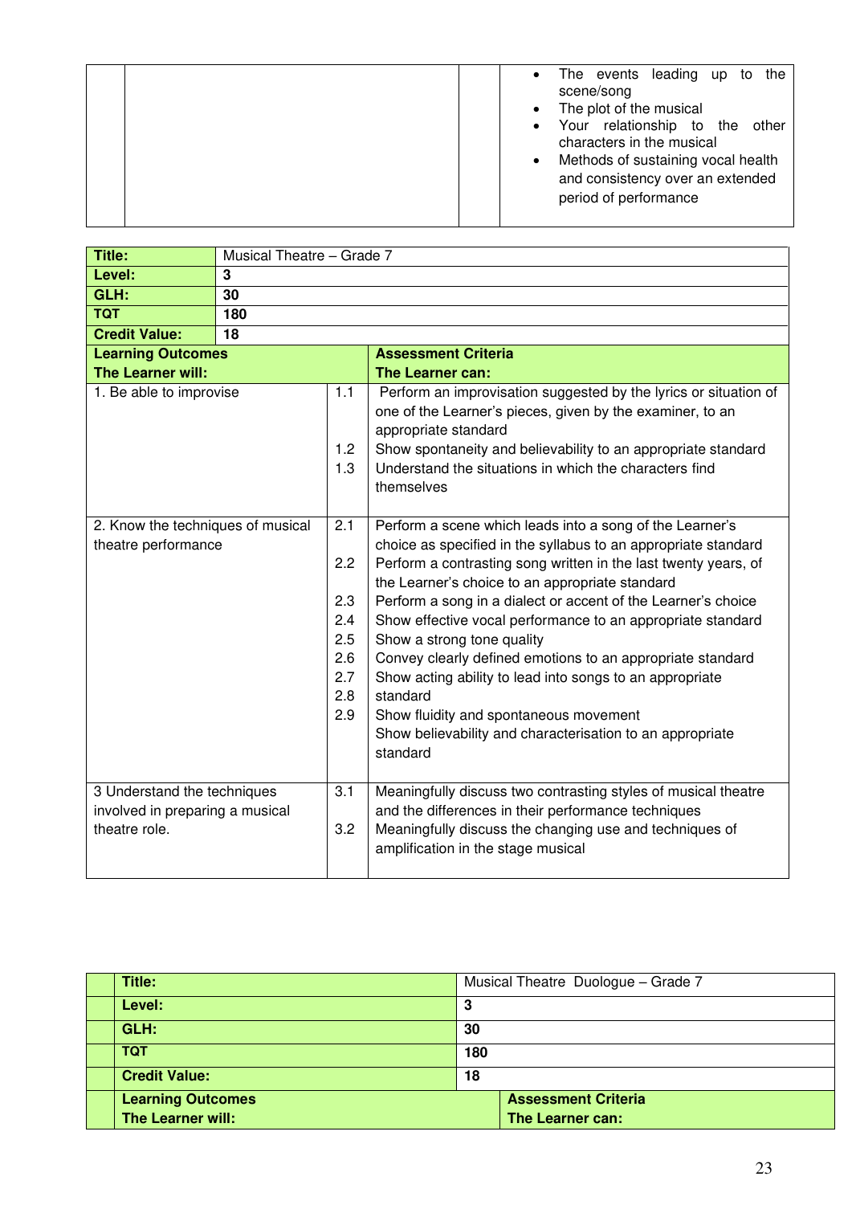| | | | |
|---|---|---|---|
| | | | • The events leading up to the scene/song<br>• The plot of the musical<br>• Your relationship to the other characters in the musical<br>• Methods of sustaining vocal health and consistency over an extended period of performance |

| **Title:** | Musical Theatre – Grade 7 | |
|---|---|---|
| **Level:** | **3** | |
| **GLH:** | **30** | |
| **TQT** | **180** | |
| **Credit Value:** | **18** | |
| **Learning Outcomes<br>The Learner will:** | | **Assessment Criteria<br>The Learner can:** |
| 1. Be able to improvise | 1.1 | Perform an improvisation suggested by the lyrics or situation of one of the Learner's pieces, given by the examiner, to an appropriate standard |
| | 1.2 | Show spontaneity and believability to an appropriate standard |
| | 1.3 | Understand the situations in which the characters find themselves |
| 2. Know the techniques of musical theatre performance | 2.1 | Perform a scene which leads into a song of the Learner's choice as specified in the syllabus to an appropriate standard |
| | 2.2 | Perform a contrasting song written in the last twenty years, of the Learner's choice to an appropriate standard |
| | 2.3 | Perform a song in a dialect or accent of the Learner's choice |
| | 2.4 | Show effective vocal performance to an appropriate standard |
| | 2.5 | Show a strong tone quality |
| | 2.6 | Convey clearly defined emotions to an appropriate standard |
| | 2.7 | Show acting ability to lead into songs to an appropriate standard |
| | 2.8 | Show fluidity and spontaneous movement |
| | 2.9 | Show believability and characterisation to an appropriate standard |
| 3 Understand the techniques involved in preparing a musical theatre role. | 3.1 | Meaningfully discuss two contrasting styles of musical theatre and the differences in their performance techniques |
| | 3.2 | Meaningfully discuss the changing use and techniques of amplification in the stage musical |

| **Title:** | Musical Theatre Duologue – Grade 7 |
|---|---|
| **Level:** | **3** |
| **GLH:** | **30** |
| **TQT** | **180** |
| **Credit Value:** | **18** |
| **Learning Outcomes<br>The Learner will:** | **Assessment Criteria<br>The Learner can:** |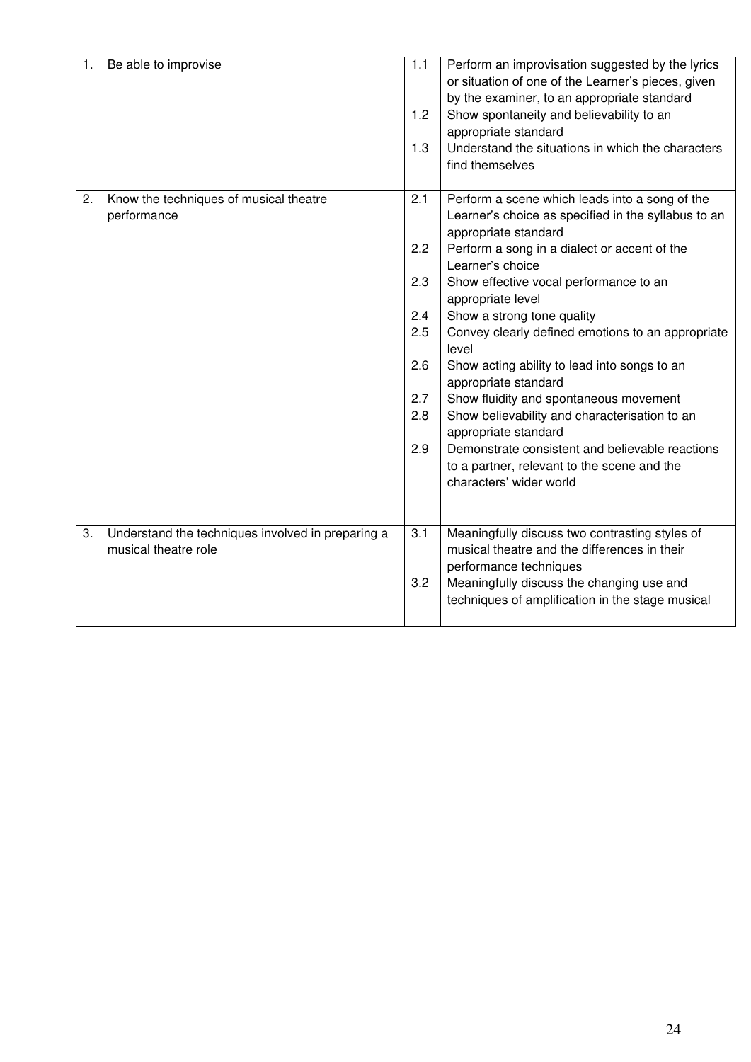| | | | |
|---|---|---|---|
| 1. | Be able to improvise | 1.1<br>1.2<br>1.3 | Perform an improvisation suggested by the lyrics or situation of one of the Learner's pieces, given by the examiner, to an appropriate standard<br>Show spontaneity and believability to an appropriate standard<br>Understand the situations in which the characters find themselves |
| 2. | Know the techniques of musical theatre performance | 2.1<br>2.2<br>2.3<br>2.4<br>2.5<br>2.6<br>2.7<br>2.8<br>2.9 | Perform a scene which leads into a song of the Learner's choice as specified in the syllabus to an appropriate standard<br>Perform a song in a dialect or accent of the Learner's choice<br>Show effective vocal performance to an appropriate level<br>Show a strong tone quality<br>Convey clearly defined emotions to an appropriate level<br>Show acting ability to lead into songs to an appropriate standard<br>Show fluidity and spontaneous movement<br>Show believability and characterisation to an appropriate standard<br>Demonstrate consistent and believable reactions to a partner, relevant to the scene and the characters' wider world |
| 3. | Understand the techniques involved in preparing a musical theatre role | 3.1<br>3.2 | Meaningfully discuss two contrasting styles of musical theatre and the differences in their performance techniques<br>Meaningfully discuss the changing use and techniques of amplification in the stage musical |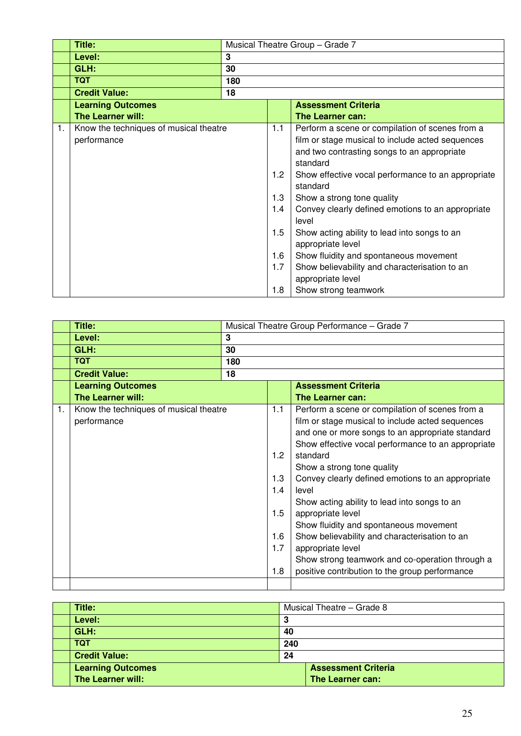| | **Title:** | Musical Theatre Group – Grade 7 | |
|---|---|---|---|
| | **Level:** | **3** | |
| | **GLH:** | **30** | |
| | **TQT** | **180** | |
| | **Credit Value:** | **18** | |
| | **Learning Outcomes**<br>**The Learner will:** | | **Assessment Criteria**<br>**The Learner can:** |
| 1. | Know the techniques of musical theatre performance | 1.1 | Perform a scene or compilation of scenes from a film or stage musical to include acted sequences and two contrasting songs to an appropriate standard |
| | | 1.2 | Show effective vocal performance to an appropriate standard |
| | | 1.3 | Show a strong tone quality |
| | | 1.4 | Convey clearly defined emotions to an appropriate level |
| | | 1.5 | Show acting ability to lead into songs to an appropriate level |
| | | 1.6 | Show fluidity and spontaneous movement |
| | | 1.7 | Show believability and characterisation to an appropriate level |
| | | 1.8 | Show strong teamwork |

| | **Title:** | Musical Theatre Group Performance – Grade 7 | |
|---|---|---|---|
| | **Level:** | **3** | |
| | **GLH:** | **30** | |
| | **TQT** | **180** | |
| | **Credit Value:** | **18** | |
| | **Learning Outcomes**<br>**The Learner will:** | | **Assessment Criteria**<br>**The Learner can:** |
| 1. | Know the techniques of musical theatre performance | 1.1 | Perform a scene or compilation of scenes from a film or stage musical to include acted sequences and one or more songs to an appropriate standard |
| | | 1.2 | Show effective vocal performance to an appropriate standard |
| | | 1.3 | Show a strong tone quality |
| | | 1.4 | Convey clearly defined emotions to an appropriate level |
| | | 1.5 | Show acting ability to lead into songs to an appropriate level |
| | | 1.6 | Show fluidity and spontaneous movement |
| | | 1.7 | Show believability and characterisation to an appropriate level |
| | | 1.8 | Show strong teamwork and co-operation through a positive contribution to the group performance |
| | | | |

| | **Title:** | Musical Theatre – Grade 8 |
|---|---|---|
| | **Level:** | **3** |
| | **GLH:** | **40** |
| | **TQT** | **240** |
| | **Credit Value:** | **24** |
| | **Learning Outcomes**<br>**The Learner will:** | **Assessment Criteria**<br>**The Learner can:** |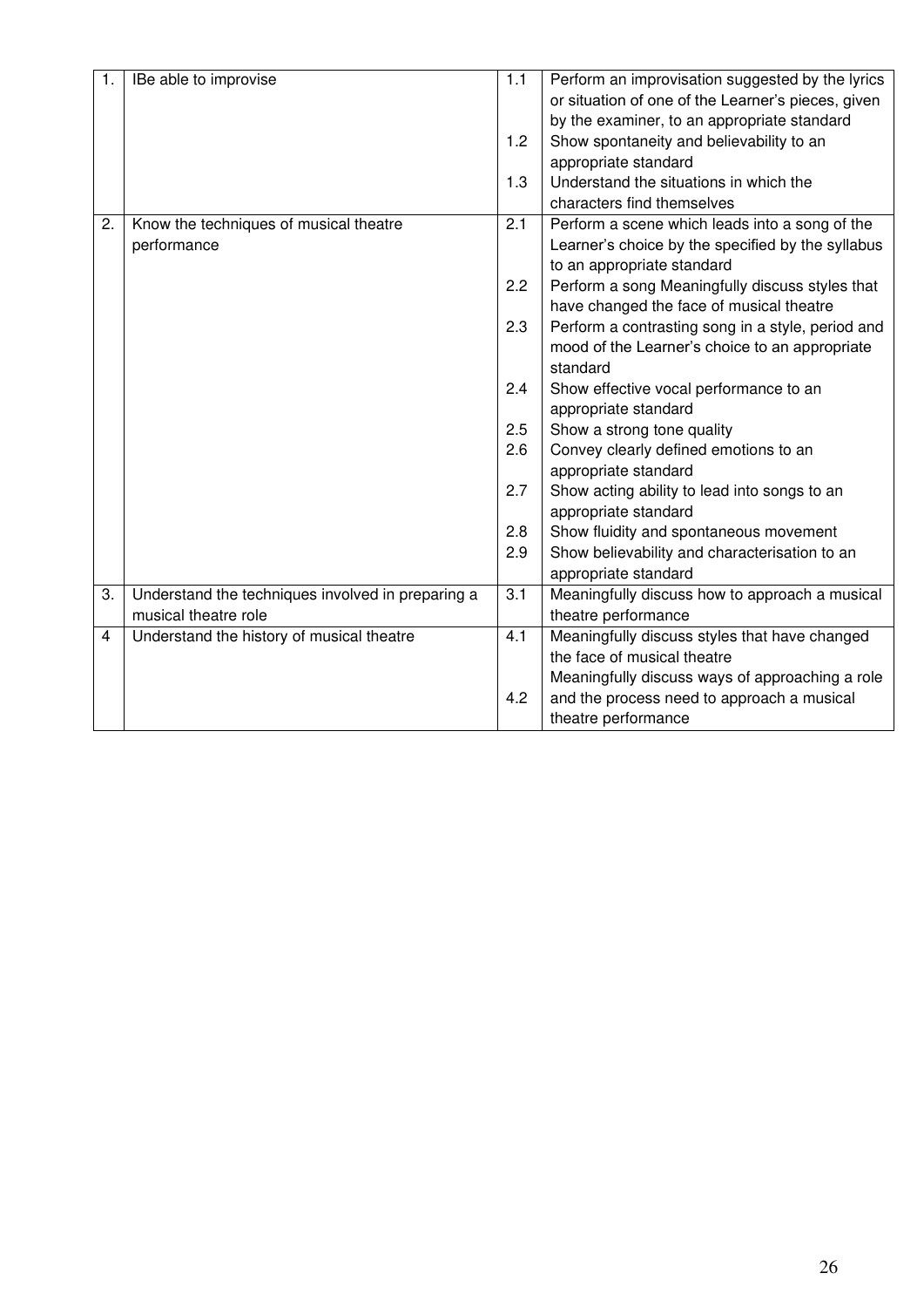| 1. | IBe able to improvise | 1.1 | Perform an improvisation suggested by the lyrics or situation of one of the Learner's pieces, given by the examiner, to an appropriate standard |
|---|---|---|---|
| | | 1.2 | Show spontaneity and believability to an appropriate standard |
| | | 1.3 | Understand the situations in which the characters find themselves |
| 2. | Know the techniques of musical theatre performance | 2.1 | Perform a scene which leads into a song of the Learner's choice by the specified by the syllabus to an appropriate standard |
| | | 2.2 | Perform a song Meaningfully discuss styles that have changed the face of musical theatre |
| | | 2.3 | Perform a contrasting song in a style, period and mood of the Learner's choice to an appropriate standard |
| | | 2.4 | Show effective vocal performance to an appropriate standard |
| | | 2.5 | Show a strong tone quality |
| | | 2.6 | Convey clearly defined emotions to an appropriate standard |
| | | 2.7 | Show acting ability to lead into songs to an appropriate standard |
| | | 2.8 | Show fluidity and spontaneous movement |
| | | 2.9 | Show believability and characterisation to an appropriate standard |
| 3. | Understand the techniques involved in preparing a musical theatre role | 3.1 | Meaningfully discuss how to approach a musical theatre performance |
| 4 | Understand the history of musical theatre | 4.1 | Meaningfully discuss styles that have changed the face of musical theatre |
| | | 4.2 | Meaningfully discuss ways of approaching a role and the process need to approach a musical theatre performance |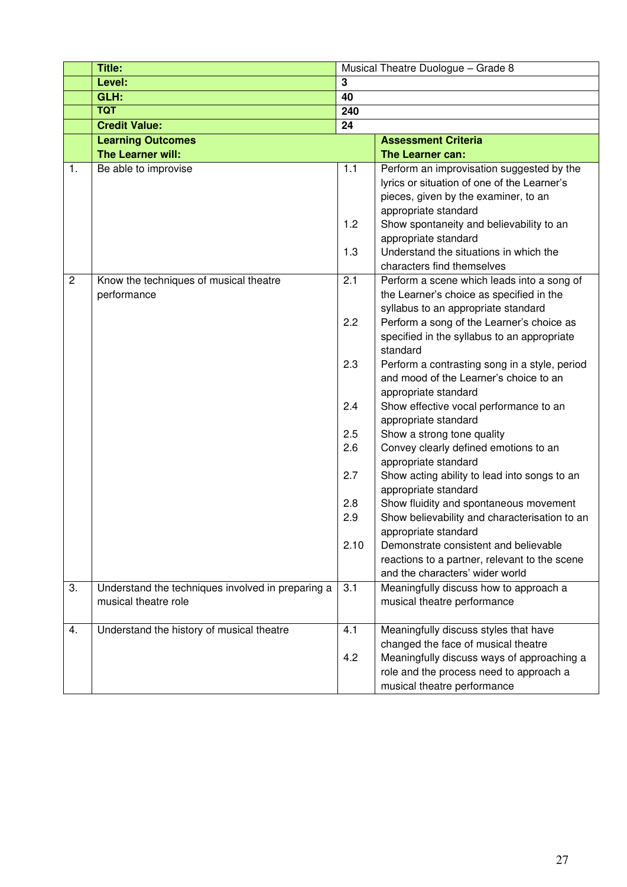| | Title: | Musical Theatre Duologue – Grade 8 | |
|---|---|---|---|
| | **Level:** | **3** | |
| | **GLH:** | **40** | |
| | **TQT** | **240** | |
| | **Credit Value:** | **24** | |
| | **Learning Outcomes**<br>**The Learner will:** | | **Assessment Criteria**<br>**The Learner can:** |
| 1. | Be able to improvise | 1.1 | Perform an improvisation suggested by the lyrics or situation of one of the Learner's pieces, given by the examiner, to an appropriate standard |
| | | 1.2 | Show spontaneity and believability to an appropriate standard |
| | | 1.3 | Understand the situations in which the characters find themselves |
| 2 | Know the techniques of musical theatre performance | 2.1 | Perform a scene which leads into a song of the Learner's choice as specified in the syllabus to an appropriate standard |
| | | 2.2 | Perform a song of the Learner's choice as specified in the syllabus to an appropriate standard |
| | | 2.3 | Perform a contrasting song in a style, period and mood of the Learner's choice to an appropriate standard |
| | | 2.4 | Show effective vocal performance to an appropriate standard |
| | | 2.5 | Show a strong tone quality |
| | | 2.6 | Convey clearly defined emotions to an appropriate standard |
| | | 2.7 | Show acting ability to lead into songs to an appropriate standard |
| | | 2.8 | Show fluidity and spontaneous movement |
| | | 2.9 | Show believability and characterisation to an appropriate standard |
| | | 2.10 | Demonstrate consistent and believable reactions to a partner, relevant to the scene and the characters' wider world |
| 3. | Understand the techniques involved in preparing a musical theatre role | 3.1 | Meaningfully discuss how to approach a musical theatre performance |
| 4. | Understand the history of musical theatre | 4.1 | Meaningfully discuss styles that have changed the face of musical theatre |
| | | 4.2 | Meaningfully discuss ways of approaching a role and the process need to approach a musical theatre performance |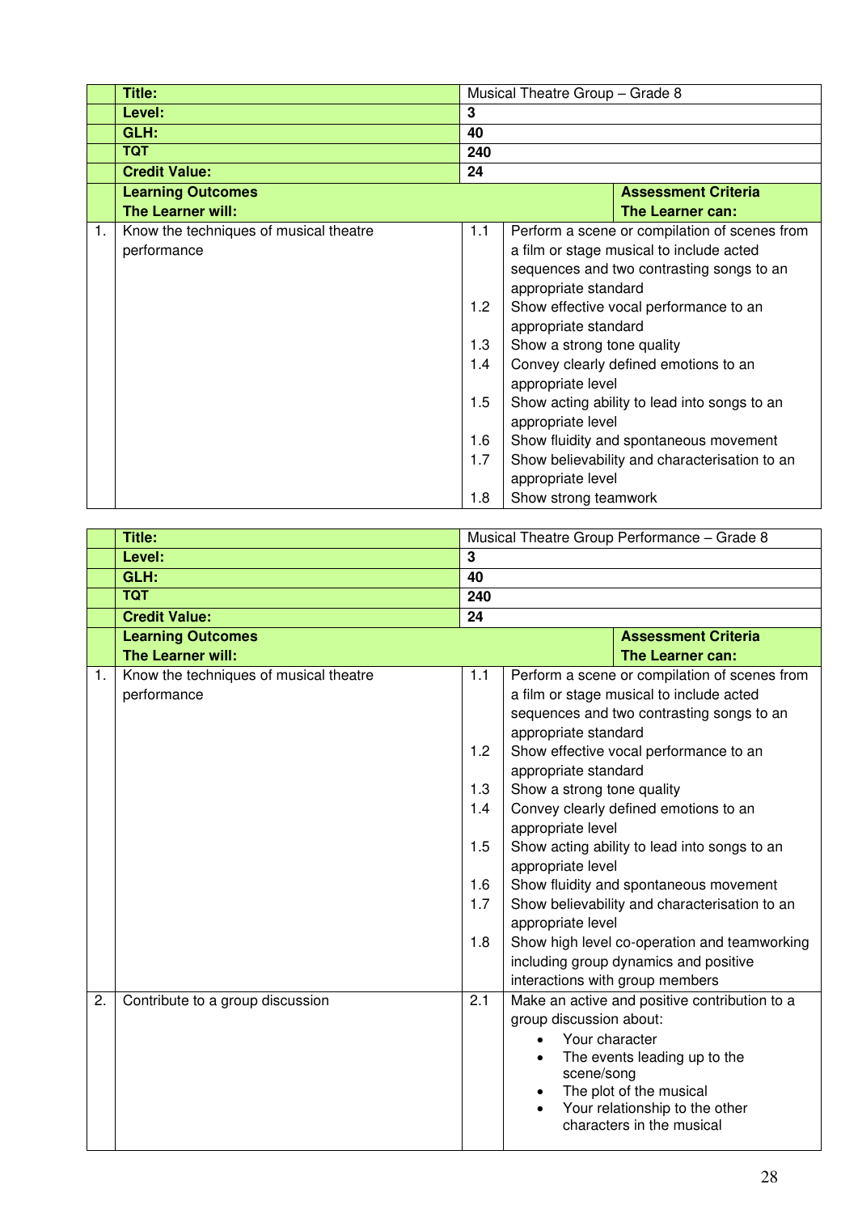| | Title: | Musical Theatre Group – Grade 8 | |
|---|---|---|---|
| | **Level:** | **3** | |
| | **GLH:** | **40** | |
| | **TQT** | **240** | |
| | **Credit Value:** | **24** | |
| | **Learning Outcomes**<br>**The Learner will:** | **Assessment Criteria**<br>**The Learner can:** | |
| 1. | Know the techniques of musical theatre performance | 1.1 | Perform a scene or compilation of scenes from a film or stage musical to include acted sequences and two contrasting songs to an appropriate standard |
| | | 1.2 | Show effective vocal performance to an appropriate standard |
| | | 1.3 | Show a strong tone quality |
| | | 1.4 | Convey clearly defined emotions to an appropriate level |
| | | 1.5 | Show acting ability to lead into songs to an appropriate level |
| | | 1.6 | Show fluidity and spontaneous movement |
| | | 1.7 | Show believability and characterisation to an appropriate level |
| | | 1.8 | Show strong teamwork |

| | Title: | Musical Theatre Group Performance – Grade 8 | |
|---|---|---|---|
| | **Level:** | **3** | |
| | **GLH:** | **40** | |
| | **TQT** | **240** | |
| | **Credit Value:** | **24** | |
| | **Learning Outcomes**<br>**The Learner will:** | **Assessment Criteria**<br>**The Learner can:** | |
| 1. | Know the techniques of musical theatre performance | 1.1 | Perform a scene or compilation of scenes from a film or stage musical to include acted sequences and two contrasting songs to an appropriate standard |
| | | 1.2 | Show effective vocal performance to an appropriate standard |
| | | 1.3 | Show a strong tone quality |
| | | 1.4 | Convey clearly defined emotions to an appropriate level |
| | | 1.5 | Show acting ability to lead into songs to an appropriate level |
| | | 1.6 | Show fluidity and spontaneous movement |
| | | 1.7 | Show believability and characterisation to an appropriate level |
| | | 1.8 | Show high level co-operation and teamworking including group dynamics and positive interactions with group members |
| 2. | Contribute to a group discussion | 2.1 | Make an active and positive contribution to a group discussion about:<br>• Your character<br>• The events leading up to the scene/song<br>• The plot of the musical<br>• Your relationship to the other characters in the musical |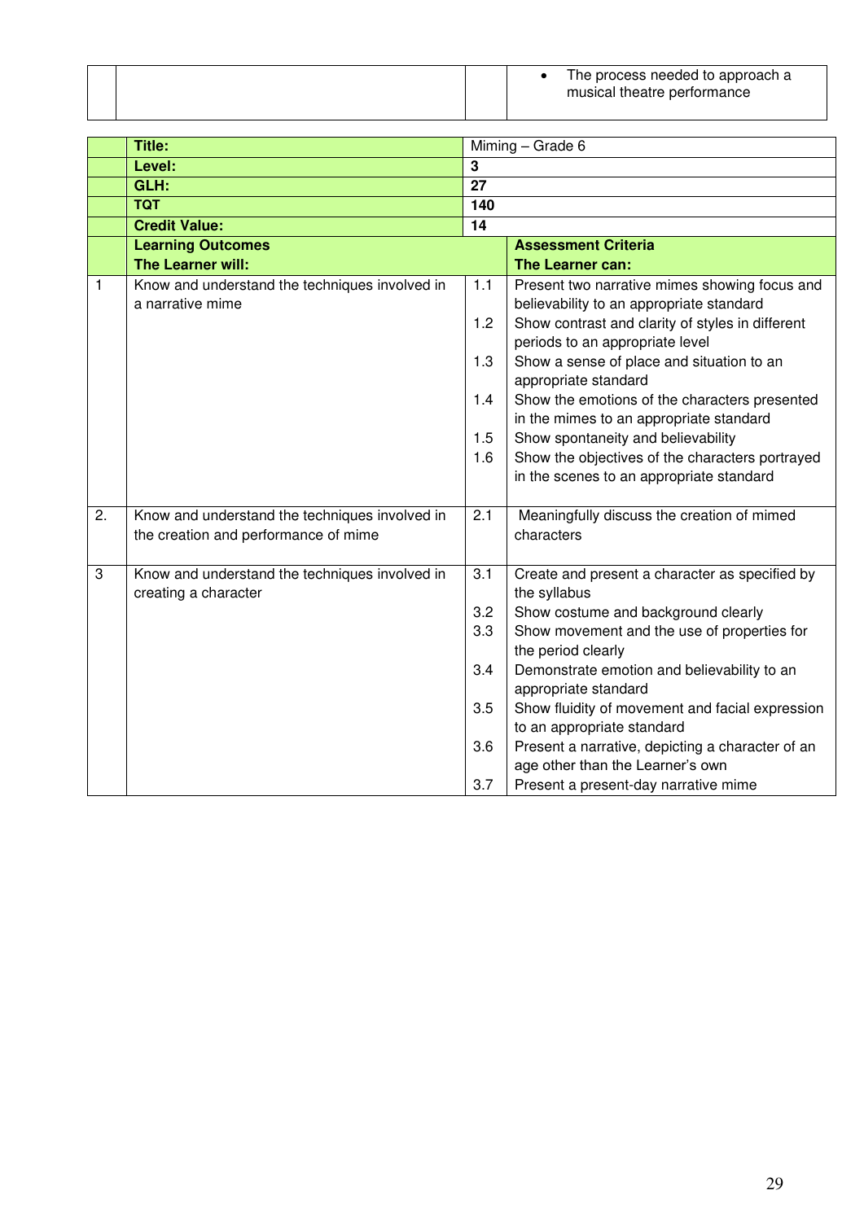| | | | |
|---|---|---|---|
| | | | • The process needed to approach a musical theatre performance |

| | | | |
|---|---|---|---|
| | **Title:** | Miming – Grade 6 | |
| | **Level:** | **3** | |
| | **GLH:** | **27** | |
| | **TQT** | **140** | |
| | **Credit Value:** | **14** | |
| | **Learning Outcomes**<br>**The Learner will:** | | **Assessment Criteria**<br>**The Learner can:** |
| 1 | Know and understand the techniques involved in a narrative mime | 1.1 | Present two narrative mimes showing focus and believability to an appropriate standard |
| | | 1.2 | Show contrast and clarity of styles in different periods to an appropriate level |
| | | 1.3 | Show a sense of place and situation to an appropriate standard |
| | | 1.4 | Show the emotions of the characters presented in the mimes to an appropriate standard |
| | | 1.5 | Show spontaneity and believability |
| | | 1.6 | Show the objectives of the characters portrayed in the scenes to an appropriate standard |
| 2. | Know and understand the techniques involved in the creation and performance of mime | 2.1 | Meaningfully discuss the creation of mimed characters |
| 3 | Know and understand the techniques involved in creating a character | 3.1 | Create and present a character as specified by the syllabus |
| | | 3.2 | Show costume and background clearly |
| | | 3.3 | Show movement and the use of properties for the period clearly |
| | | 3.4 | Demonstrate emotion and believability to an appropriate standard |
| | | 3.5 | Show fluidity of movement and facial expression to an appropriate standard |
| | | 3.6 | Present a narrative, depicting a character of an age other than the Learner's own |
| | | 3.7 | Present a present-day narrative mime |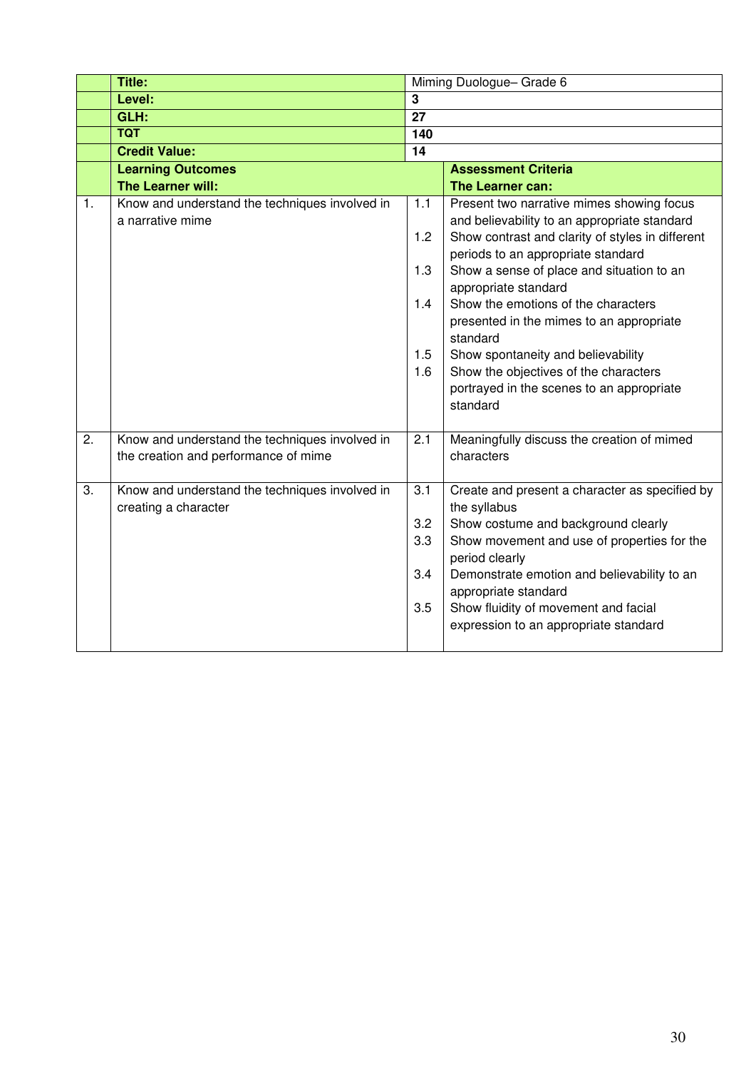| | Title: | Miming Duologue– Grade 6 | |
|---|---|---|---|
| | **Level:** | **3** | |
| | **GLH:** | **27** | |
| | **TQT** | **140** | |
| | **Credit Value:** | **14** | |
| | **Learning Outcomes**<br>**The Learner will:** | | **Assessment Criteria**<br>**The Learner can:** |
| 1. | Know and understand the techniques involved in a narrative mime | 1.1 | Present two narrative mimes showing focus and believability to an appropriate standard |
| | | 1.2 | Show contrast and clarity of styles in different periods to an appropriate standard |
| | | 1.3 | Show a sense of place and situation to an appropriate standard |
| | | 1.4 | Show the emotions of the characters presented in the mimes to an appropriate standard |
| | | 1.5 | Show spontaneity and believability |
| | | 1.6 | Show the objectives of the characters portrayed in the scenes to an appropriate standard |
| 2. | Know and understand the techniques involved in the creation and performance of mime | 2.1 | Meaningfully discuss the creation of mimed characters |
| 3. | Know and understand the techniques involved in creating a character | 3.1 | Create and present a character as specified by the syllabus |
| | | 3.2 | Show costume and background clearly |
| | | 3.3 | Show movement and use of properties for the period clearly |
| | | 3.4 | Demonstrate emotion and believability to an appropriate standard |
| | | 3.5 | Show fluidity of movement and facial expression to an appropriate standard |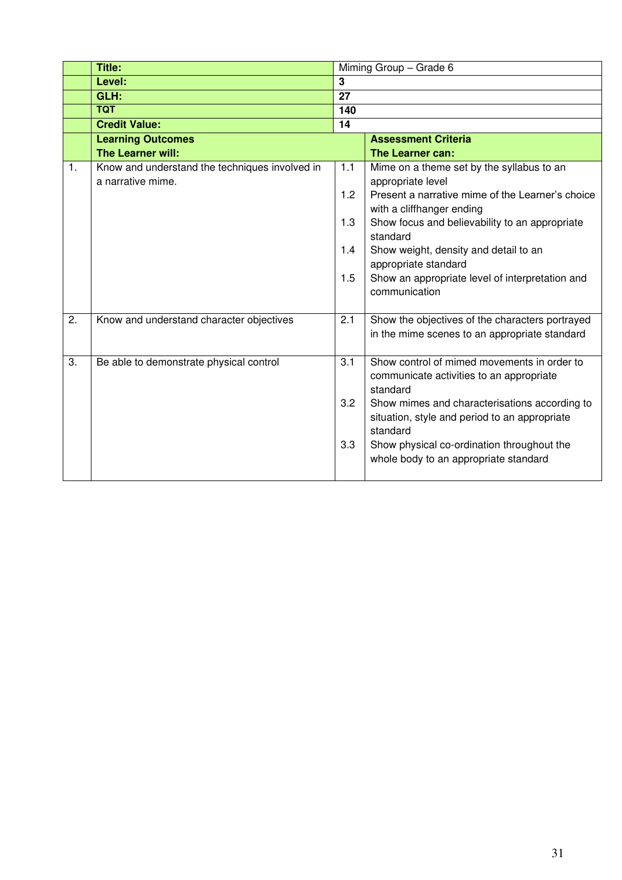| | Title: | Miming Group – Grade 6 | |
|---|---|---|---|
| | **Level:** | **3** | |
| | **GLH:** | **27** | |
| | **TQT** | **140** | |
| | **Credit Value:** | **14** | |
| | **Learning Outcomes**<br>**The Learner will:** | | **Assessment Criteria**<br>**The Learner can:** |
| 1. | Know and understand the techniques involved in a narrative mime. | 1.1 | Mime on a theme set by the syllabus to an appropriate level |
| | | 1.2 | Present a narrative mime of the Learner's choice with a cliffhanger ending |
| | | 1.3 | Show focus and believability to an appropriate standard |
| | | 1.4 | Show weight, density and detail to an appropriate standard |
| | | 1.5 | Show an appropriate level of interpretation and communication |
| 2. | Know and understand character objectives | 2.1 | Show the objectives of the characters portrayed in the mime scenes to an appropriate standard |
| 3. | Be able to demonstrate physical control | 3.1 | Show control of mimed movements in order to communicate activities to an appropriate standard |
| | | 3.2 | Show mimes and characterisations according to situation, style and period to an appropriate standard |
| | | 3.3 | Show physical co-ordination throughout the whole body to an appropriate standard |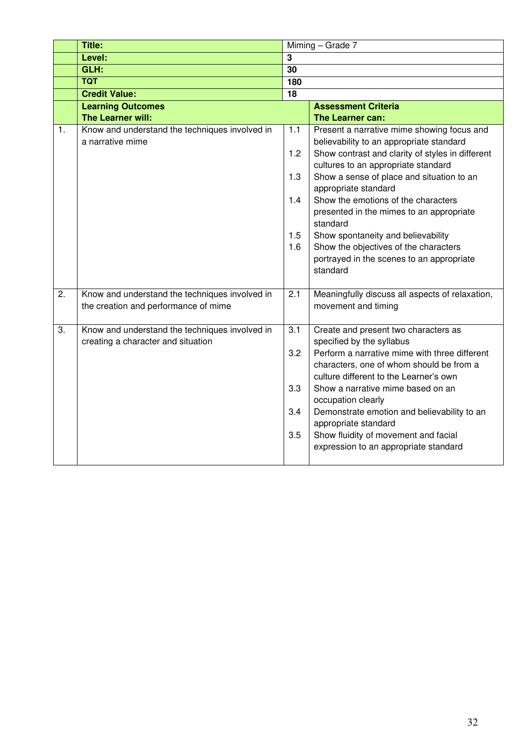| | | | | |
|---|---|---|---|---|
| | **Title:** | Miming – Grade 7 | | |
| | **Level:** | **3** | | |
| | **GLH:** | **30** | | |
| | **TQT** | **180** | | |
| | **Credit Value:** | **18** | | |
| | **Learning Outcomes**<br>**The Learner will:** | | **Assessment Criteria**<br>**The Learner can:** | |
| 1. | Know and understand the techniques involved in a narrative mime | 1.1 | Present a narrative mime showing focus and believability to an appropriate standard | |
| | | 1.2 | Show contrast and clarity of styles in different cultures to an appropriate standard | |
| | | 1.3 | Show a sense of place and situation to an appropriate standard | |
| | | 1.4 | Show the emotions of the characters presented in the mimes to an appropriate standard | |
| | | 1.5 | Show spontaneity and believability | |
| | | 1.6 | Show the objectives of the characters portrayed in the scenes to an appropriate standard | |
| 2. | Know and understand the techniques involved in the creation and performance of mime | 2.1 | Meaningfully discuss all aspects of relaxation, movement and timing | |
| 3. | Know and understand the techniques involved in creating a character and situation | 3.1 | Create and present two characters as specified by the syllabus | |
| | | 3.2 | Perform a narrative mime with three different characters, one of whom should be from a culture different to the Learner's own | |
| | | 3.3 | Show a narrative mime based on an occupation clearly | |
| | | 3.4 | Demonstrate emotion and believability to an appropriate standard | |
| | | 3.5 | Show fluidity of movement and facial expression to an appropriate standard | |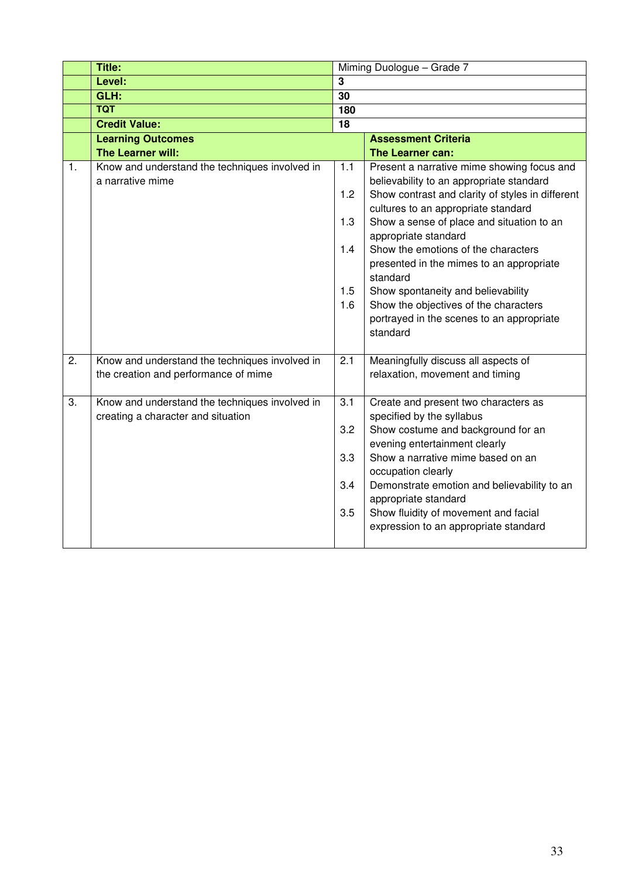| | | | |
|---|---|---|---|
| | **Title:** | Miming Duologue – Grade 7 | |
| | **Level:** | **3** | |
| | **GLH:** | **30** | |
| | **TQT** | **180** | |
| | **Credit Value:** | **18** | |
| | **Learning Outcomes**<br>**The Learner will:** | | **Assessment Criteria**<br>**The Learner can:** |
| 1. | Know and understand the techniques involved in a narrative mime | 1.1 | Present a narrative mime showing focus and believability to an appropriate standard |
| | | 1.2 | Show contrast and clarity of styles in different cultures to an appropriate standard |
| | | 1.3 | Show a sense of place and situation to an appropriate standard |
| | | 1.4 | Show the emotions of the characters presented in the mimes to an appropriate standard |
| | | 1.5 | Show spontaneity and believability |
| | | 1.6 | Show the objectives of the characters portrayed in the scenes to an appropriate standard |
| 2. | Know and understand the techniques involved in the creation and performance of mime | 2.1 | Meaningfully discuss all aspects of relaxation, movement and timing |
| 3. | Know and understand the techniques involved in creating a character and situation | 3.1 | Create and present two characters as specified by the syllabus |
| | | 3.2 | Show costume and background for an evening entertainment clearly |
| | | 3.3 | Show a narrative mime based on an occupation clearly |
| | | 3.4 | Demonstrate emotion and believability to an appropriate standard |
| | | 3.5 | Show fluidity of movement and facial expression to an appropriate standard |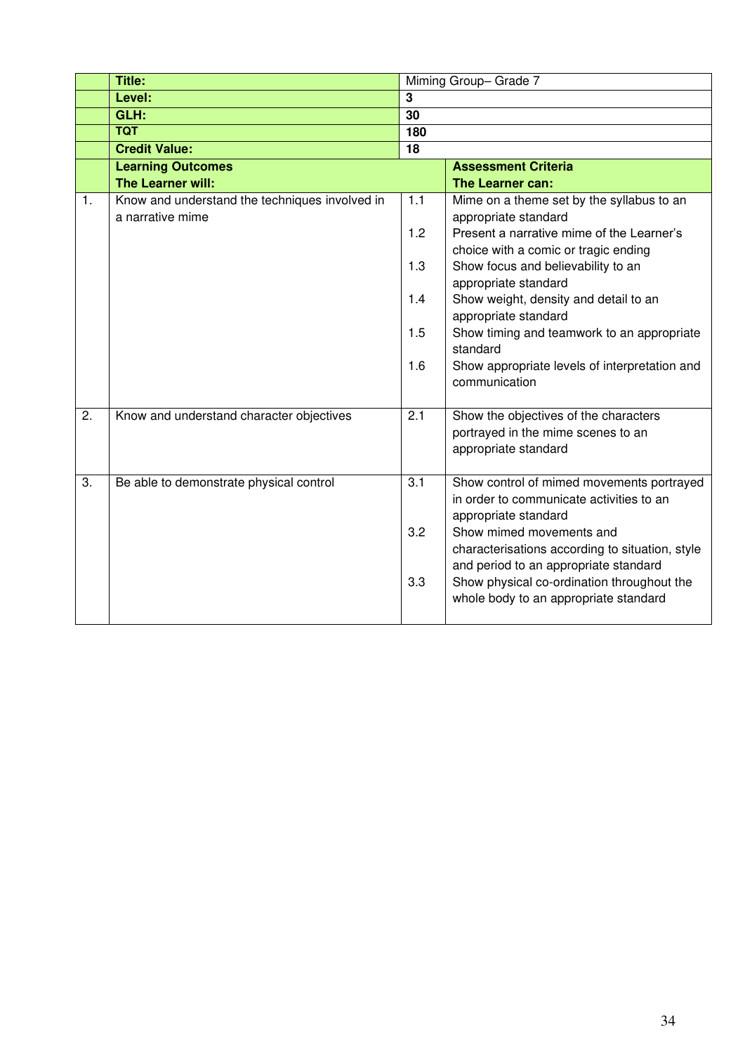| | | | |
|---|---|---|---|
| | **Title:** | Miming Group– Grade 7 | |
| | **Level:** | **3** | |
| | **GLH:** | **30** | |
| | **TQT** | **180** | |
| | **Credit Value:** | **18** | |
| | **Learning Outcomes**<br>**The Learner will:** | | **Assessment Criteria**<br>**The Learner can:** |
| 1. | Know and understand the techniques involved in a narrative mime | 1.1 | Mime on a theme set by the syllabus to an appropriate standard |
| | | 1.2 | Present a narrative mime of the Learner's choice with a comic or tragic ending |
| | | 1.3 | Show focus and believability to an appropriate standard |
| | | 1.4 | Show weight, density and detail to an appropriate standard |
| | | 1.5 | Show timing and teamwork to an appropriate standard |
| | | 1.6 | Show appropriate levels of interpretation and communication |
| 2. | Know and understand character objectives | 2.1 | Show the objectives of the characters portrayed in the mime scenes to an appropriate standard |
| 3. | Be able to demonstrate physical control | 3.1 | Show control of mimed movements portrayed in order to communicate activities to an appropriate standard |
| | | 3.2 | Show mimed movements and characterisations according to situation, style and period to an appropriate standard |
| | | 3.3 | Show physical co-ordination throughout the whole body to an appropriate standard |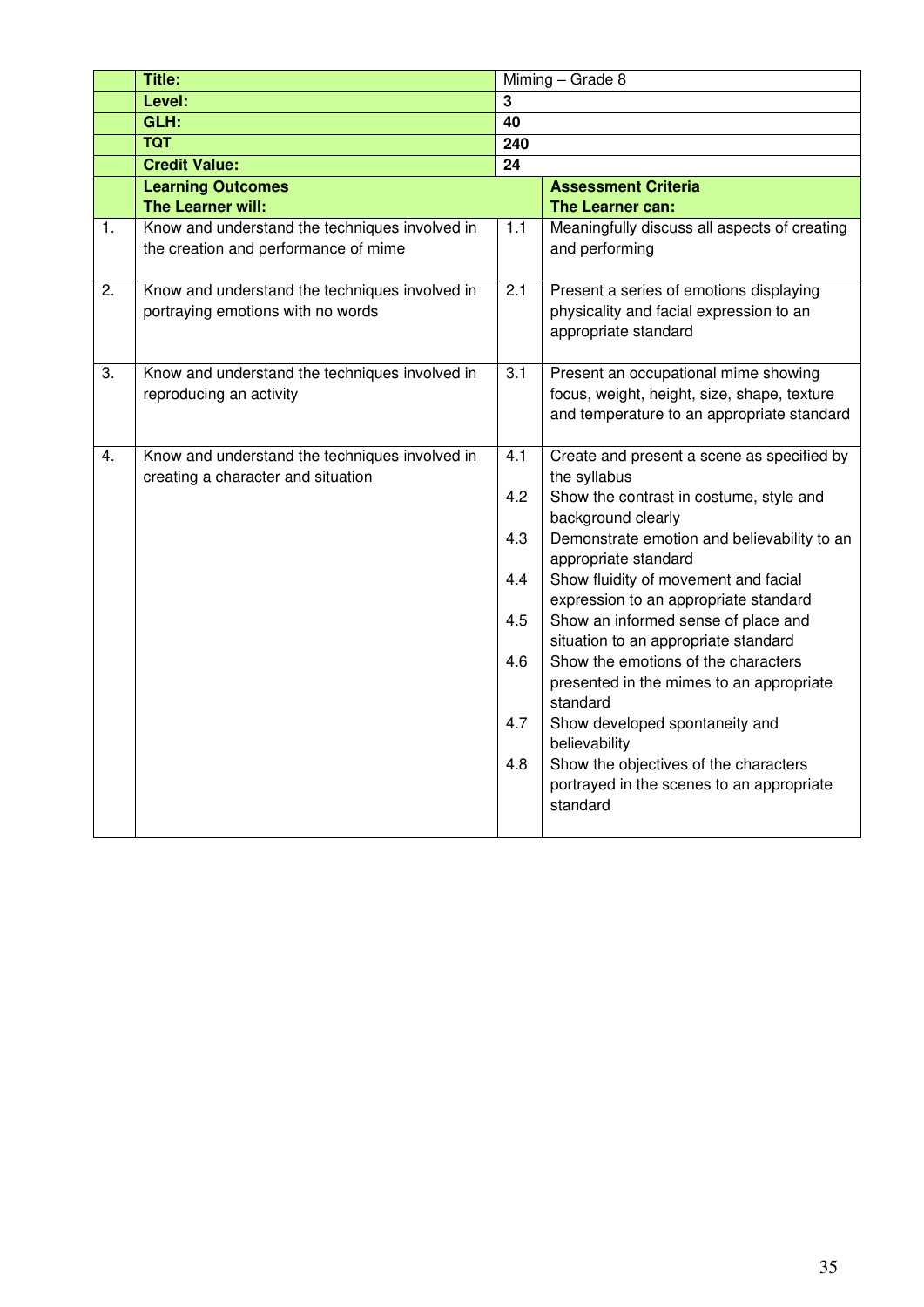| | Title: | Miming – Grade 8 | |
|---|---|---|---|
| | **Level:** | **3** | |
| | **GLH:** | **40** | |
| | **TQT** | **240** | |
| | **Credit Value:** | **24** | |
| | **Learning Outcomes**<br>**The Learner will:** | | **Assessment Criteria**<br>**The Learner can:** |
| 1. | Know and understand the techniques involved in the creation and performance of mime | 1.1 | Meaningfully discuss all aspects of creating and performing |
| 2. | Know and understand the techniques involved in portraying emotions with no words | 2.1 | Present a series of emotions displaying physicality and facial expression to an appropriate standard |
| 3. | Know and understand the techniques involved in reproducing an activity | 3.1 | Present an occupational mime showing focus, weight, height, size, shape, texture and temperature to an appropriate standard |
| 4. | Know and understand the techniques involved in creating a character and situation | 4.1 | Create and present a scene as specified by the syllabus |
| | | 4.2 | Show the contrast in costume, style and background clearly |
| | | 4.3 | Demonstrate emotion and believability to an appropriate standard |
| | | 4.4 | Show fluidity of movement and facial expression to an appropriate standard |
| | | 4.5 | Show an informed sense of place and situation to an appropriate standard |
| | | 4.6 | Show the emotions of the characters presented in the mimes to an appropriate standard |
| | | 4.7 | Show developed spontaneity and believability |
| | | 4.8 | Show the objectives of the characters portrayed in the scenes to an appropriate standard |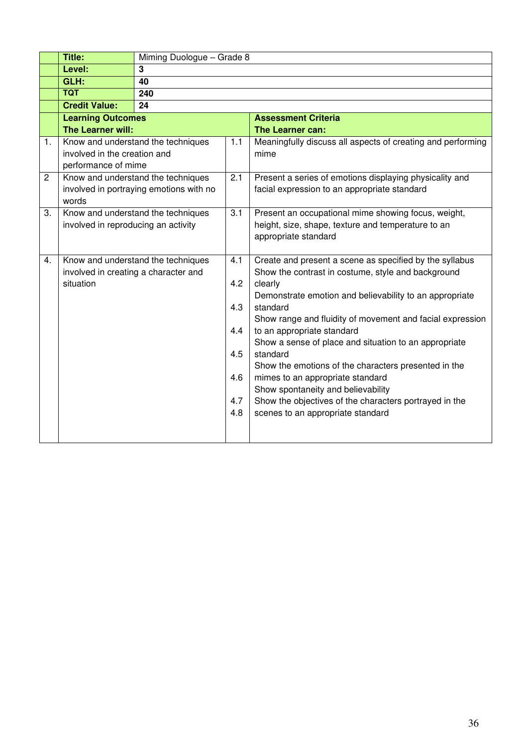| | Title: | Miming Duologue – Grade 8 | |
|---|---|---|---|
| | **Level:** | **3** | |
| | **GLH:** | **40** | |
| | **TQT** | **240** | |
| | **Credit Value:** | **24** | |
| | **Learning Outcomes**<br>**The Learner will:** | | **Assessment Criteria**<br>**The Learner can:** |
| 1. | Know and understand the techniques involved in the creation and performance of mime | 1.1 | Meaningfully discuss all aspects of creating and performing mime |
| 2 | Know and understand the techniques involved in portraying emotions with no words | 2.1 | Present a series of emotions displaying physicality and facial expression to an appropriate standard |
| 3. | Know and understand the techniques involved in reproducing an activity | 3.1 | Present an occupational mime showing focus, weight, height, size, shape, texture and temperature to an appropriate standard |
| 4. | Know and understand the techniques involved in creating a character and situation | 4.1<br>4.2<br>4.3<br>4.4<br>4.5<br>4.6<br>4.7<br>4.8 | Create and present a scene as specified by the syllabus<br>Show the contrast in costume, style and background clearly<br>Demonstrate emotion and believability to an appropriate standard<br>Show range and fluidity of movement and facial expression to an appropriate standard<br>Show a sense of place and situation to an appropriate standard<br>Show the emotions of the characters presented in the mimes to an appropriate standard<br>Show spontaneity and believability<br>Show the objectives of the characters portrayed in the scenes to an appropriate standard |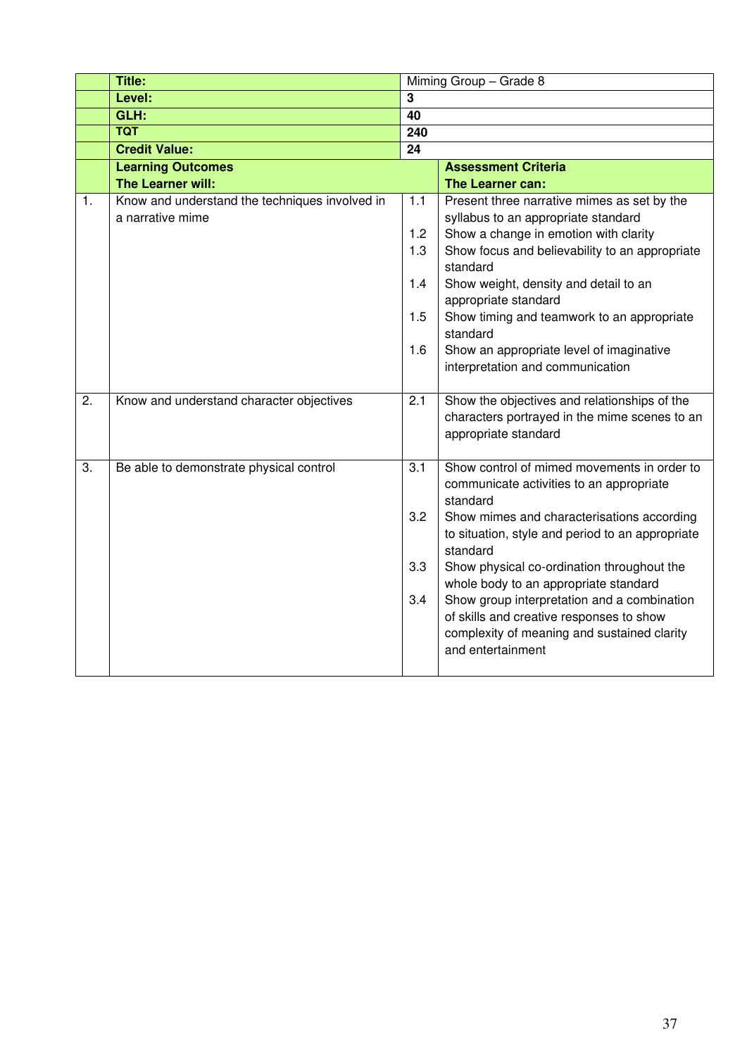| | Title: | Miming Group – Grade 8 | |
|---|---|---|---|
| | **Level:** | **3** | |
| | **GLH:** | **40** | |
| | **TQT** | **240** | |
| | **Credit Value:** | **24** | |
| | **Learning Outcomes**<br>**The Learner will:** | | **Assessment Criteria**<br>**The Learner can:** |
| 1. | Know and understand the techniques involved in a narrative mime | 1.1 | Present three narrative mimes as set by the syllabus to an appropriate standard |
| | | 1.2 | Show a change in emotion with clarity |
| | | 1.3 | Show focus and believability to an appropriate standard |
| | | 1.4 | Show weight, density and detail to an appropriate standard |
| | | 1.5 | Show timing and teamwork to an appropriate standard |
| | | 1.6 | Show an appropriate level of imaginative interpretation and communication |
| 2. | Know and understand character objectives | 2.1 | Show the objectives and relationships of the characters portrayed in the mime scenes to an appropriate standard |
| 3. | Be able to demonstrate physical control | 3.1 | Show control of mimed movements in order to communicate activities to an appropriate standard |
| | | 3.2 | Show mimes and characterisations according to situation, style and period to an appropriate standard |
| | | 3.3 | Show physical co-ordination throughout the whole body to an appropriate standard |
| | | 3.4 | Show group interpretation and a combination of skills and creative responses to show complexity of meaning and sustained clarity and entertainment |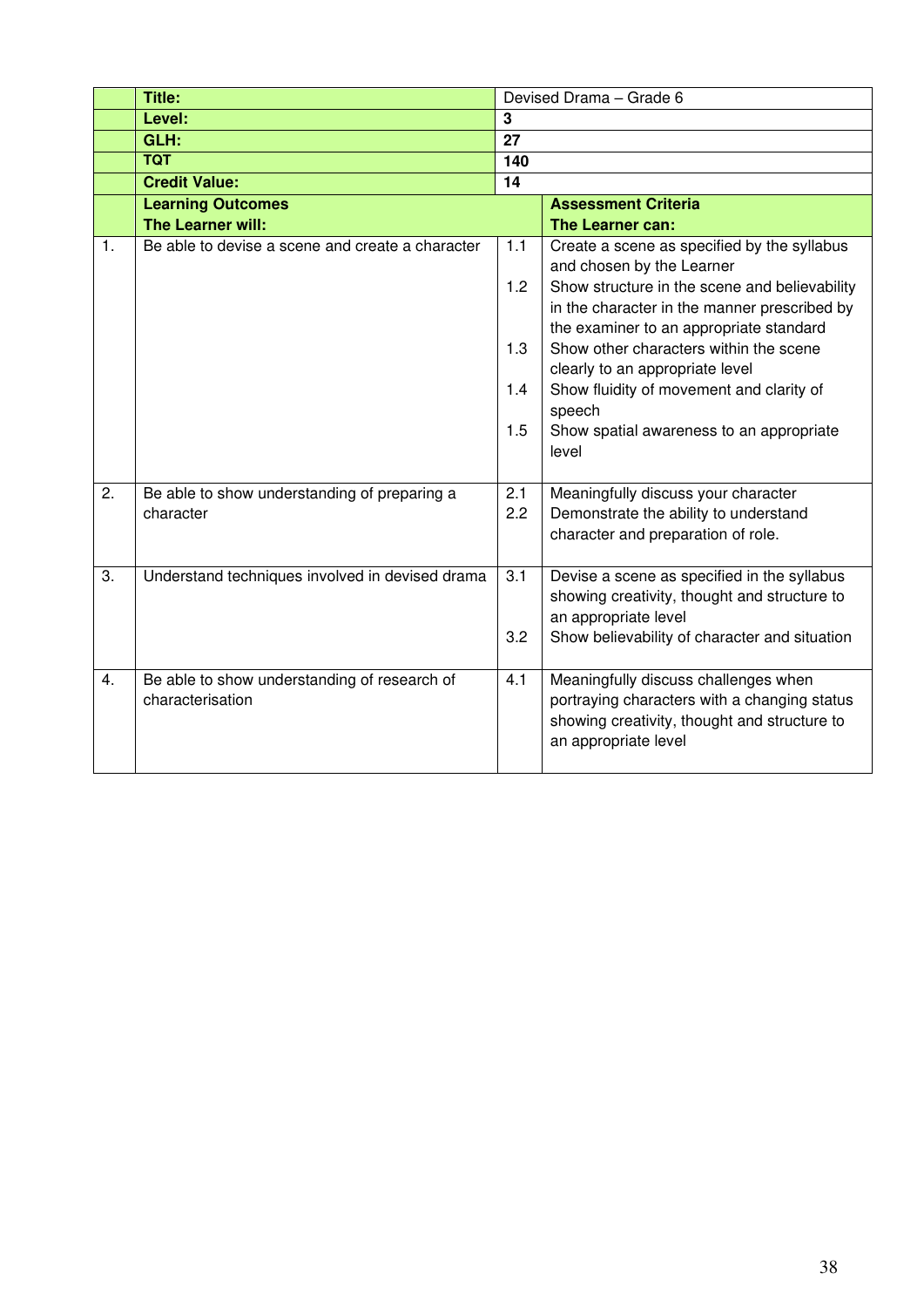| | | | |
|---|---|---|---|
| | **Title:** | Devised Drama – Grade 6 | |
| | **Level:** | **3** | |
| | **GLH:** | **27** | |
| | **TQT** | **140** | |
| | **Credit Value:** | **14** | |
| | **Learning Outcomes**<br>**The Learner will:** | | **Assessment Criteria**<br>**The Learner can:** |
| 1. | Be able to devise a scene and create a character | 1.1<br><br>1.2<br><br><br>1.3<br><br>1.4<br><br>1.5 | Create a scene as specified by the syllabus and chosen by the Learner<br>Show structure in the scene and believability in the character in the manner prescribed by the examiner to an appropriate standard<br>Show other characters within the scene clearly to an appropriate level<br>Show fluidity of movement and clarity of speech<br>Show spatial awareness to an appropriate level |
| 2. | Be able to show understanding of preparing a character | 2.1<br>2.2 | Meaningfully discuss your character<br>Demonstrate the ability to understand character and preparation of role. |
| 3. | Understand techniques involved in devised drama | 3.1<br><br><br>3.2 | Devise a scene as specified in the syllabus showing creativity, thought and structure to an appropriate level<br>Show believability of character and situation |
| 4. | Be able to show understanding of research of characterisation | 4.1 | Meaningfully discuss challenges when portraying characters with a changing status showing creativity, thought and structure to an appropriate level |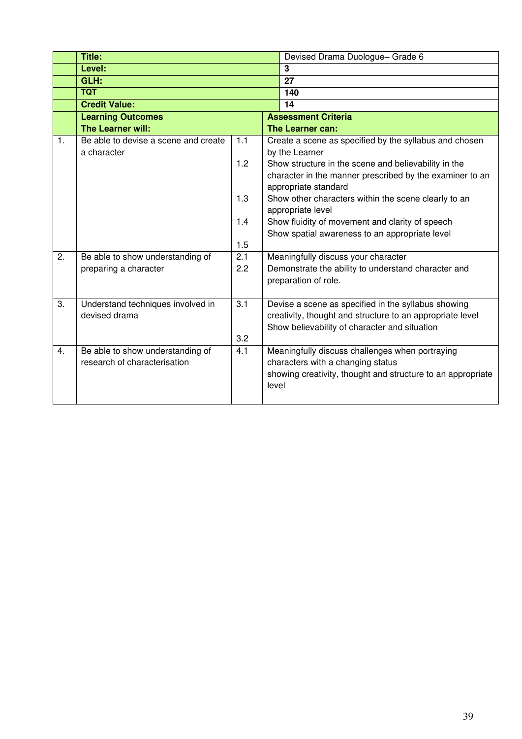| | Title: | | Devised Drama Duologue– Grade 6 |
|---|---|---|---|
| | **Level:** | | **3** |
| | **GLH:** | | **27** |
| | **TQT** | | **140** |
| | **Credit Value:** | | **14** |
| | **Learning Outcomes**<br>**The Learner will:** | | **Assessment Criteria**<br>**The Learner can:** |
| 1. | Be able to devise a scene and create a character | 1.1 | Create a scene as specified by the syllabus and chosen by the Learner |
| | | 1.2 | Show structure in the scene and believability in the character in the manner prescribed by the examiner to an appropriate standard |
| | | 1.3 | Show other characters within the scene clearly to an appropriate level |
| | | 1.4 | Show fluidity of movement and clarity of speech |
| | | 1.5 | Show spatial awareness to an appropriate level |
| 2. | Be able to show understanding of preparing a character | 2.1 | Meaningfully discuss your character |
| | | 2.2 | Demonstrate the ability to understand character and preparation of role. |
| 3. | Understand techniques involved in devised drama | 3.1 | Devise a scene as specified in the syllabus showing creativity, thought and structure to an appropriate level |
| | | 3.2 | Show believability of character and situation |
| 4. | Be able to show understanding of research of characterisation | 4.1 | Meaningfully discuss challenges when portraying characters with a changing status showing creativity, thought and structure to an appropriate level |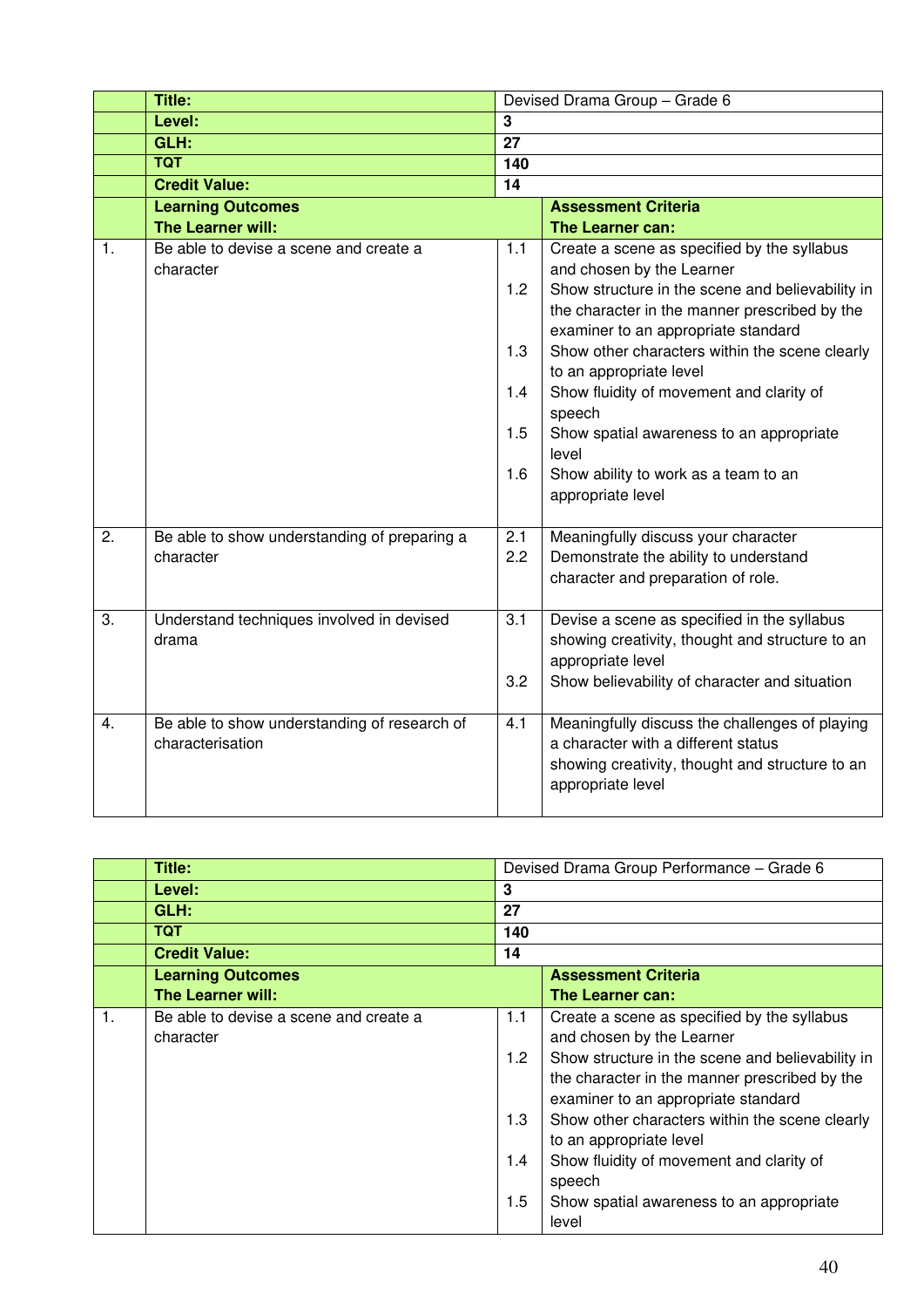| | Title: | Devised Drama Group – Grade 6 | |
|---|---|---|---|
| | **Level:** | **3** | |
| | **GLH:** | **27** | |
| | **TQT** | **140** | |
| | **Credit Value:** | **14** | |
| | **Learning Outcomes**<br>**The Learner will:** | | **Assessment Criteria**<br>**The Learner can:** |
| 1. | Be able to devise a scene and create a character | 1.1 | Create a scene as specified by the syllabus and chosen by the Learner |
| | | 1.2 | Show structure in the scene and believability in the character in the manner prescribed by the examiner to an appropriate standard |
| | | 1.3 | Show other characters within the scene clearly to an appropriate level |
| | | 1.4 | Show fluidity of movement and clarity of speech |
| | | 1.5 | Show spatial awareness to an appropriate level |
| | | 1.6 | Show ability to work as a team to an appropriate level |
| 2. | Be able to show understanding of preparing a character | 2.1 | Meaningfully discuss your character |
| | | 2.2 | Demonstrate the ability to understand character and preparation of role. |
| 3. | Understand techniques involved in devised drama | 3.1 | Devise a scene as specified in the syllabus showing creativity, thought and structure to an appropriate level |
| | | 3.2 | Show believability of character and situation |
| 4. | Be able to show understanding of research of characterisation | 4.1 | Meaningfully discuss the challenges of playing a character with a different status showing creativity, thought and structure to an appropriate level |

| | Title: | Devised Drama Group Performance – Grade 6 | |
|---|---|---|---|
| | **Level:** | **3** | |
| | **GLH:** | **27** | |
| | **TQT** | **140** | |
| | **Credit Value:** | **14** | |
| | **Learning Outcomes**<br>**The Learner will:** | | **Assessment Criteria**<br>**The Learner can:** |
| 1. | Be able to devise a scene and create a character | 1.1 | Create a scene as specified by the syllabus and chosen by the Learner |
| | | 1.2 | Show structure in the scene and believability in the character in the manner prescribed by the examiner to an appropriate standard |
| | | 1.3 | Show other characters within the scene clearly to an appropriate level |
| | | 1.4 | Show fluidity of movement and clarity of speech |
| | | 1.5 | Show spatial awareness to an appropriate level |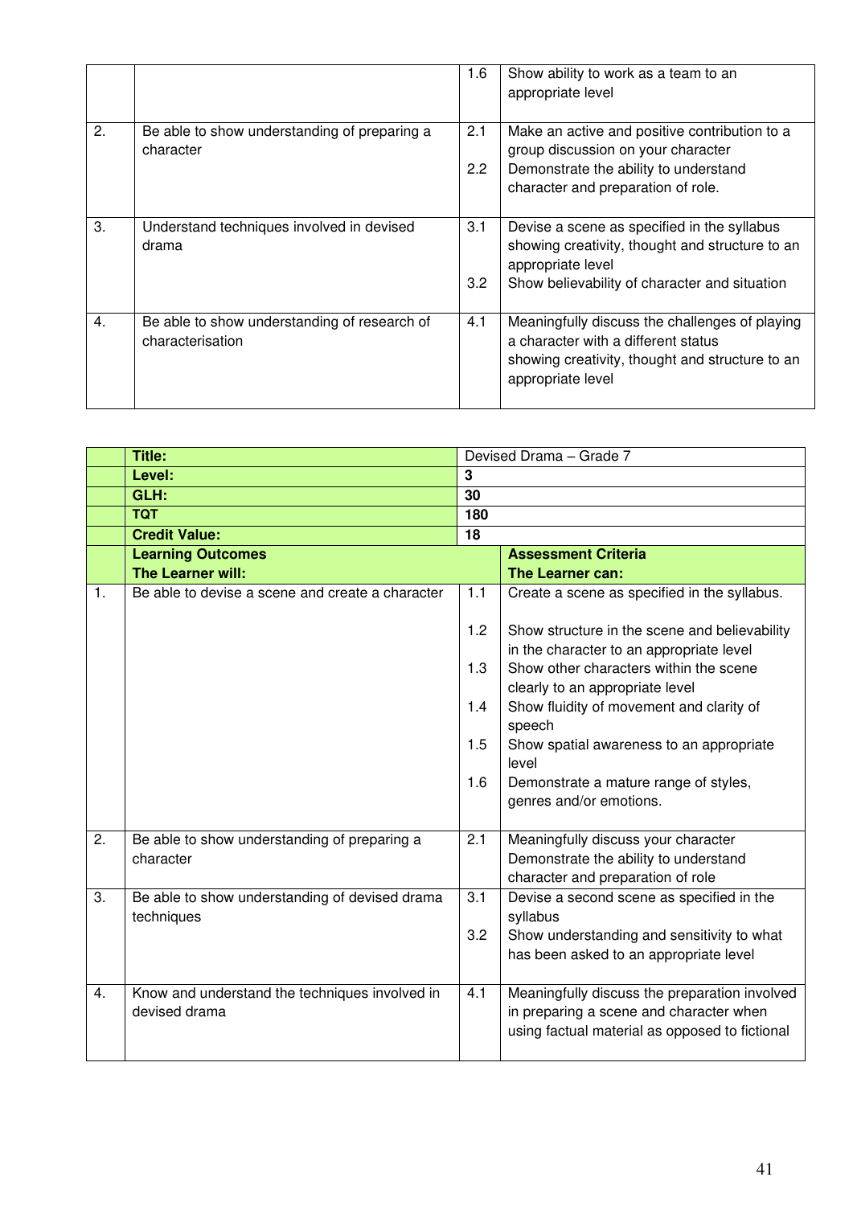| | | | |
|---|---|---|---|
| | | 1.6 | Show ability to work as a team to an appropriate level |
| 2. | Be able to show understanding of preparing a character | 2.1<br><br>2.2 | Make an active and positive contribution to a group discussion on your character<br>Demonstrate the ability to understand character and preparation of role. |
| 3. | Understand techniques involved in devised drama | 3.1<br><br>3.2 | Devise a scene as specified in the syllabus showing creativity, thought and structure to an appropriate level<br>Show believability of character and situation |
| 4. | Be able to show understanding of research of characterisation | 4.1 | Meaningfully discuss the challenges of playing a character with a different status showing creativity, thought and structure to an appropriate level |

| | **Title:** | Devised Drama – Grade 7 | |
|---|---|---|---|
| | **Level:** | **3** | |
| | **GLH:** | **30** | |
| | **TQT** | **180** | |
| | **Credit Value:** | **18** | |
| | **Learning Outcomes**<br>**The Learner will:** | | **Assessment Criteria**<br>**The Learner can:** |
| 1. | Be able to devise a scene and create a character | 1.1<br><br>1.2<br><br>1.3<br><br>1.4<br><br>1.5<br><br>1.6 | Create a scene as specified in the syllabus.<br><br>Show structure in the scene and believability in the character to an appropriate level<br>Show other characters within the scene clearly to an appropriate level<br>Show fluidity of movement and clarity of speech<br>Show spatial awareness to an appropriate level<br>Demonstrate a mature range of styles, genres and/or emotions. |
| 2. | Be able to show understanding of preparing a character | 2.1 | Meaningfully discuss your character<br>Demonstrate the ability to understand character and preparation of role |
| 3. | Be able to show understanding of devised drama techniques | 3.1<br><br>3.2 | Devise a second scene as specified in the syllabus<br>Show understanding and sensitivity to what has been asked to an appropriate level |
| 4. | Know and understand the techniques involved in devised drama | 4.1 | Meaningfully discuss the preparation involved in preparing a scene and character when using factual material as opposed to fictional |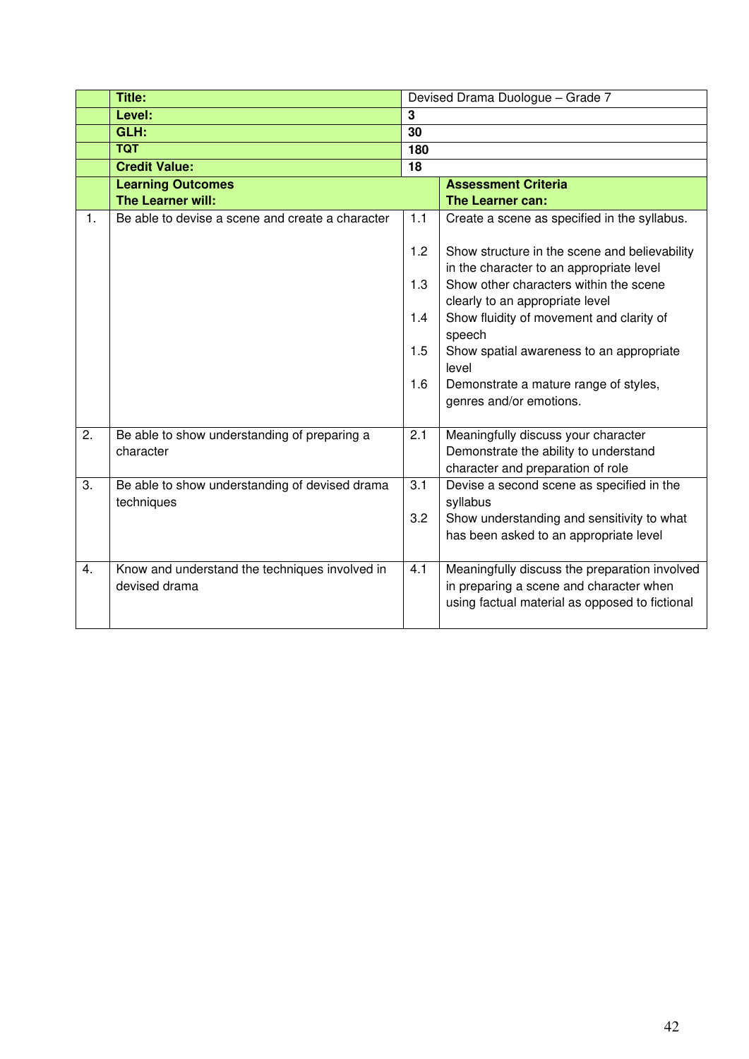| | | | |
|---|---|---|---|
| | **Title:** | Devised Drama Duologue – Grade 7 | |
| | **Level:** | **3** | |
| | **GLH:** | **30** | |
| | **TQT** | **180** | |
| | **Credit Value:** | **18** | |
| | **Learning Outcomes**<br>**The Learner will:** | | **Assessment Criteria**<br>**The Learner can:** |
| 1. | Be able to devise a scene and create a character | 1.1 | Create a scene as specified in the syllabus. |
| | | 1.2 | Show structure in the scene and believability in the character to an appropriate level |
| | | 1.3 | Show other characters within the scene clearly to an appropriate level |
| | | 1.4 | Show fluidity of movement and clarity of speech |
| | | 1.5 | Show spatial awareness to an appropriate level |
| | | 1.6 | Demonstrate a mature range of styles, genres and/or emotions. |
| 2. | Be able to show understanding of preparing a character | 2.1 | Meaningfully discuss your character Demonstrate the ability to understand character and preparation of role |
| 3. | Be able to show understanding of devised drama techniques | 3.1 | Devise a second scene as specified in the syllabus |
| | | 3.2 | Show understanding and sensitivity to what has been asked to an appropriate level |
| 4. | Know and understand the techniques involved in devised drama | 4.1 | Meaningfully discuss the preparation involved in preparing a scene and character when using factual material as opposed to fictional |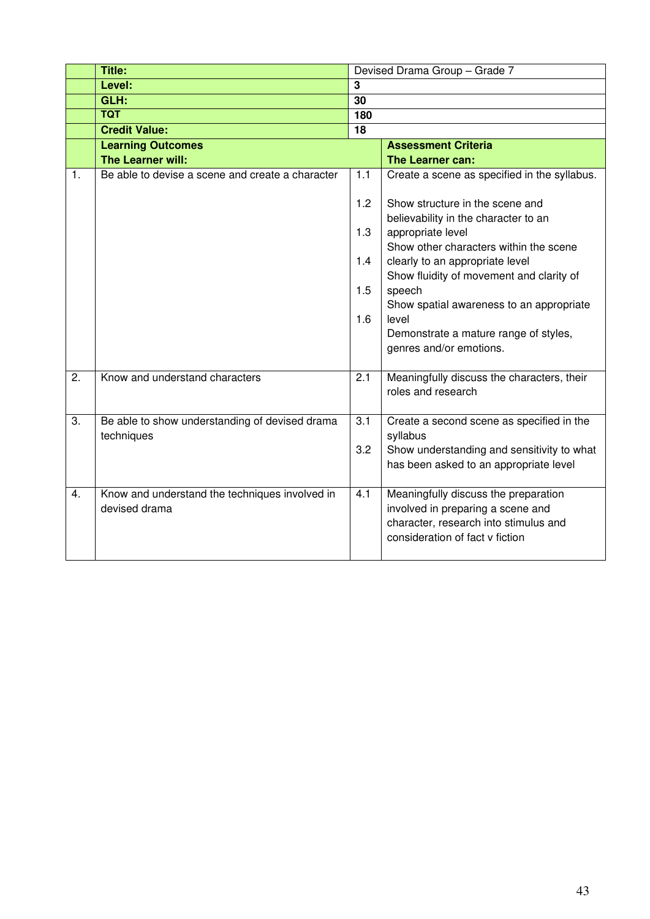| | Title: | | Devised Drama Group – Grade 7 |
|---|---|---|---|
| | **Level:** | | **3** |
| | **GLH:** | | **30** |
| | **TQT** | | **180** |
| | **Credit Value:** | | **18** |
| | **Learning Outcomes**<br>**The Learner will:** | | **Assessment Criteria**<br>**The Learner can:** |
| 1. | Be able to devise a scene and create a character | 1.1<br>1.2<br>1.3<br>1.4<br>1.5<br>1.6 | Create a scene as specified in the syllabus.<br>Show structure in the scene and believability in the character to an appropriate level<br>Show other characters within the scene clearly to an appropriate level<br>Show fluidity of movement and clarity of speech<br>Show spatial awareness to an appropriate level<br>Demonstrate a mature range of styles, genres and/or emotions. |
| 2. | Know and understand characters | 2.1 | Meaningfully discuss the characters, their roles and research |
| 3. | Be able to show understanding of devised drama techniques | 3.1<br>3.2 | Create a second scene as specified in the syllabus<br>Show understanding and sensitivity to what has been asked to an appropriate level |
| 4. | Know and understand the techniques involved in devised drama | 4.1 | Meaningfully discuss the preparation involved in preparing a scene and character, research into stimulus and consideration of fact v fiction |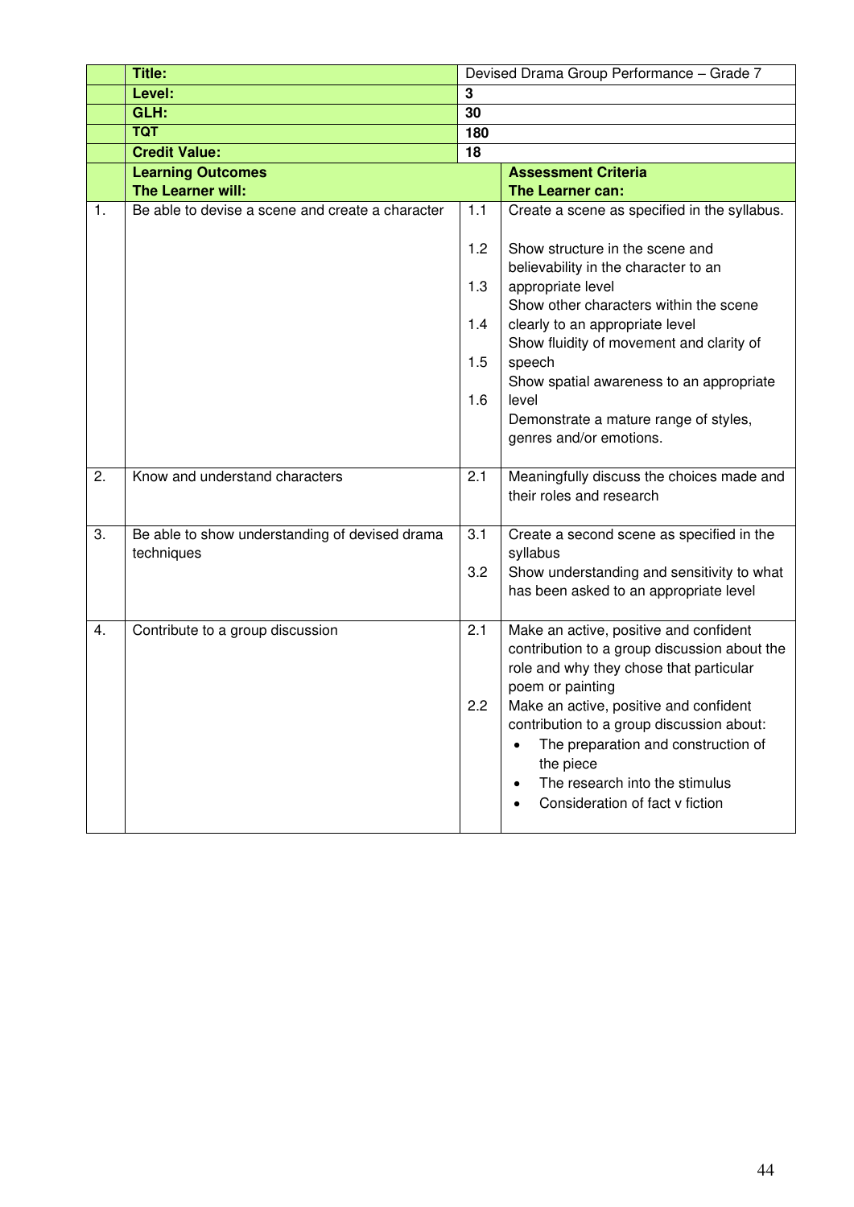| | | | |
|---|---|---|---|
| | **Title:** | Devised Drama Group Performance – Grade 7 | |
| | **Level:** | **3** | |
| | **GLH:** | **30** | |
| | **TQT** | **180** | |
| | **Credit Value:** | **18** | |
| | **Learning Outcomes**<br>**The Learner will:** | | **Assessment Criteria**<br>**The Learner can:** |
| 1. | Be able to devise a scene and create a character | 1.1 | Create a scene as specified in the syllabus. |
| | | 1.2 | Show structure in the scene and believability in the character to an appropriate level |
| | | 1.3 | Show other characters within the scene clearly to an appropriate level |
| | | 1.4 | Show fluidity of movement and clarity of speech |
| | | 1.5 | Show spatial awareness to an appropriate level |
| | | 1.6 | Demonstrate a mature range of styles, genres and/or emotions. |
| 2. | Know and understand characters | 2.1 | Meaningfully discuss the choices made and their roles and research |
| 3. | Be able to show understanding of devised drama techniques | 3.1 | Create a second scene as specified in the syllabus |
| | | 3.2 | Show understanding and sensitivity to what has been asked to an appropriate level |
| 4. | Contribute to a group discussion | 2.1 | Make an active, positive and confident contribution to a group discussion about the role and why they chose that particular poem or painting |
| | | 2.2 | Make an active, positive and confident contribution to a group discussion about:<br>• The preparation and construction of the piece<br>• The research into the stimulus<br>• Consideration of fact v fiction |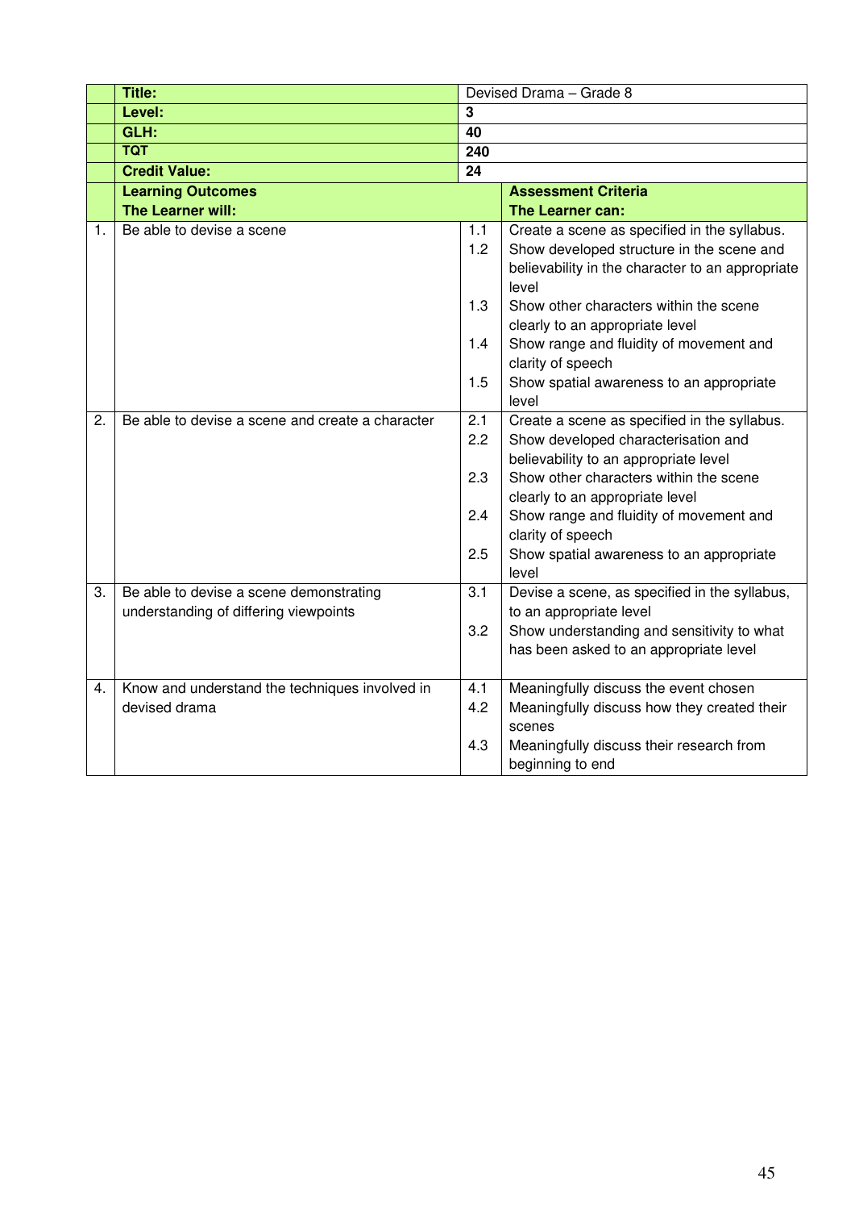| | Title: | | Devised Drama – Grade 8 |
|---|---|---|---|
| | **Level:** | | **3** |
| | **GLH:** | | **40** |
| | **TQT** | | **240** |
| | **Credit Value:** | | **24** |
| | **Learning Outcomes**<br>**The Learner will:** | | **Assessment Criteria**<br>**The Learner can:** |
| 1. | Be able to devise a scene | 1.1 | Create a scene as specified in the syllabus. |
| | | 1.2 | Show developed structure in the scene and believability in the character to an appropriate level |
| | | 1.3 | Show other characters within the scene clearly to an appropriate level |
| | | 1.4 | Show range and fluidity of movement and clarity of speech |
| | | 1.5 | Show spatial awareness to an appropriate level |
| 2. | Be able to devise a scene and create a character | 2.1 | Create a scene as specified in the syllabus. |
| | | 2.2 | Show developed characterisation and believability to an appropriate level |
| | | 2.3 | Show other characters within the scene clearly to an appropriate level |
| | | 2.4 | Show range and fluidity of movement and clarity of speech |
| | | 2.5 | Show spatial awareness to an appropriate level |
| 3. | Be able to devise a scene demonstrating understanding of differing viewpoints | 3.1 | Devise a scene, as specified in the syllabus, to an appropriate level |
| | | 3.2 | Show understanding and sensitivity to what has been asked to an appropriate level |
| 4. | Know and understand the techniques involved in devised drama | 4.1 | Meaningfully discuss the event chosen |
| | | 4.2 | Meaningfully discuss how they created their scenes |
| | | 4.3 | Meaningfully discuss their research from beginning to end |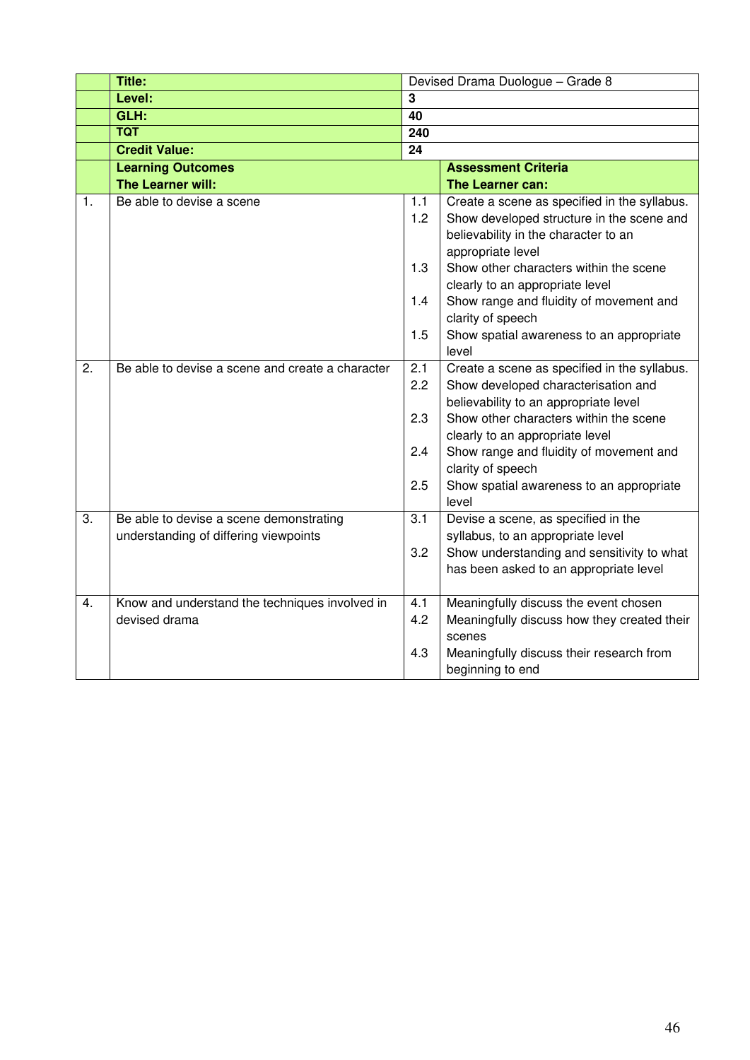| | | | |
|---|---|---|---|
| | **Title:** | Devised Drama Duologue – Grade 8 | |
| | **Level:** | **3** | |
| | **GLH:** | **40** | |
| | **TQT** | **240** | |
| | **Credit Value:** | **24** | |
| | **Learning Outcomes**<br>**The Learner will:** | | **Assessment Criteria**<br>**The Learner can:** |
| 1. | Be able to devise a scene | 1.1<br>1.2<br><br><br>1.3<br><br>1.4<br><br>1.5 | Create a scene as specified in the syllabus.<br>Show developed structure in the scene and believability in the character to an appropriate level<br>Show other characters within the scene clearly to an appropriate level<br>Show range and fluidity of movement and clarity of speech<br>Show spatial awareness to an appropriate level |
| 2. | Be able to devise a scene and create a character | 2.1<br>2.2<br><br>2.3<br><br>2.4<br><br>2.5 | Create a scene as specified in the syllabus.<br>Show developed characterisation and believability to an appropriate level<br>Show other characters within the scene clearly to an appropriate level<br>Show range and fluidity of movement and clarity of speech<br>Show spatial awareness to an appropriate level |
| 3. | Be able to devise a scene demonstrating understanding of differing viewpoints | 3.1<br><br>3.2 | Devise a scene, as specified in the syllabus, to an appropriate level<br>Show understanding and sensitivity to what has been asked to an appropriate level |
| 4. | Know and understand the techniques involved in devised drama | 4.1<br>4.2<br><br>4.3 | Meaningfully discuss the event chosen<br>Meaningfully discuss how they created their scenes<br>Meaningfully discuss their research from beginning to end |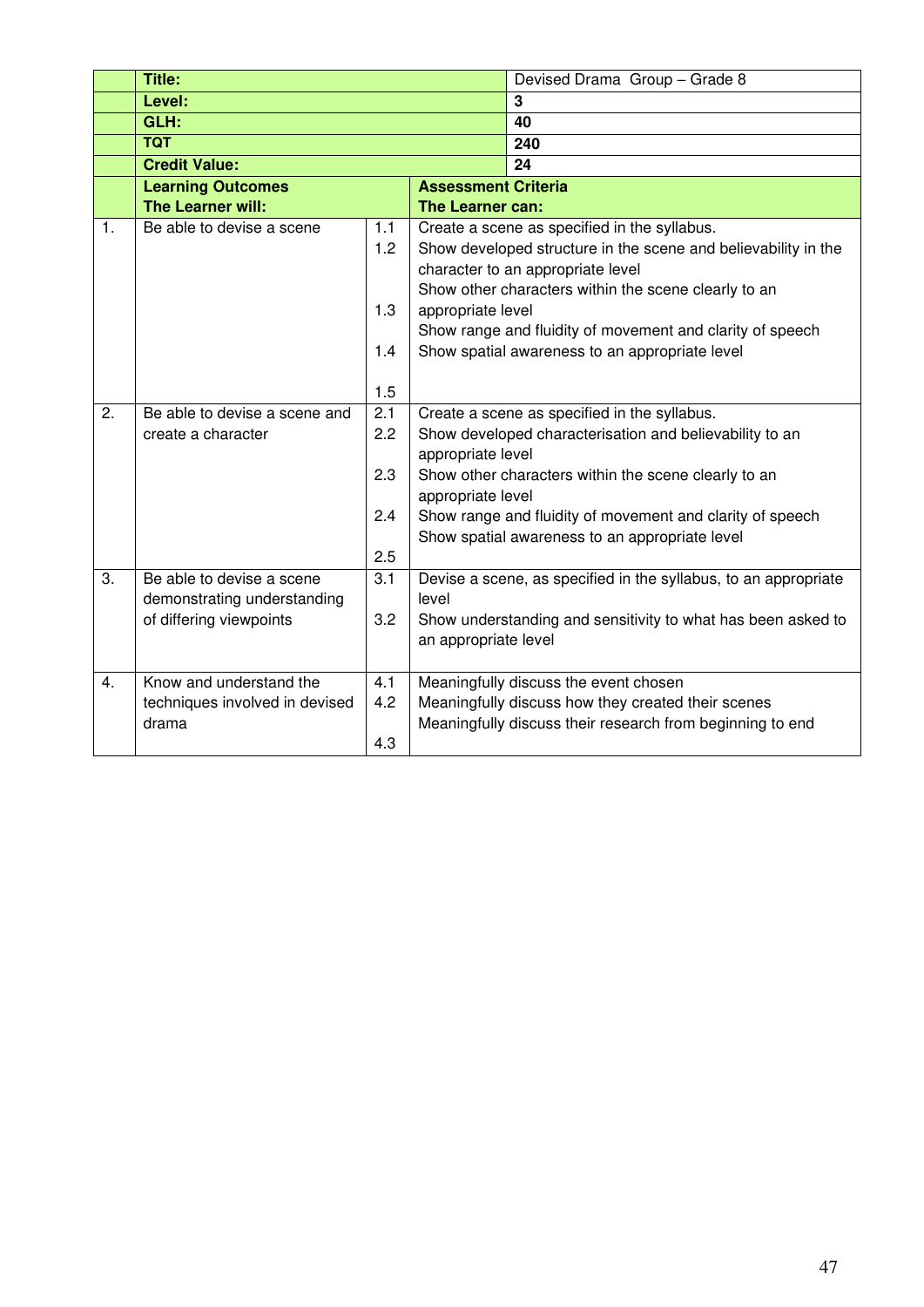| | Title: | | Devised Drama Group – Grade 8 |
|---|---|---|---|
| | **Level:** | | **3** |
| | **GLH:** | | **40** |
| | **TQT** | | **240** |
| | **Credit Value:** | | **24** |

| | Learning Outcomes<br>The Learner will: | | Assessment Criteria<br>The Learner can: |
|---|---|---|---|
| 1. | Be able to devise a scene | 1.1<br>1.2<br>1.3<br>1.4<br>1.5 | Create a scene as specified in the syllabus.<br>Show developed structure in the scene and believability in the character to an appropriate level<br>Show other characters within the scene clearly to an appropriate level<br>Show range and fluidity of movement and clarity of speech<br>Show spatial awareness to an appropriate level |
| 2. | Be able to devise a scene and create a character | 2.1<br>2.2<br>2.3<br>2.4<br>2.5 | Create a scene as specified in the syllabus.<br>Show developed characterisation and believability to an appropriate level<br>Show other characters within the scene clearly to an appropriate level<br>Show range and fluidity of movement and clarity of speech<br>Show spatial awareness to an appropriate level |
| 3. | Be able to devise a scene demonstrating understanding of differing viewpoints | 3.1<br>3.2 | Devise a scene, as specified in the syllabus, to an appropriate level<br>Show understanding and sensitivity to what has been asked to an appropriate level |
| 4. | Know and understand the techniques involved in devised drama | 4.1<br>4.2<br>4.3 | Meaningfully discuss the event chosen<br>Meaningfully discuss how they created their scenes<br>Meaningfully discuss their research from beginning to end |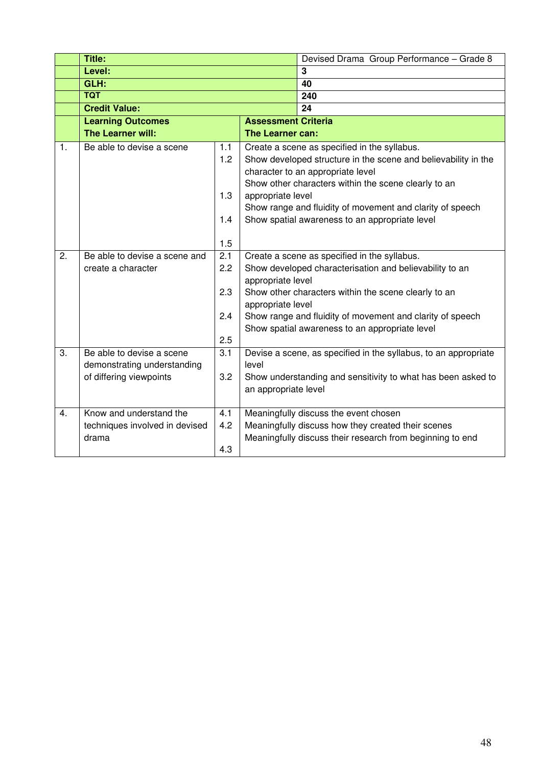| | Title: | | | Devised Drama Group Performance – Grade 8 |
|---|---|---|---|---|
| | **Level:** | | | **3** |
| | **GLH:** | | | **40** |
| | **TQT** | | | **240** |
| | **Credit Value:** | | | **24** |
| | **Learning Outcomes** **The Learner will:** | | **Assessment Criteria** **The Learner can:** | |
| 1. | Be able to devise a scene | 1.1 | Create a scene as specified in the syllabus. | |
| | | 1.2 | Show developed structure in the scene and believability in the character to an appropriate level | |
| | | 1.3 | Show other characters within the scene clearly to an appropriate level | |
| | | 1.4 | Show range and fluidity of movement and clarity of speech | |
| | | 1.5 | Show spatial awareness to an appropriate level | |
| 2. | Be able to devise a scene and create a character | 2.1 | Create a scene as specified in the syllabus. | |
| | | 2.2 | Show developed characterisation and believability to an appropriate level | |
| | | 2.3 | Show other characters within the scene clearly to an appropriate level | |
| | | 2.4 | Show range and fluidity of movement and clarity of speech | |
| | | 2.5 | Show spatial awareness to an appropriate level | |
| 3. | Be able to devise a scene demonstrating understanding of differing viewpoints | 3.1 | Devise a scene, as specified in the syllabus, to an appropriate level | |
| | | 3.2 | Show understanding and sensitivity to what has been asked to an appropriate level | |
| 4. | Know and understand the techniques involved in devised drama | 4.1 | Meaningfully discuss the event chosen | |
| | | 4.2 | Meaningfully discuss how they created their scenes | |
| | | 4.3 | Meaningfully discuss their research from beginning to end | |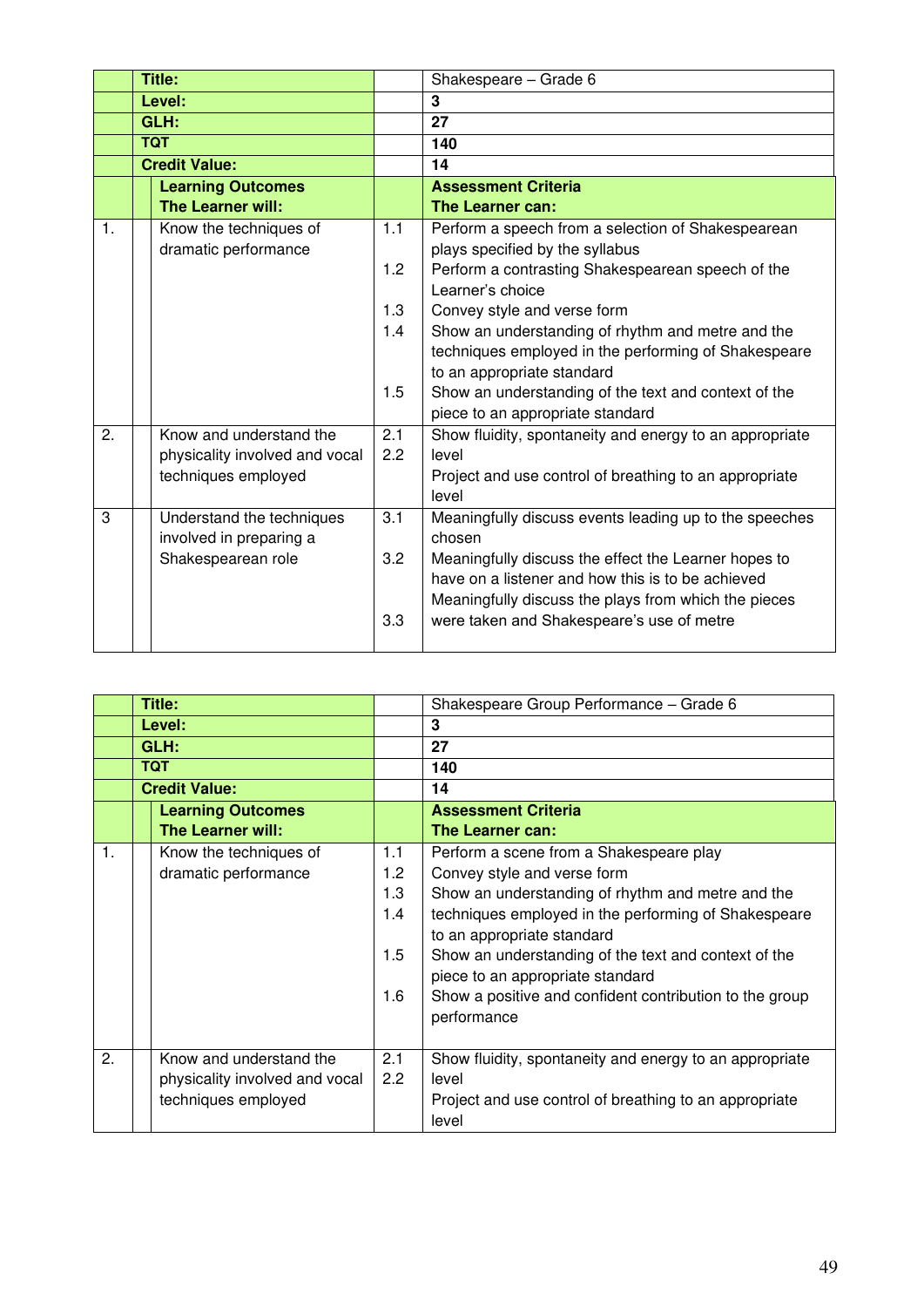| | Title: | | Shakespeare – Grade 6 |
|---|---|---|---|
| | **Level:** | | **3** |
| | **GLH:** | | **27** |
| | **TQT** | | **140** |
| | **Credit Value:** | | **14** |
| | **Learning Outcomes The Learner will:** | | **Assessment Criteria The Learner can:** |
| 1. | Know the techniques of dramatic performance | 1.1 | Perform a speech from a selection of Shakespearean plays specified by the syllabus |
| | | 1.2 | Perform a contrasting Shakespearean speech of the Learner's choice |
| | | 1.3 | Convey style and verse form |
| | | 1.4 | Show an understanding of rhythm and metre and the techniques employed in the performing of Shakespeare to an appropriate standard |
| | | 1.5 | Show an understanding of the text and context of the piece to an appropriate standard |
| 2. | Know and understand the physicality involved and vocal techniques employed | 2.1 | Show fluidity, spontaneity and energy to an appropriate level |
| | | 2.2 | Project and use control of breathing to an appropriate level |
| 3 | Understand the techniques involved in preparing a Shakespearean role | 3.1 | Meaningfully discuss events leading up to the speeches chosen |
| | | 3.2 | Meaningfully discuss the effect the Learner hopes to have on a listener and how this is to be achieved |
| | | 3.3 | Meaningfully discuss the plays from which the pieces were taken and Shakespeare's use of metre |

| | Title: | | Shakespeare Group Performance – Grade 6 |
|---|---|---|---|
| | **Level:** | | **3** |
| | **GLH:** | | **27** |
| | **TQT** | | **140** |
| | **Credit Value:** | | **14** |
| | **Learning Outcomes The Learner will:** | | **Assessment Criteria The Learner can:** |
| 1. | Know the techniques of dramatic performance | 1.1 | Perform a scene from a Shakespeare play |
| | | 1.2 | Convey style and verse form |
| | | 1.3 | Show an understanding of rhythm and metre and the techniques employed in the performing of Shakespeare to an appropriate standard |
| | | 1.4 | |
| | | 1.5 | Show an understanding of the text and context of the piece to an appropriate standard |
| | | 1.6 | Show a positive and confident contribution to the group performance |
| 2. | Know and understand the physicality involved and vocal techniques employed | 2.1 | Show fluidity, spontaneity and energy to an appropriate level |
| | | 2.2 | Project and use control of breathing to an appropriate level |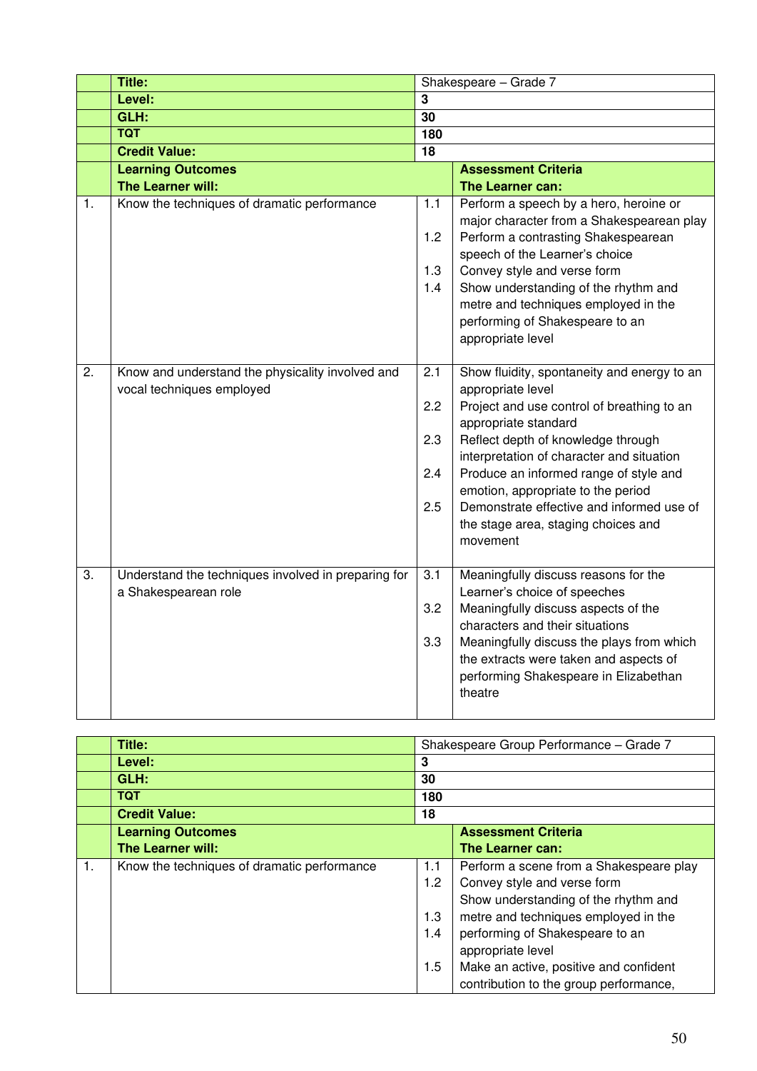| | Title: | Shakespeare – Grade 7 | |
|---|---|---|---|
| | **Level:** | **3** | |
| | **GLH:** | **30** | |
| | **TQT** | **180** | |
| | **Credit Value:** | **18** | |
| | **Learning Outcomes The Learner will:** | | **Assessment Criteria The Learner can:** |
| 1. | Know the techniques of dramatic performance | 1.1 | Perform a speech by a hero, heroine or major character from a Shakespearean play |
| | | 1.2 | Perform a contrasting Shakespearean speech of the Learner's choice |
| | | 1.3 | Convey style and verse form |
| | | 1.4 | Show understanding of the rhythm and metre and techniques employed in the performing of Shakespeare to an appropriate level |
| 2. | Know and understand the physicality involved and vocal techniques employed | 2.1 | Show fluidity, spontaneity and energy to an appropriate level |
| | | 2.2 | Project and use control of breathing to an appropriate standard |
| | | 2.3 | Reflect depth of knowledge through interpretation of character and situation |
| | | 2.4 | Produce an informed range of style and emotion, appropriate to the period |
| | | 2.5 | Demonstrate effective and informed use of the stage area, staging choices and movement |
| 3. | Understand the techniques involved in preparing for a Shakespearean role | 3.1 | Meaningfully discuss reasons for the Learner's choice of speeches |
| | | 3.2 | Meaningfully discuss aspects of the characters and their situations |
| | | 3.3 | Meaningfully discuss the plays from which the extracts were taken and aspects of performing Shakespeare in Elizabethan theatre |

| | Title: | Shakespeare Group Performance – Grade 7 | |
|---|---|---|---|
| | **Level:** | **3** | |
| | **GLH:** | **30** | |
| | **TQT** | **180** | |
| | **Credit Value:** | **18** | |
| | **Learning Outcomes The Learner will:** | | **Assessment Criteria The Learner can:** |
| 1. | Know the techniques of dramatic performance | 1.1 | Perform a scene from a Shakespeare play |
| | | 1.2 | Convey style and verse form |
| | | 1.3 | Show understanding of the rhythm and metre and techniques employed in the performing of Shakespeare to an appropriate level |
| | | 1.4 | |
| | | 1.5 | Make an active, positive and confident contribution to the group performance, |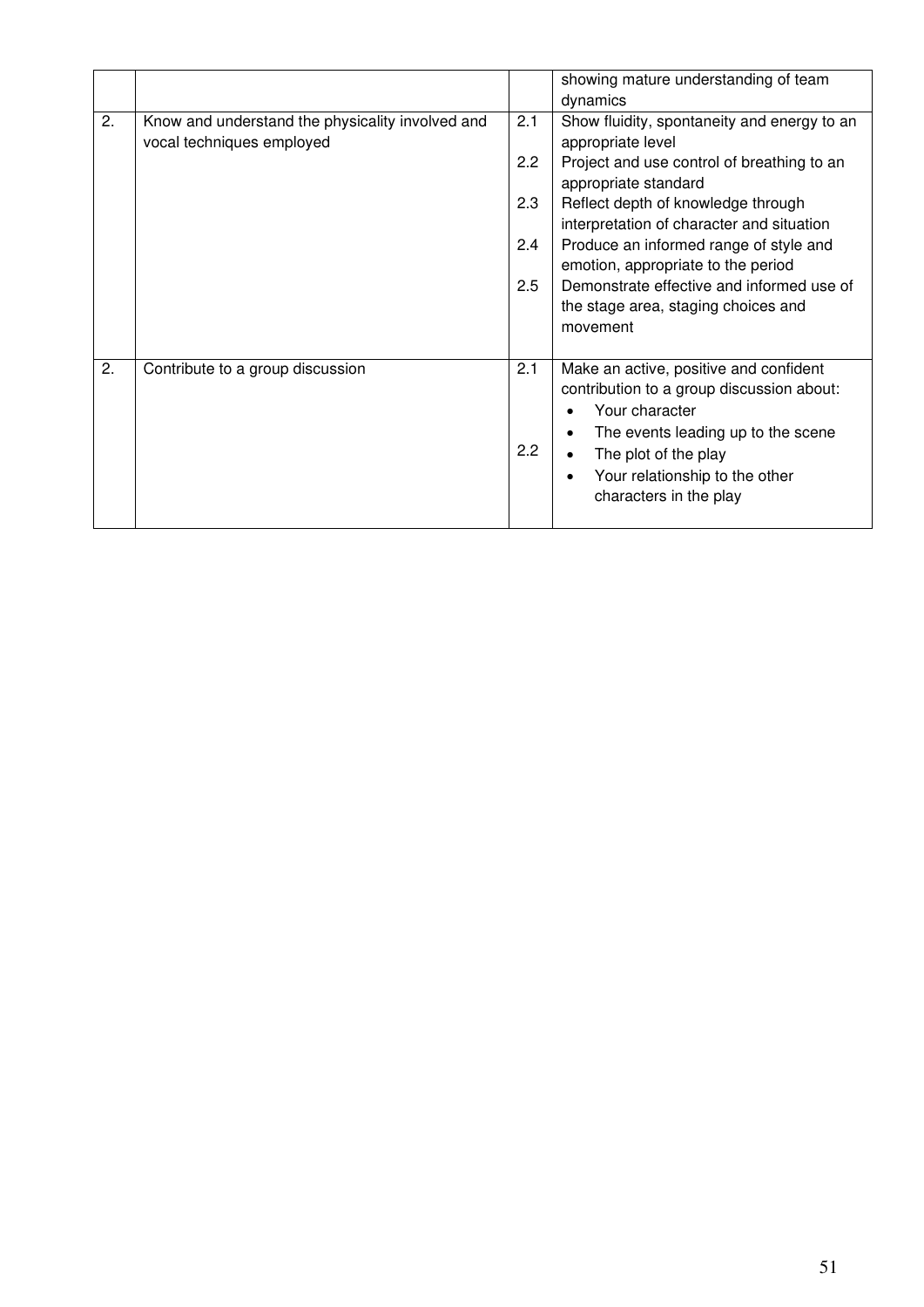| | | | |
|---|---|---|---|
| | | | showing mature understanding of team dynamics |
| 2. | Know and understand the physicality involved and vocal techniques employed | 2.1<br><br>2.2<br><br>2.3<br><br>2.4<br><br>2.5 | Show fluidity, spontaneity and energy to an appropriate level<br>Project and use control of breathing to an appropriate standard<br>Reflect depth of knowledge through interpretation of character and situation<br>Produce an informed range of style and emotion, appropriate to the period<br>Demonstrate effective and informed use of the stage area, staging choices and movement |
| 2. | Contribute to a group discussion | 2.1<br><br><br><br>2.2 | Make an active, positive and confident contribution to a group discussion about:<br>• Your character<br>• The events leading up to the scene<br>• The plot of the play<br>• Your relationship to the other characters in the play |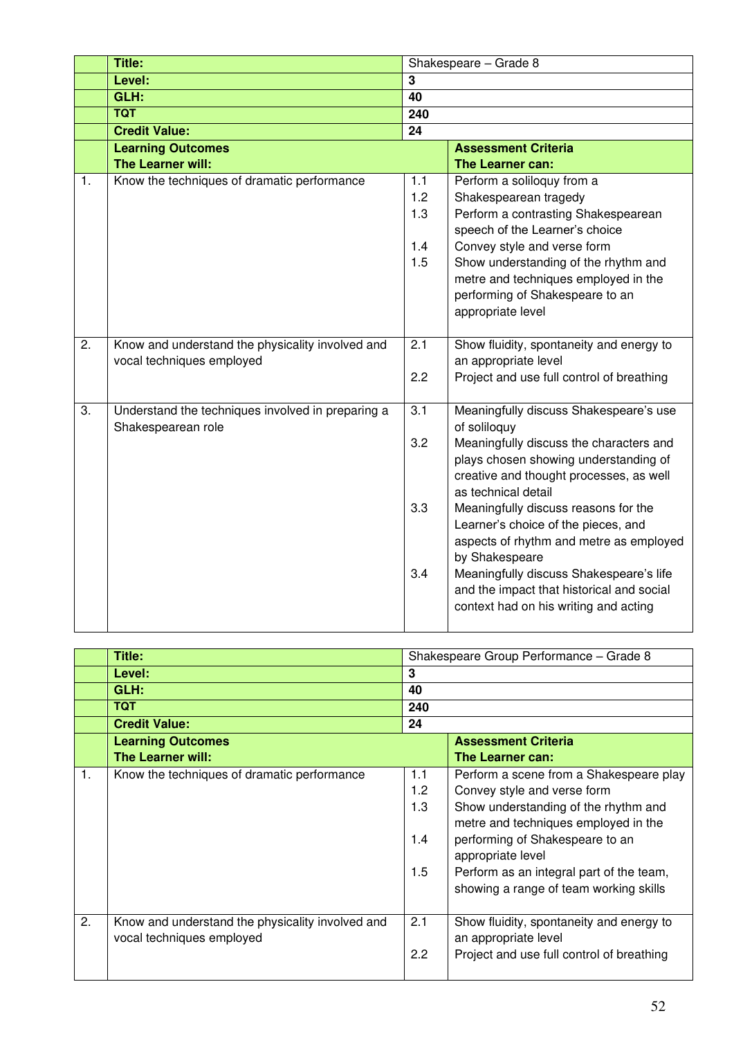| | Title: | Shakespeare – Grade 8 | |
|---|---|---|---|
| | **Level:** | **3** | |
| | **GLH:** | **40** | |
| | **TQT** | **240** | |
| | **Credit Value:** | **24** | |
| | **Learning Outcomes**<br>**The Learner will:** | | **Assessment Criteria**<br>**The Learner can:** |
| 1. | Know the techniques of dramatic performance | 1.1<br>1.2<br>1.3<br><br>1.4<br>1.5 | Perform a soliloquy from a Shakespearean tragedy<br>Perform a contrasting Shakespearean speech of the Learner's choice<br>Convey style and verse form<br>Show understanding of the rhythm and metre and techniques employed in the performing of Shakespeare to an appropriate level |
| 2. | Know and understand the physicality involved and vocal techniques employed | 2.1<br><br>2.2 | Show fluidity, spontaneity and energy to an appropriate level<br>Project and use full control of breathing |
| 3. | Understand the techniques involved in preparing a Shakespearean role | 3.1<br><br>3.2<br><br><br><br>3.3<br><br><br><br>3.4 | Meaningfully discuss Shakespeare's use of soliloquy<br>Meaningfully discuss the characters and plays chosen showing understanding of creative and thought processes, as well as technical detail<br>Meaningfully discuss reasons for the Learner's choice of the pieces, and aspects of rhythm and metre as employed by Shakespeare<br>Meaningfully discuss Shakespeare's life and the impact that historical and social context had on his writing and acting |

| | Title: | Shakespeare Group Performance – Grade 8 | |
|---|---|---|---|
| | **Level:** | **3** | |
| | **GLH:** | **40** | |
| | **TQT** | **240** | |
| | **Credit Value:** | **24** | |
| | **Learning Outcomes**<br>**The Learner will:** | | **Assessment Criteria**<br>**The Learner can:** |
| 1. | Know the techniques of dramatic performance | 1.1<br>1.2<br>1.3<br><br>1.4<br><br>1.5 | Perform a scene from a Shakespeare play<br>Convey style and verse form<br>Show understanding of the rhythm and metre and techniques employed in the performing of Shakespeare to an appropriate level<br>Perform as an integral part of the team, showing a range of team working skills |
| 2. | Know and understand the physicality involved and vocal techniques employed | 2.1<br><br>2.2 | Show fluidity, spontaneity and energy to an appropriate level<br>Project and use full control of breathing |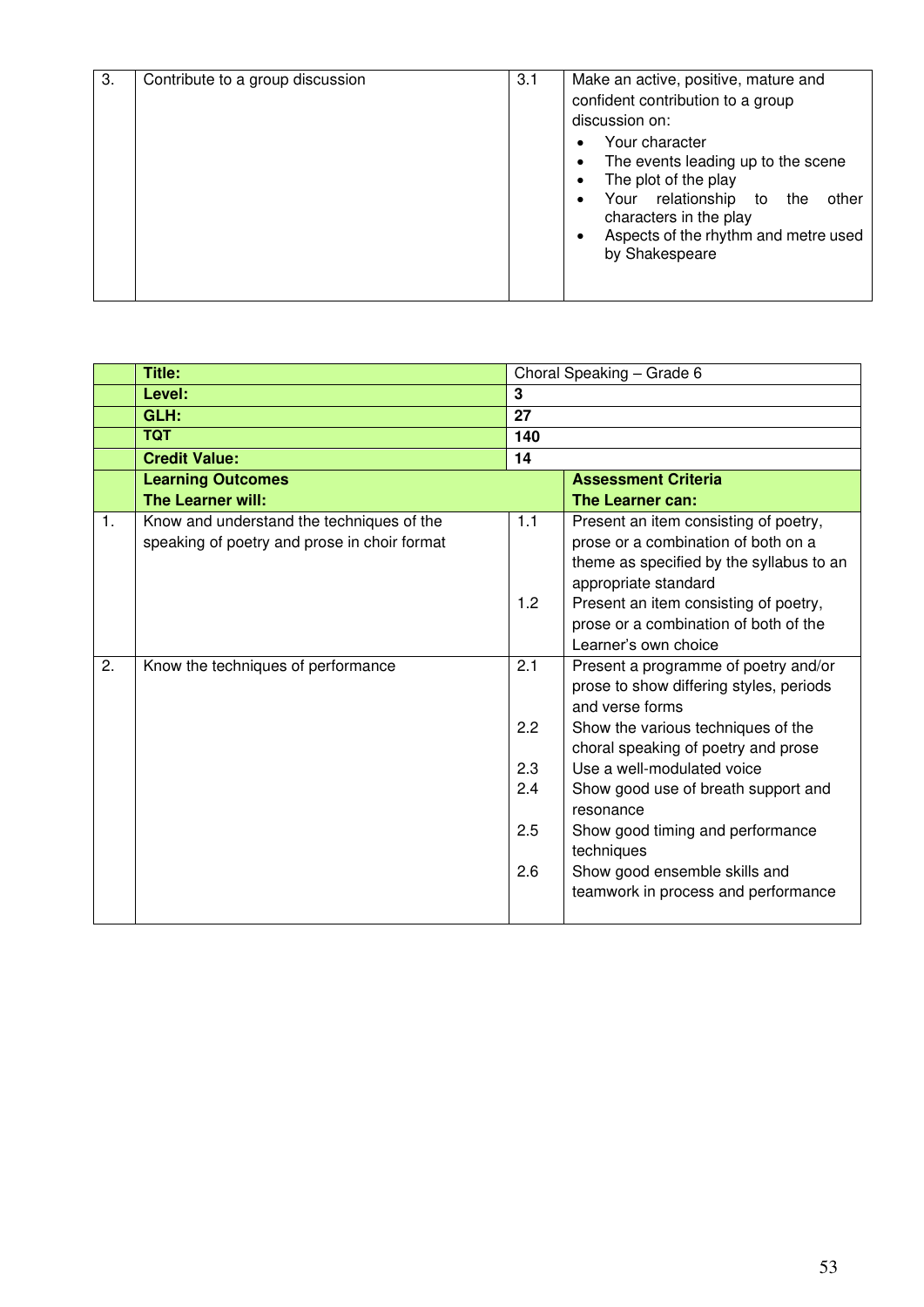| 3. | Contribute to a group discussion | 3.1 | Make an active, positive, mature and confident contribution to a group discussion on:<br>• Your character<br>• The events leading up to the scene<br>• The plot of the play<br>• Your relationship to the other characters in the play<br>• Aspects of the rhythm and metre used by Shakespeare |
|---|---|---|---|

| | **Title:** | Choral Speaking – Grade 6 | |
|---|---|---|---|
| | **Level:** | **3** | |
| | **GLH:** | **27** | |
| | **TQT** | **140** | |
| | **Credit Value:** | **14** | |
| | **Learning Outcomes**<br>**The Learner will:** | | **Assessment Criteria**<br>**The Learner can:** |
| 1. | Know and understand the techniques of the speaking of poetry and prose in choir format | 1.1 | Present an item consisting of poetry, prose or a combination of both on a theme as specified by the syllabus to an appropriate standard |
| | | 1.2 | Present an item consisting of poetry, prose or a combination of both of the Learner's own choice |
| 2. | Know the techniques of performance | 2.1 | Present a programme of poetry and/or prose to show differing styles, periods and verse forms |
| | | 2.2 | Show the various techniques of the choral speaking of poetry and prose |
| | | 2.3 | Use a well-modulated voice |
| | | 2.4 | Show good use of breath support and resonance |
| | | 2.5 | Show good timing and performance techniques |
| | | 2.6 | Show good ensemble skills and teamwork in process and performance |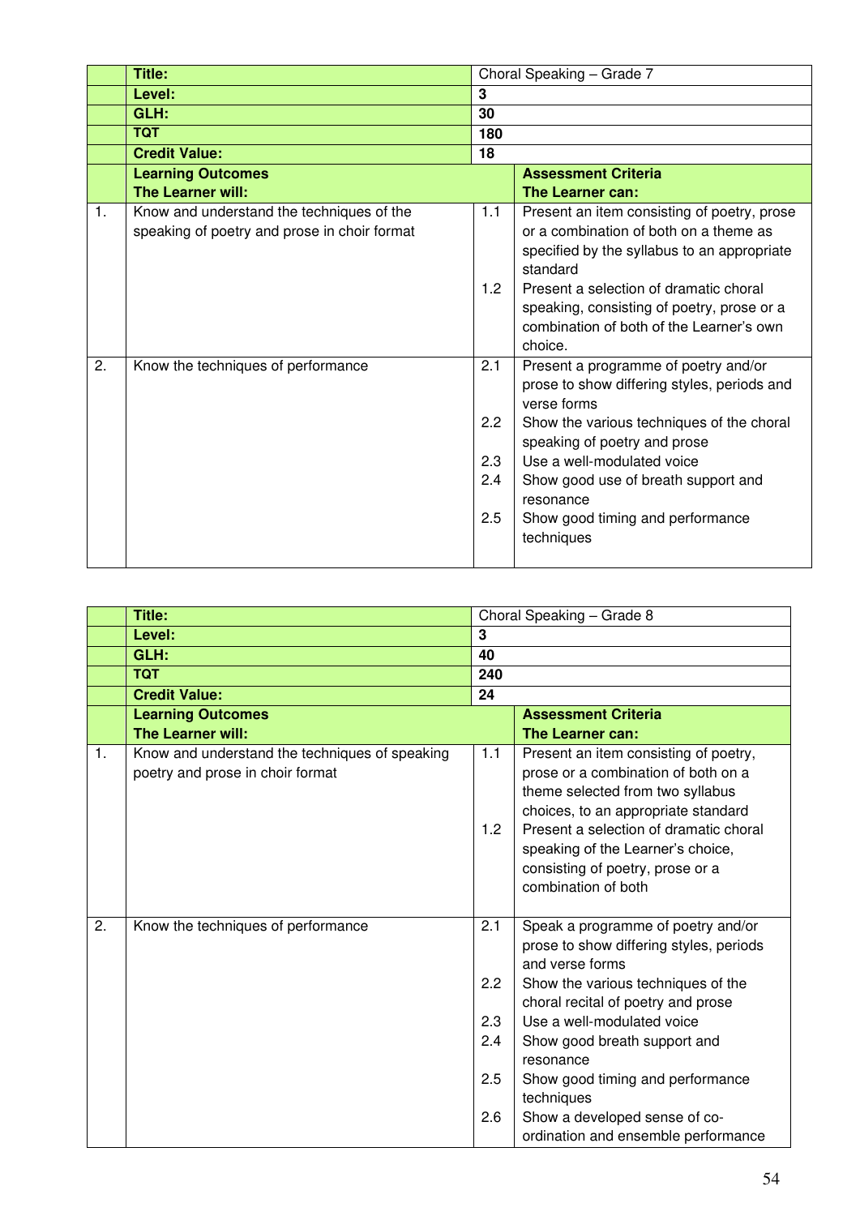| | Title: | Choral Speaking – Grade 7 | |
|---|---|---|---|
| | **Level:** | **3** | |
| | **GLH:** | **30** | |
| | **TQT** | **180** | |
| | **Credit Value:** | **18** | |
| | **Learning Outcomes**<br>**The Learner will:** | | **Assessment Criteria**<br>**The Learner can:** |
| 1. | Know and understand the techniques of the speaking of poetry and prose in choir format | 1.1<br><br>1.2 | Present an item consisting of poetry, prose or a combination of both on a theme as specified by the syllabus to an appropriate standard<br><br>Present a selection of dramatic choral speaking, consisting of poetry, prose or a combination of both of the Learner's own choice. |
| 2. | Know the techniques of performance | 2.1<br><br>2.2<br><br>2.3<br>2.4<br><br>2.5 | Present a programme of poetry and/or prose to show differing styles, periods and verse forms<br><br>Show the various techniques of the choral speaking of poetry and prose<br><br>Use a well-modulated voice<br>Show good use of breath support and resonance<br><br>Show good timing and performance techniques |

| | Title: | Choral Speaking – Grade 8 | |
|---|---|---|---|
| | **Level:** | **3** | |
| | **GLH:** | **40** | |
| | **TQT** | **240** | |
| | **Credit Value:** | **24** | |
| | **Learning Outcomes**<br>**The Learner will:** | | **Assessment Criteria**<br>**The Learner can:** |
| 1. | Know and understand the techniques of speaking poetry and prose in choir format | 1.1<br><br>1.2 | Present an item consisting of poetry, prose or a combination of both on a theme selected from two syllabus choices, to an appropriate standard<br><br>Present a selection of dramatic choral speaking of the Learner's choice, consisting of poetry, prose or a combination of both |
| 2. | Know the techniques of performance | 2.1<br><br>2.2<br><br>2.3<br>2.4<br><br>2.5<br><br>2.6 | Speak a programme of poetry and/or prose to show differing styles, periods and verse forms<br><br>Show the various techniques of the choral recital of poetry and prose<br><br>Use a well-modulated voice<br>Show good breath support and resonance<br><br>Show good timing and performance techniques<br><br>Show a developed sense of co-ordination and ensemble performance |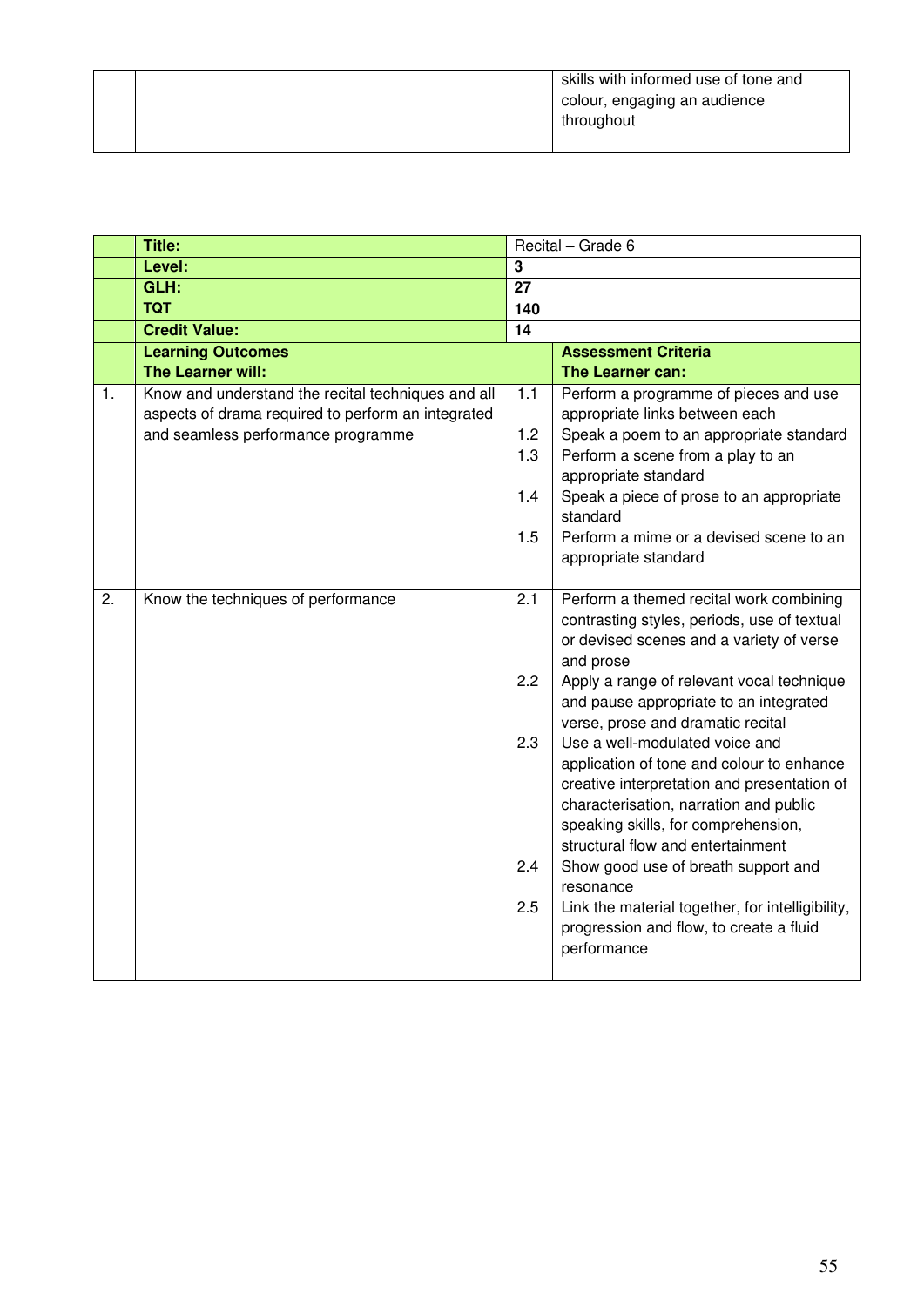| | | | |
|---|---|---|---|
| | | | skills with informed use of tone and colour, engaging an audience throughout |

| | | | |
|---|---|---|---|
| | **Title:** | Recital – Grade 6 | |
| | **Level:** | **3** | |
| | **GLH:** | **27** | |
| | **TQT** | **140** | |
| | **Credit Value:** | **14** | |
| | **Learning Outcomes**<br>**The Learner will:** | | **Assessment Criteria**<br>**The Learner can:** |
| 1. | Know and understand the recital techniques and all aspects of drama required to perform an integrated and seamless performance programme | 1.1 | Perform a programme of pieces and use appropriate links between each |
| | | 1.2 | Speak a poem to an appropriate standard |
| | | 1.3 | Perform a scene from a play to an appropriate standard |
| | | 1.4 | Speak a piece of prose to an appropriate standard |
| | | 1.5 | Perform a mime or a devised scene to an appropriate standard |
| 2. | Know the techniques of performance | 2.1 | Perform a themed recital work combining contrasting styles, periods, use of textual or devised scenes and a variety of verse and prose |
| | | 2.2 | Apply a range of relevant vocal technique and pause appropriate to an integrated verse, prose and dramatic recital |
| | | 2.3 | Use a well-modulated voice and application of tone and colour to enhance creative interpretation and presentation of characterisation, narration and public speaking skills, for comprehension, structural flow and entertainment |
| | | 2.4 | Show good use of breath support and resonance |
| | | 2.5 | Link the material together, for intelligibility, progression and flow, to create a fluid performance |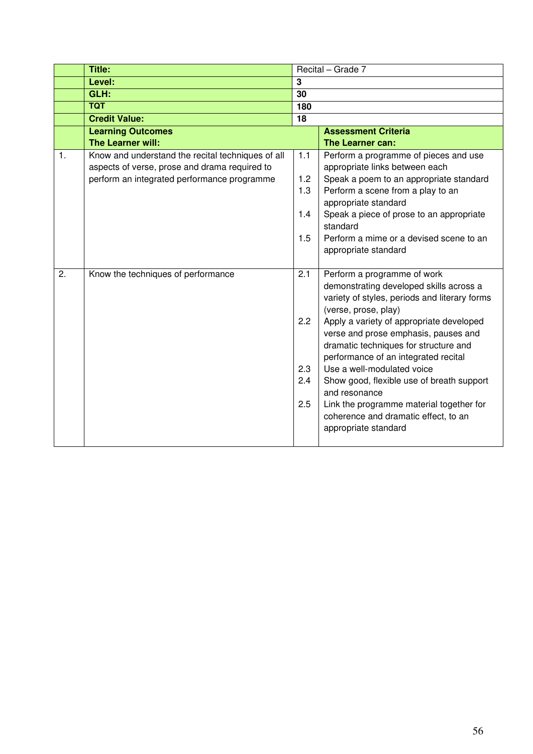| | Title: | Recital – Grade 7 | |
|---|---|---|---|
| | **Level:** | **3** | |
| | **GLH:** | **30** | |
| | **TQT** | **180** | |
| | **Credit Value:** | **18** | |
| | **Learning Outcomes**<br>**The Learner will:** | | **Assessment Criteria**<br>**The Learner can:** |
| 1. | Know and understand the recital techniques of all aspects of verse, prose and drama required to perform an integrated performance programme | 1.1<br><br>1.2<br>1.3<br><br>1.4<br><br>1.5 | Perform a programme of pieces and use appropriate links between each<br>Speak a poem to an appropriate standard<br>Perform a scene from a play to an appropriate standard<br>Speak a piece of prose to an appropriate standard<br>Perform a mime or a devised scene to an appropriate standard |
| 2. | Know the techniques of performance | 2.1<br><br>2.2<br><br>2.3<br>2.4<br><br>2.5 | Perform a programme of work demonstrating developed skills across a variety of styles, periods and literary forms (verse, prose, play)<br>Apply a variety of appropriate developed verse and prose emphasis, pauses and dramatic techniques for structure and performance of an integrated recital<br>Use a well-modulated voice<br>Show good, flexible use of breath support and resonance<br>Link the programme material together for coherence and dramatic effect, to an appropriate standard |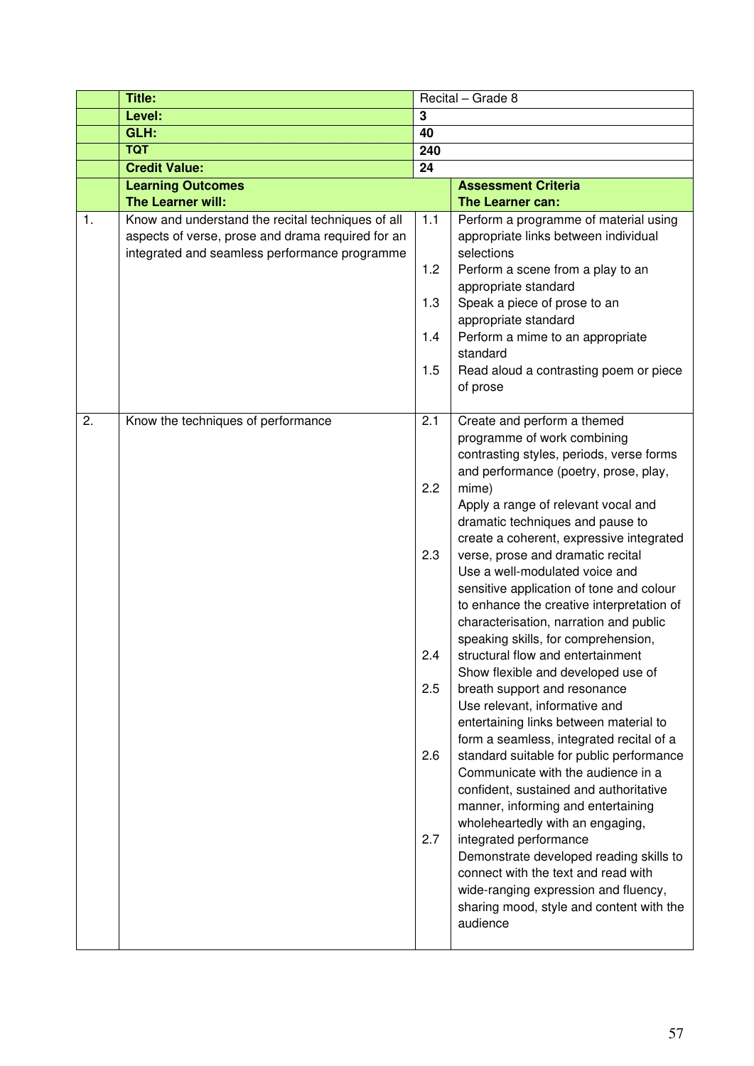| | Title: | Recital – Grade 8 | |
|---|---|---|---|
| | **Level:** | **3** | |
| | **GLH:** | **40** | |
| | **TQT** | **240** | |
| | **Credit Value:** | **24** | |
| | **Learning Outcomes**<br>**The Learner will:** | | **Assessment Criteria**<br>**The Learner can:** |
| 1. | Know and understand the recital techniques of all aspects of verse, prose and drama required for an integrated and seamless performance programme | 1.1 | Perform a programme of material using appropriate links between individual selections |
| | | 1.2 | Perform a scene from a play to an appropriate standard |
| | | 1.3 | Speak a piece of prose to an appropriate standard |
| | | 1.4 | Perform a mime to an appropriate standard |
| | | 1.5 | Read aloud a contrasting poem or piece of prose |
| 2. | Know the techniques of performance | 2.1 | Create and perform a themed programme of work combining contrasting styles, periods, verse forms and performance (poetry, prose, play, mime) |
| | | 2.2 | Apply a range of relevant vocal and dramatic techniques and pause to create a coherent, expressive integrated verse, prose and dramatic recital |
| | | 2.3 | Use a well-modulated voice and sensitive application of tone and colour to enhance the creative interpretation of characterisation, narration and public speaking skills, for comprehension, structural flow and entertainment |
| | | 2.4 | Show flexible and developed use of breath support and resonance |
| | | 2.5 | Use relevant, informative and entertaining links between material to form a seamless, integrated recital of a standard suitable for public performance |
| | | 2.6 | Communicate with the audience in a confident, sustained and authoritative manner, informing and entertaining wholeheartedly with an engaging, integrated performance |
| | | 2.7 | Demonstrate developed reading skills to connect with the text and read with wide-ranging expression and fluency, sharing mood, style and content with the audience |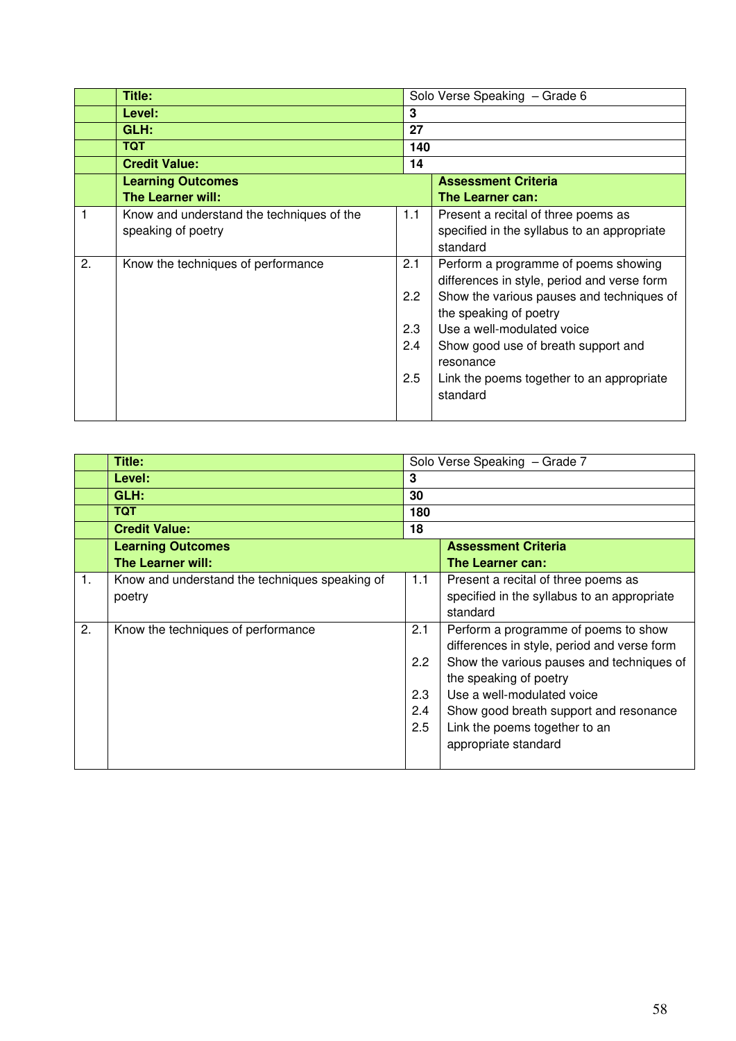| | Title: | Solo Verse Speaking – Grade 6 | |
|---|---|---|---|
| | **Level:** | **3** | |
| | **GLH:** | **27** | |
| | **TQT** | **140** | |
| | **Credit Value:** | **14** | |
| | **Learning Outcomes**<br>**The Learner will:** | | **Assessment Criteria**<br>**The Learner can:** |
| 1 | Know and understand the techniques of the speaking of poetry | 1.1 | Present a recital of three poems as specified in the syllabus to an appropriate standard |
| 2. | Know the techniques of performance | 2.1<br>2.2<br>2.3<br>2.4<br>2.5 | Perform a programme of poems showing differences in style, period and verse form<br>Show the various pauses and techniques of the speaking of poetry<br>Use a well-modulated voice<br>Show good use of breath support and resonance<br>Link the poems together to an appropriate standard |

| | Title: | Solo Verse Speaking – Grade 7 | |
|---|---|---|---|
| | **Level:** | **3** | |
| | **GLH:** | **30** | |
| | **TQT** | **180** | |
| | **Credit Value:** | **18** | |
| | **Learning Outcomes**<br>**The Learner will:** | | **Assessment Criteria**<br>**The Learner can:** |
| 1. | Know and understand the techniques speaking of poetry | 1.1 | Present a recital of three poems as specified in the syllabus to an appropriate standard |
| 2. | Know the techniques of performance | 2.1<br>2.2<br>2.3<br>2.4<br>2.5 | Perform a programme of poems to show differences in style, period and verse form<br>Show the various pauses and techniques of the speaking of poetry<br>Use a well-modulated voice<br>Show good breath support and resonance<br>Link the poems together to an appropriate standard |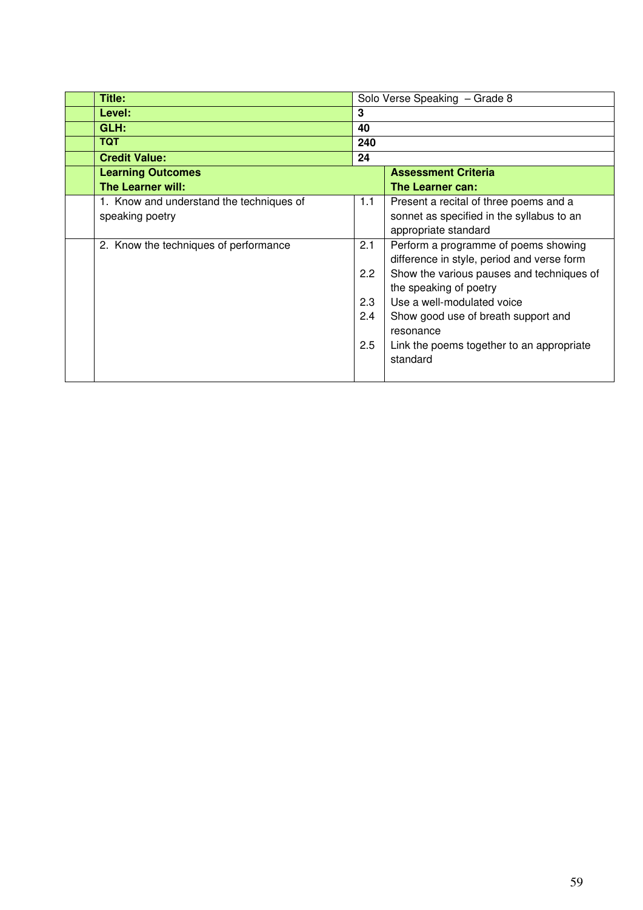| | | | |
|---|---|---|---|
| **Title:** | Solo Verse Speaking – Grade 8 | | |
| **Level:** | **3** | | |
| **GLH:** | **40** | | |
| **TQT** | **240** | | |
| **Credit Value:** | **24** | | |
| **Learning Outcomes** **The Learner will:** | | **Assessment Criteria** **The Learner can:** | |
| 1. Know and understand the techniques of speaking poetry | 1.1 | Present a recital of three poems and a sonnet as specified in the syllabus to an appropriate standard | |
| 2. Know the techniques of performance | 2.1 | Perform a programme of poems showing difference in style, period and verse form | |
| | 2.2 | Show the various pauses and techniques of the speaking of poetry | |
| | 2.3 | Use a well-modulated voice | |
| | 2.4 | Show good use of breath support and resonance | |
| | 2.5 | Link the poems together to an appropriate standard | |